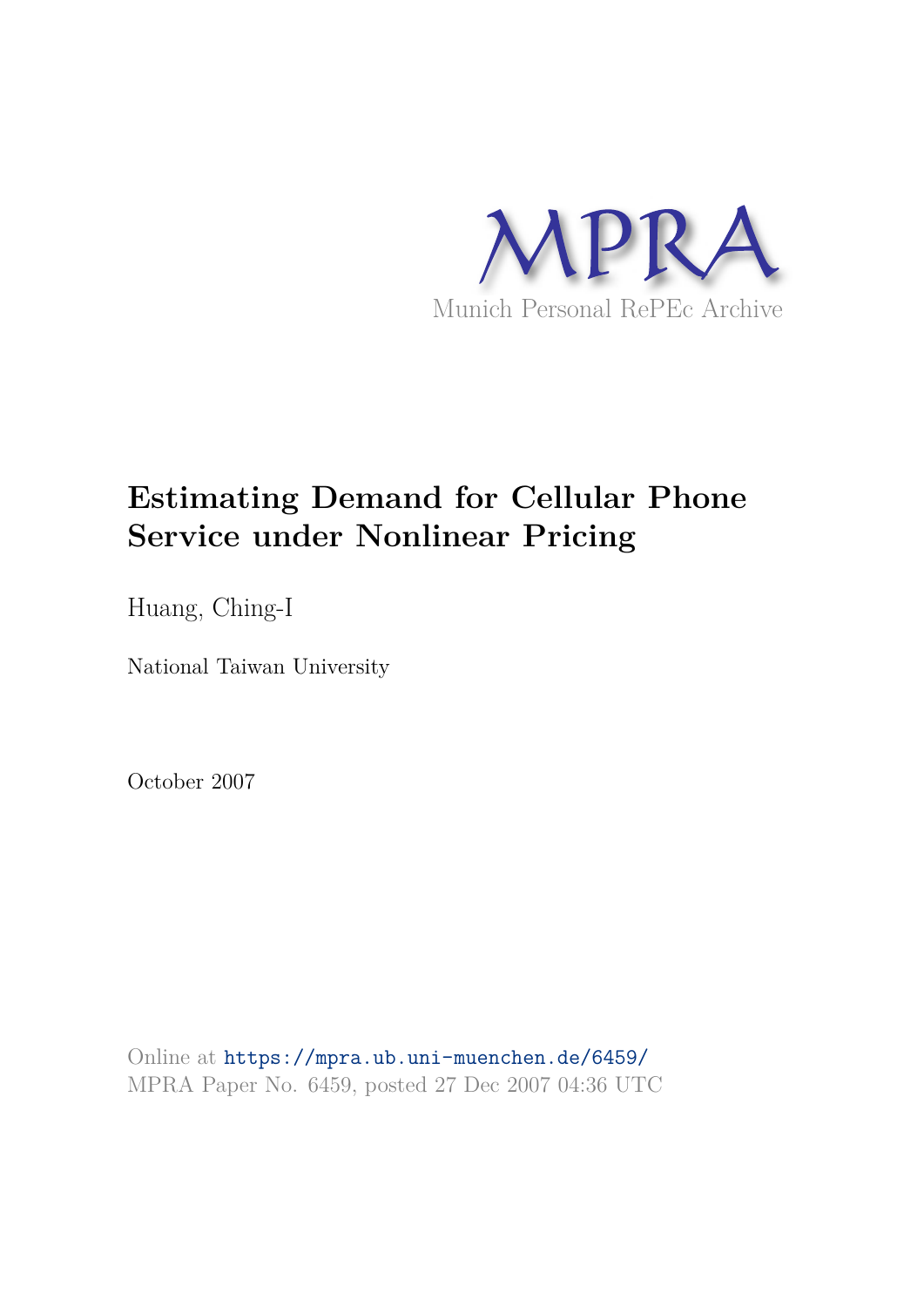MPRA

Munich Personal RePEc Archive

# Estimating Demand for Cellular Phone Service under Nonlinear Pricing

Huang, Ching-I

National Taiwan University

October 2007

Online at https://mpra.ub.uni-muenchen.de/6459/
MPRA Paper No. 6459, posted 27 Dec 2007 04:36 UTC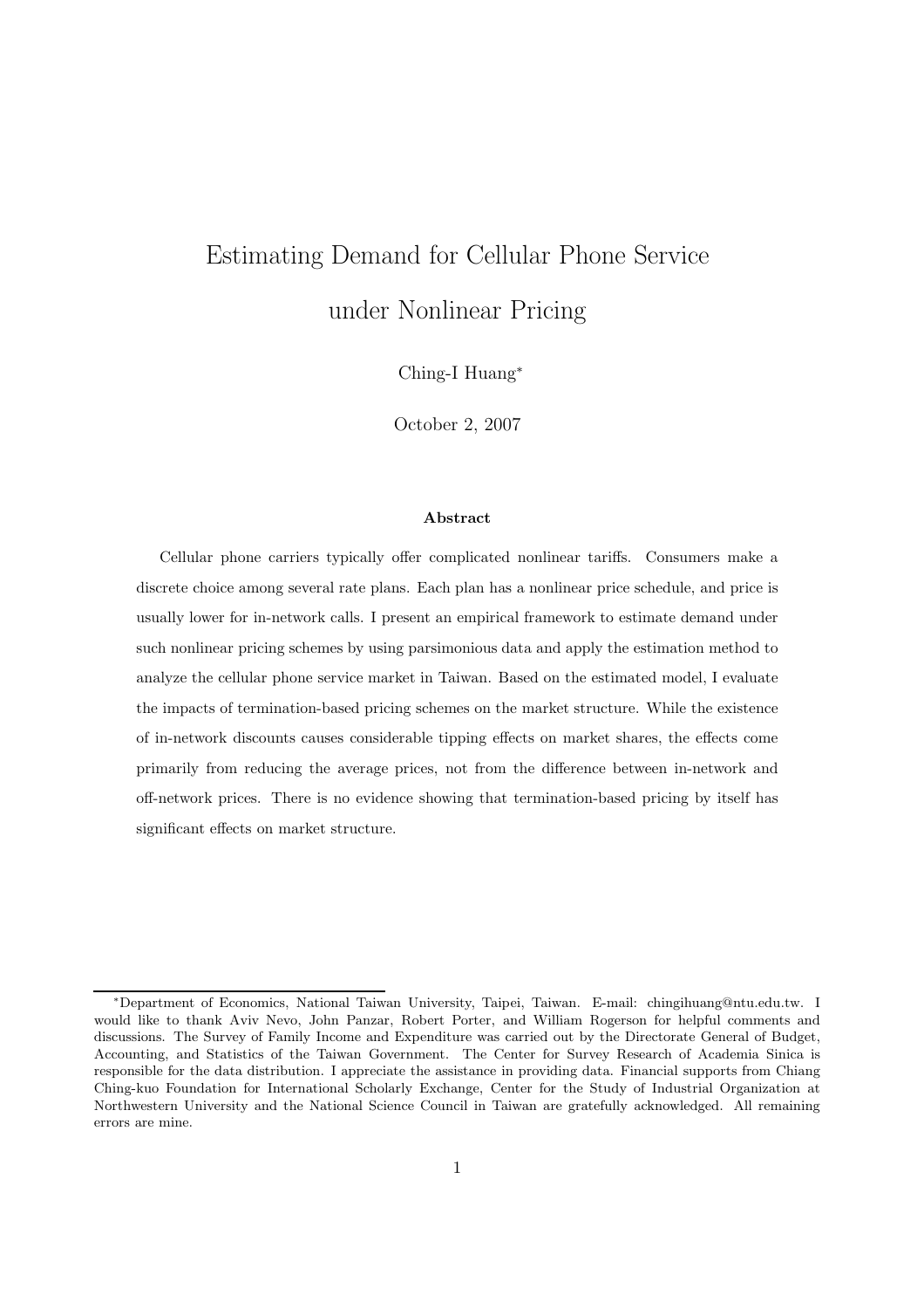# Estimating Demand for Cellular Phone Service under Nonlinear Pricing

Ching-I Huang[*]

October 2, 2007

### Abstract

Cellular phone carriers typically offer complicated nonlinear tariffs. Consumers make a discrete choice among several rate plans. Each plan has a nonlinear price schedule, and price is usually lower for in-network calls. I present an empirical framework to estimate demand under such nonlinear pricing schemes by using parsimonious data and apply the estimation method to analyze the cellular phone service market in Taiwan. Based on the estimated model, I evaluate the impacts of termination-based pricing schemes on the market structure. While the existence of in-network discounts causes considerable tipping effects on market shares, the effects come primarily from reducing the average prices, not from the difference between in-network and off-network prices. There is no evidence showing that termination-based pricing by itself has significant effects on market structure.

---

[*] Department of Economics, National Taiwan University, Taipei, Taiwan. E-mail: chingihuang@ntu.edu.tw. I would like to thank Aviv Nevo, John Panzar, Robert Porter, and William Rogerson for helpful comments and discussions. The Survey of Family Income and Expenditure was carried out by the Directorate General of Budget, Accounting, and Statistics of the Taiwan Government. The Center for Survey Research of Academia Sinica is responsible for the data distribution. I appreciate the assistance in providing data. Financial supports from Chiang Ching-kuo Foundation for International Scholarly Exchange, Center for the Study of Industrial Organization at Northwestern University and the National Science Council in Taiwan are gratefully acknowledged. All remaining errors are mine.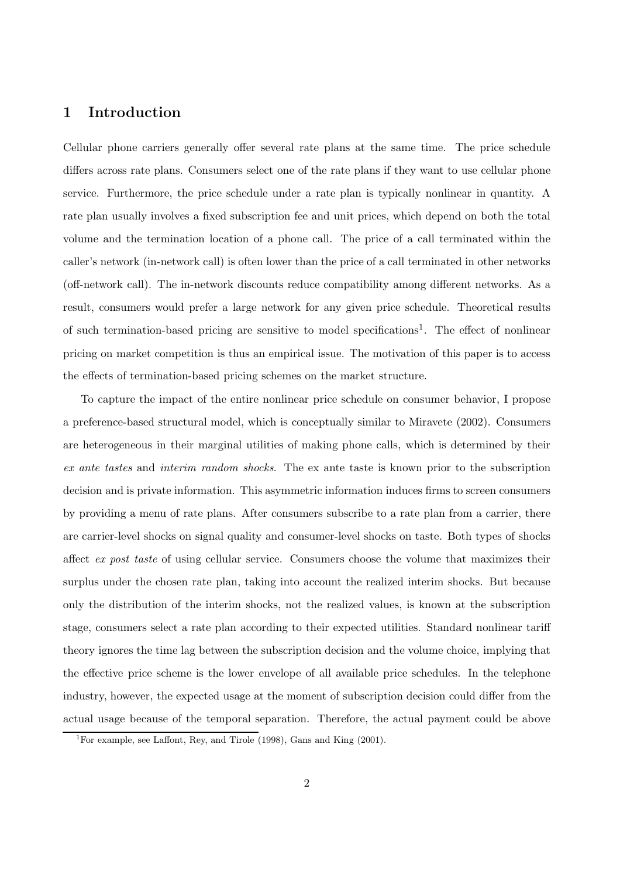# 1 Introduction

Cellular phone carriers generally offer several rate plans at the same time. The price schedule differs across rate plans. Consumers select one of the rate plans if they want to use cellular phone service. Furthermore, the price schedule under a rate plan is typically nonlinear in quantity. A rate plan usually involves a fixed subscription fee and unit prices, which depend on both the total volume and the termination location of a phone call. The price of a call terminated within the caller's network (in-network call) is often lower than the price of a call terminated in other networks (off-network call). The in-network discounts reduce compatibility among different networks. As a result, consumers would prefer a large network for any given price schedule. Theoretical results of such termination-based pricing are sensitive to model specifications[1]. The effect of nonlinear pricing on market competition is thus an empirical issue. The motivation of this paper is to access the effects of termination-based pricing schemes on the market structure.

To capture the impact of the entire nonlinear price schedule on consumer behavior, I propose a preference-based structural model, which is conceptually similar to Miravete (2002). Consumers are heterogeneous in their marginal utilities of making phone calls, which is determined by their *ex ante tastes* and *interim random shocks*. The ex ante taste is known prior to the subscription decision and is private information. This asymmetric information induces firms to screen consumers by providing a menu of rate plans. After consumers subscribe to a rate plan from a carrier, there are carrier-level shocks on signal quality and consumer-level shocks on taste. Both types of shocks affect *ex post taste* of using cellular service. Consumers choose the volume that maximizes their surplus under the chosen rate plan, taking into account the realized interim shocks. But because only the distribution of the interim shocks, not the realized values, is known at the subscription stage, consumers select a rate plan according to their expected utilities. Standard nonlinear tariff theory ignores the time lag between the subscription decision and the volume choice, implying that the effective price scheme is the lower envelope of all available price schedules. In the telephone industry, however, the expected usage at the moment of subscription decision could differ from the actual usage because of the temporal separation. Therefore, the actual payment could be above

[1] For example, see Laffont, Rey, and Tirole (1998), Gans and King (2001).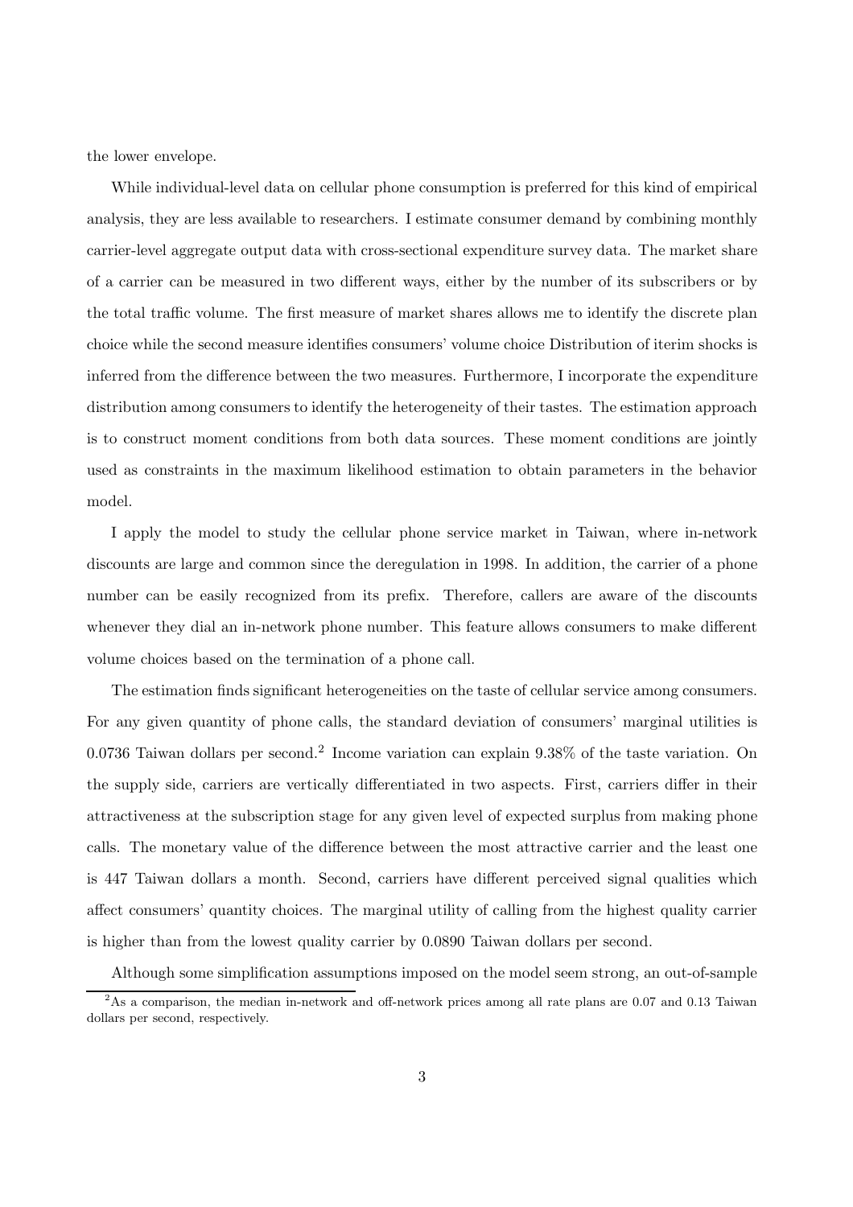the lower envelope.

While individual-level data on cellular phone consumption is preferred for this kind of empirical analysis, they are less available to researchers. I estimate consumer demand by combining monthly carrier-level aggregate output data with cross-sectional expenditure survey data. The market share of a carrier can be measured in two different ways, either by the number of its subscribers or by the total traffic volume. The first measure of market shares allows me to identify the discrete plan choice while the second measure identifies consumers' volume choice Distribution of iterim shocks is inferred from the difference between the two measures. Furthermore, I incorporate the expenditure distribution among consumers to identify the heterogeneity of their tastes. The estimation approach is to construct moment conditions from both data sources. These moment conditions are jointly used as constraints in the maximum likelihood estimation to obtain parameters in the behavior model.

I apply the model to study the cellular phone service market in Taiwan, where in-network discounts are large and common since the deregulation in 1998. In addition, the carrier of a phone number can be easily recognized from its prefix. Therefore, callers are aware of the discounts whenever they dial an in-network phone number. This feature allows consumers to make different volume choices based on the termination of a phone call.

The estimation finds significant heterogeneities on the taste of cellular service among consumers. For any given quantity of phone calls, the standard deviation of consumers' marginal utilities is 0.0736 Taiwan dollars per second.[2] Income variation can explain 9.38% of the taste variation. On the supply side, carriers are vertically differentiated in two aspects. First, carriers differ in their attractiveness at the subscription stage for any given level of expected surplus from making phone calls. The monetary value of the difference between the most attractive carrier and the least one is 447 Taiwan dollars a month. Second, carriers have different perceived signal qualities which affect consumers' quantity choices. The marginal utility of calling from the highest quality carrier is higher than from the lowest quality carrier by 0.0890 Taiwan dollars per second.

Although some simplification assumptions imposed on the model seem strong, an out-of-sample

[2] As a comparison, the median in-network and off-network prices among all rate plans are 0.07 and 0.13 Taiwan dollars per second, respectively.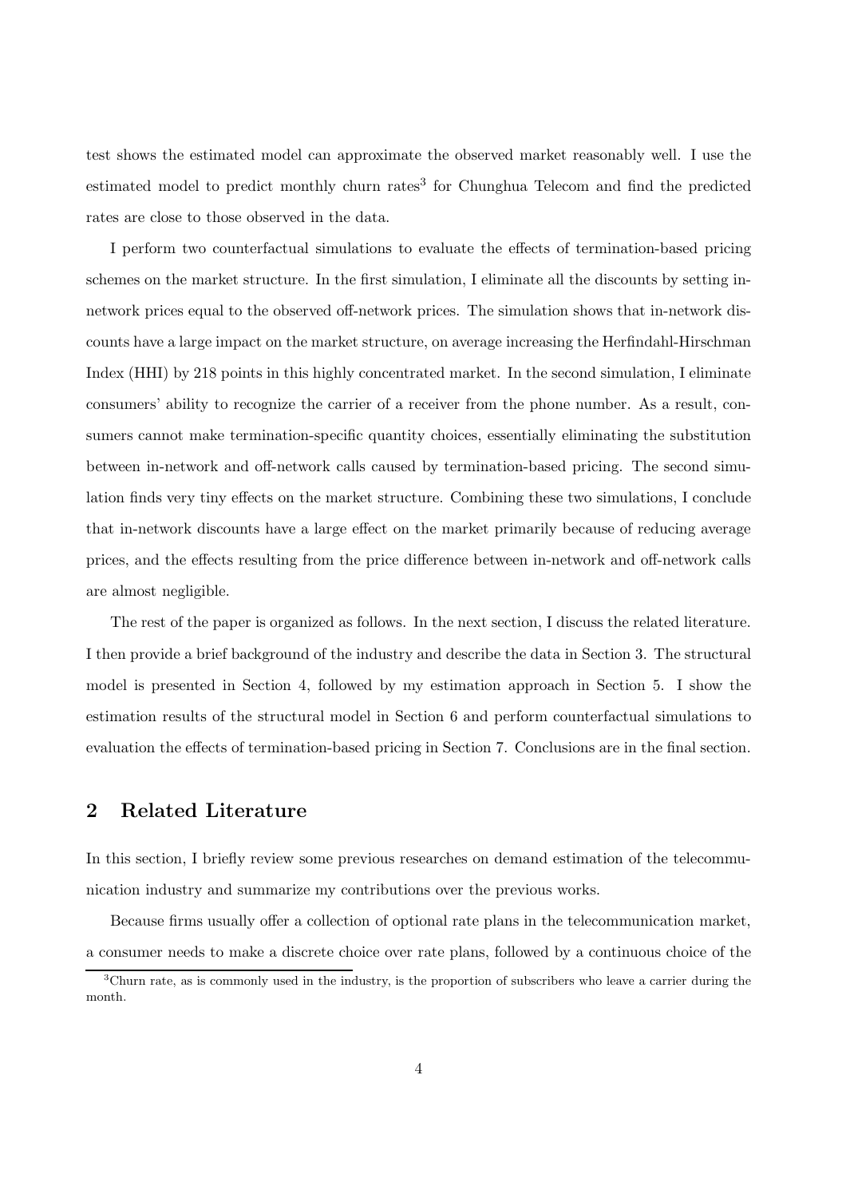test shows the estimated model can approximate the observed market reasonably well. I use the estimated model to predict monthly churn rates[3] for Chunghua Telecom and find the predicted rates are close to those observed in the data.

I perform two counterfactual simulations to evaluate the effects of termination-based pricing schemes on the market structure. In the first simulation, I eliminate all the discounts by setting in-network prices equal to the observed off-network prices. The simulation shows that in-network discounts have a large impact on the market structure, on average increasing the Herfindahl-Hirschman Index (HHI) by 218 points in this highly concentrated market. In the second simulation, I eliminate consumers' ability to recognize the carrier of a receiver from the phone number. As a result, consumers cannot make termination-specific quantity choices, essentially eliminating the substitution between in-network and off-network calls caused by termination-based pricing. The second simulation finds very tiny effects on the market structure. Combining these two simulations, I conclude that in-network discounts have a large effect on the market primarily because of reducing average prices, and the effects resulting from the price difference between in-network and off-network calls are almost negligible.

The rest of the paper is organized as follows. In the next section, I discuss the related literature. I then provide a brief background of the industry and describe the data in Section 3. The structural model is presented in Section 4, followed by my estimation approach in Section 5. I show the estimation results of the structural model in Section 6 and perform counterfactual simulations to evaluation the effects of termination-based pricing in Section 7. Conclusions are in the final section.

## 2 Related Literature

In this section, I briefly review some previous researches on demand estimation of the telecommunication industry and summarize my contributions over the previous works.

Because firms usually offer a collection of optional rate plans in the telecommunication market, a consumer needs to make a discrete choice over rate plans, followed by a continuous choice of the

[3]Churn rate, as is commonly used in the industry, is the proportion of subscribers who leave a carrier during the month.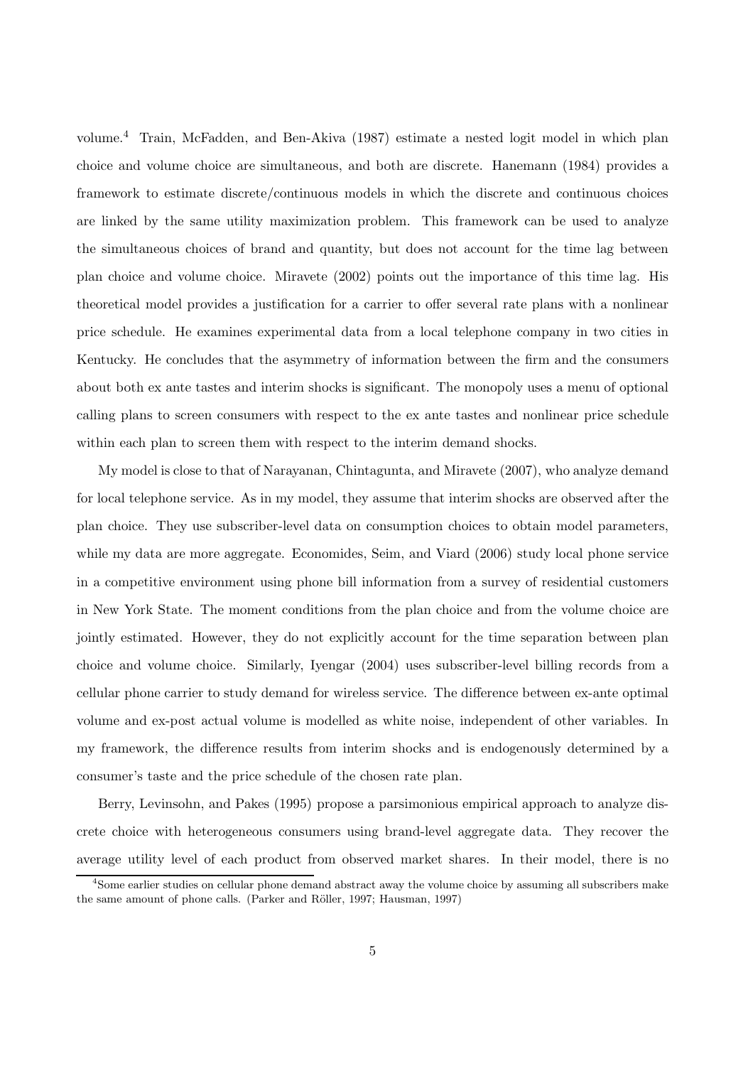volume.[4] Train, McFadden, and Ben-Akiva (1987) estimate a nested logit model in which plan choice and volume choice are simultaneous, and both are discrete. Hanemann (1984) provides a framework to estimate discrete/continuous models in which the discrete and continuous choices are linked by the same utility maximization problem. This framework can be used to analyze the simultaneous choices of brand and quantity, but does not account for the time lag between plan choice and volume choice. Miravete (2002) points out the importance of this time lag. His theoretical model provides a justification for a carrier to offer several rate plans with a nonlinear price schedule. He examines experimental data from a local telephone company in two cities in Kentucky. He concludes that the asymmetry of information between the firm and the consumers about both ex ante tastes and interim shocks is significant. The monopoly uses a menu of optional calling plans to screen consumers with respect to the ex ante tastes and nonlinear price schedule within each plan to screen them with respect to the interim demand shocks.

My model is close to that of Narayanan, Chintagunta, and Miravete (2007), who analyze demand for local telephone service. As in my model, they assume that interim shocks are observed after the plan choice. They use subscriber-level data on consumption choices to obtain model parameters, while my data are more aggregate. Economides, Seim, and Viard (2006) study local phone service in a competitive environment using phone bill information from a survey of residential customers in New York State. The moment conditions from the plan choice and from the volume choice are jointly estimated. However, they do not explicitly account for the time separation between plan choice and volume choice. Similarly, Iyengar (2004) uses subscriber-level billing records from a cellular phone carrier to study demand for wireless service. The difference between ex-ante optimal volume and ex-post actual volume is modelled as white noise, independent of other variables. In my framework, the difference results from interim shocks and is endogenously determined by a consumer's taste and the price schedule of the chosen rate plan.

Berry, Levinsohn, and Pakes (1995) propose a parsimonious empirical approach to analyze discrete choice with heterogeneous consumers using brand-level aggregate data. They recover the average utility level of each product from observed market shares. In their model, there is no

[4] Some earlier studies on cellular phone demand abstract away the volume choice by assuming all subscribers make the same amount of phone calls. (Parker and Röller, 1997; Hausman, 1997)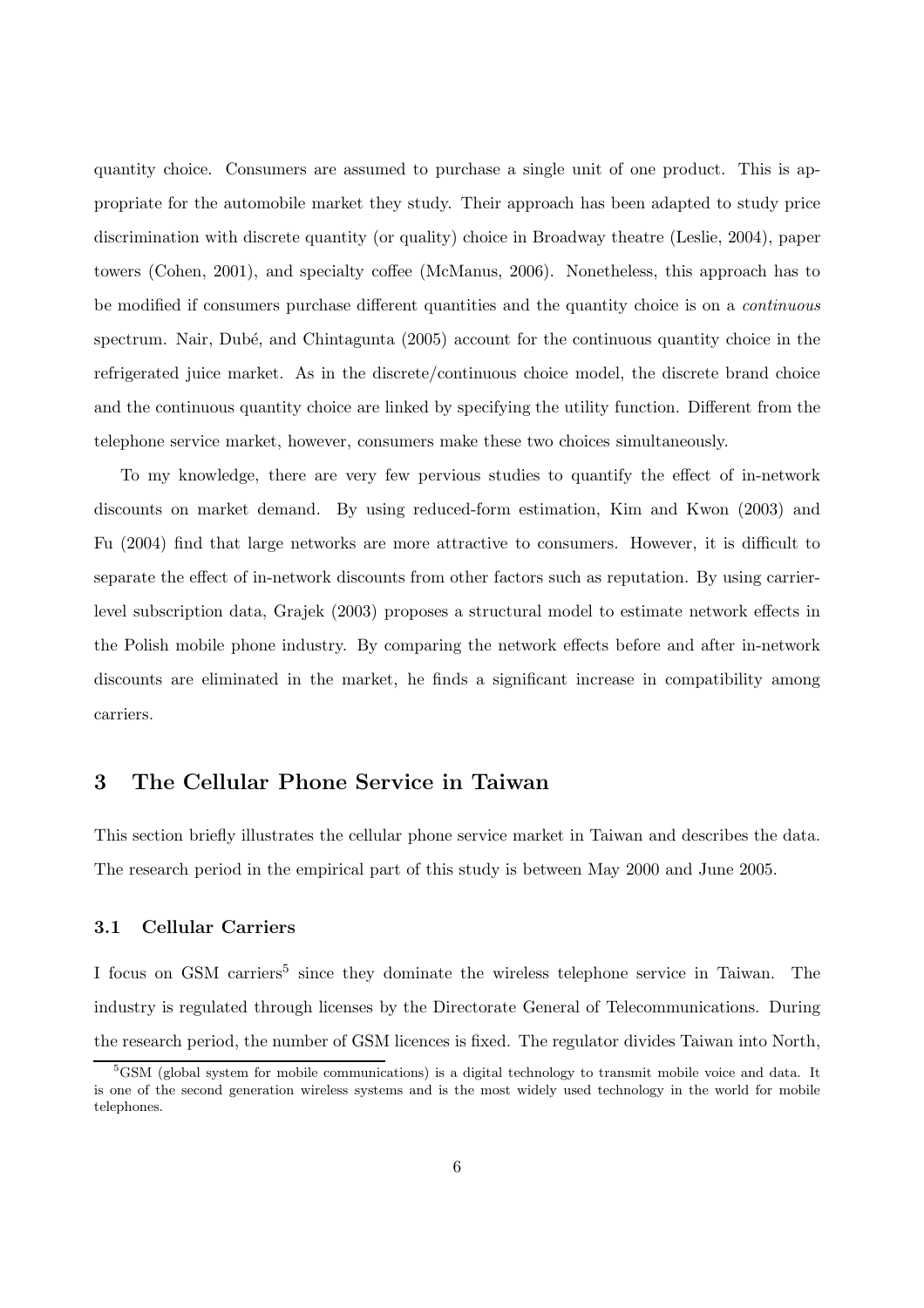quantity choice. Consumers are assumed to purchase a single unit of one product. This is appropriate for the automobile market they study. Their approach has been adapted to study price discrimination with discrete quantity (or quality) choice in Broadway theatre (Leslie, 2004), paper towers (Cohen, 2001), and specialty coffee (McManus, 2006). Nonetheless, this approach has to be modified if consumers purchase different quantities and the quantity choice is on a *continuous* spectrum. Nair, Dubé, and Chintagunta (2005) account for the continuous quantity choice in the refrigerated juice market. As in the discrete/continuous choice model, the discrete brand choice and the continuous quantity choice are linked by specifying the utility function. Different from the telephone service market, however, consumers make these two choices simultaneously.

To my knowledge, there are very few pervious studies to quantify the effect of in-network discounts on market demand. By using reduced-form estimation, Kim and Kwon (2003) and Fu (2004) find that large networks are more attractive to consumers. However, it is difficult to separate the effect of in-network discounts from other factors such as reputation. By using carrier-level subscription data, Grajek (2003) proposes a structural model to estimate network effects in the Polish mobile phone industry. By comparing the network effects before and after in-network discounts are eliminated in the market, he finds a significant increase in compatibility among carriers.

# 3 The Cellular Phone Service in Taiwan

This section briefly illustrates the cellular phone service market in Taiwan and describes the data. The research period in the empirical part of this study is between May 2000 and June 2005.

## 3.1 Cellular Carriers

I focus on GSM carriers[5] since they dominate the wireless telephone service in Taiwan. The industry is regulated through licenses by the Directorate General of Telecommunications. During the research period, the number of GSM licences is fixed. The regulator divides Taiwan into North,

[5]GSM (global system for mobile communications) is a digital technology to transmit mobile voice and data. It is one of the second generation wireless systems and is the most widely used technology in the world for mobile telephones.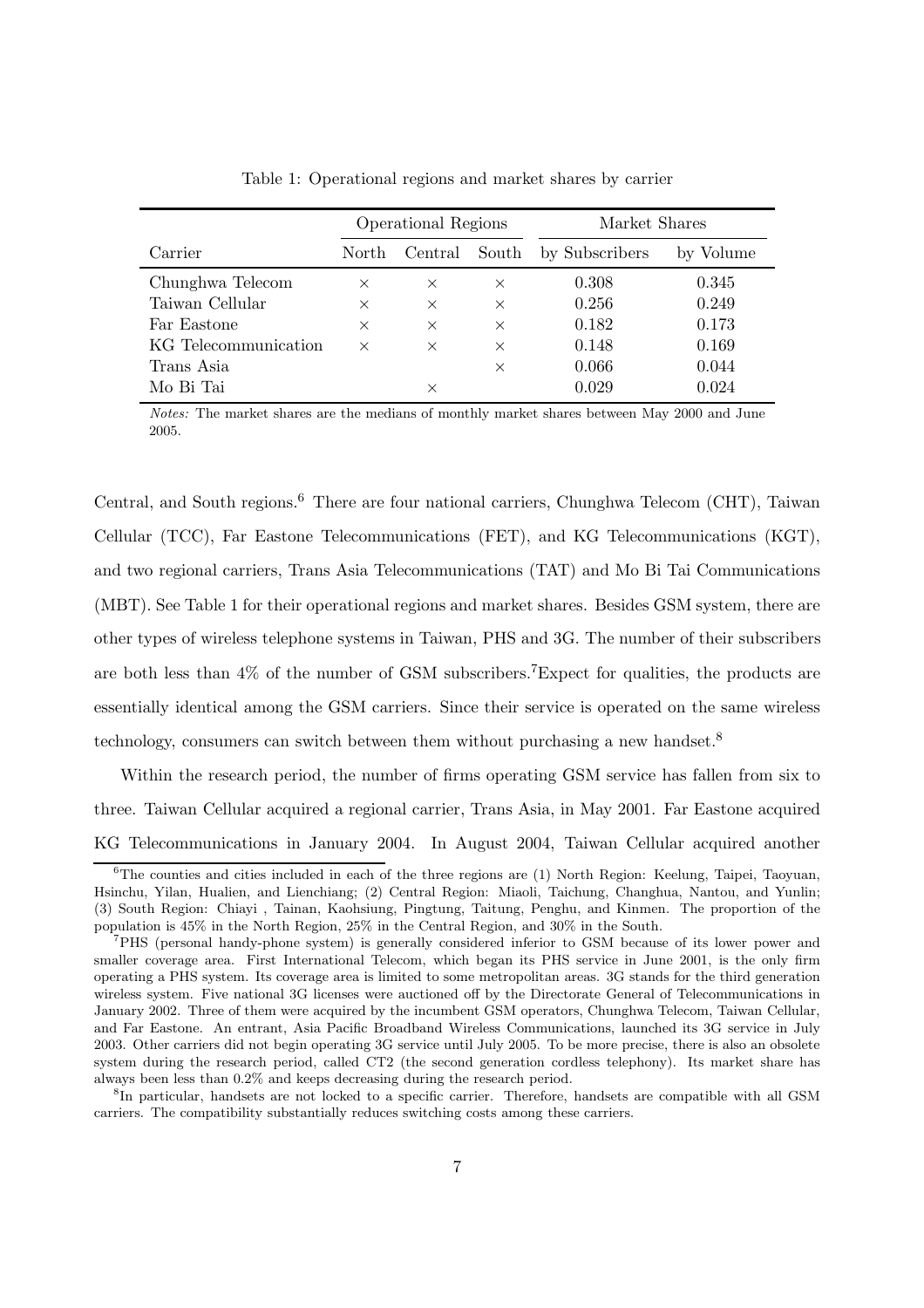Table 1: Operational regions and market shares by carrier

| | Operational Regions | | | Market Shares | |
|---|---|---|---|---|---|
| Carrier | North | Central | South | by Subscribers | by Volume |
| Chunghwa Telecom | × | × | × | 0.308 | 0.345 |
| Taiwan Cellular | × | × | × | 0.256 | 0.249 |
| Far Eastone | × | × | × | 0.182 | 0.173 |
| KG Telecommunication | × | × | × | 0.148 | 0.169 |
| Trans Asia | | | × | 0.066 | 0.044 |
| Mo Bi Tai | | × | | 0.029 | 0.024 |

*Notes:* The market shares are the medians of monthly market shares between May 2000 and June 2005.

Central, and South regions.[6] There are four national carriers, Chunghwa Telecom (CHT), Taiwan Cellular (TCC), Far Eastone Telecommunications (FET), and KG Telecommunications (KGT), and two regional carriers, Trans Asia Telecommunications (TAT) and Mo Bi Tai Communications (MBT). See Table 1 for their operational regions and market shares. Besides GSM system, there are other types of wireless telephone systems in Taiwan, PHS and 3G. The number of their subscribers are both less than 4% of the number of GSM subscribers.[7]Expect for qualities, the products are essentially identical among the GSM carriers. Since their service is operated on the same wireless technology, consumers can switch between them without purchasing a new handset.[8]

Within the research period, the number of firms operating GSM service has fallen from six to three. Taiwan Cellular acquired a regional carrier, Trans Asia, in May 2001. Far Eastone acquired KG Telecommunications in January 2004. In August 2004, Taiwan Cellular acquired another

[6]The counties and cities included in each of the three regions are (1) North Region: Keelung, Taipei, Taoyuan, Hsinchu, Yilan, Hualien, and Lienchiang; (2) Central Region: Miaoli, Taichung, Changhua, Nantou, and Yunlin; (3) South Region: Chiayi , Tainan, Kaohsiung, Pingtung, Taitung, Penghu, and Kinmen. The proportion of the population is 45% in the North Region, 25% in the Central Region, and 30% in the South.

[7]PHS (personal handy-phone system) is generally considered inferior to GSM because of its lower power and smaller coverage area. First International Telecom, which began its PHS service in June 2001, is the only firm operating a PHS system. Its coverage area is limited to some metropolitan areas. 3G stands for the third generation wireless system. Five national 3G licenses were auctioned off by the Directorate General of Telecommunications in January 2002. Three of them were acquired by the incumbent GSM operators, Chunghwa Telecom, Taiwan Cellular, and Far Eastone. An entrant, Asia Pacific Broadband Wireless Communications, launched its 3G service in July 2003. Other carriers did not begin operating 3G service until July 2005. To be more precise, there is also an obsolete system during the research period, called CT2 (the second generation cordless telephony). Its market share has always been less than 0.2% and keeps decreasing during the research period.

[8]In particular, handsets are not locked to a specific carrier. Therefore, handsets are compatible with all GSM carriers. The compatibility substantially reduces switching costs among these carriers.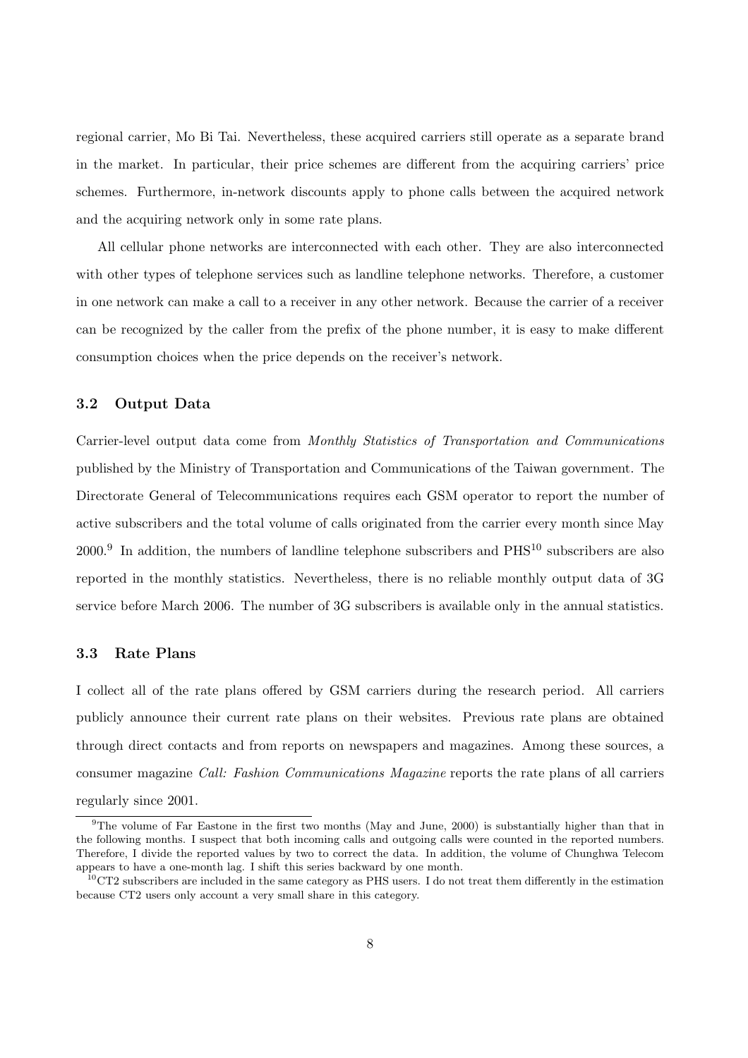regional carrier, Mo Bi Tai. Nevertheless, these acquired carriers still operate as a separate brand in the market. In particular, their price schemes are different from the acquiring carriers' price schemes. Furthermore, in-network discounts apply to phone calls between the acquired network and the acquiring network only in some rate plans.

All cellular phone networks are interconnected with each other. They are also interconnected with other types of telephone services such as landline telephone networks. Therefore, a customer in one network can make a call to a receiver in any other network. Because the carrier of a receiver can be recognized by the caller from the prefix of the phone number, it is easy to make different consumption choices when the price depends on the receiver's network.

### 3.2 Output Data

Carrier-level output data come from *Monthly Statistics of Transportation and Communications* published by the Ministry of Transportation and Communications of the Taiwan government. The Directorate General of Telecommunications requires each GSM operator to report the number of active subscribers and the total volume of calls originated from the carrier every month since May 2000.[9] In addition, the numbers of landline telephone subscribers and PHS[10] subscribers are also reported in the monthly statistics. Nevertheless, there is no reliable monthly output data of 3G service before March 2006. The number of 3G subscribers is available only in the annual statistics.

### 3.3 Rate Plans

I collect all of the rate plans offered by GSM carriers during the research period. All carriers publicly announce their current rate plans on their websites. Previous rate plans are obtained through direct contacts and from reports on newspapers and magazines. Among these sources, a consumer magazine *Call: Fashion Communications Magazine* reports the rate plans of all carriers regularly since 2001.

---

[9] The volume of Far Eastone in the first two months (May and June, 2000) is substantially higher than that in the following months. I suspect that both incoming calls and outgoing calls were counted in the reported numbers. Therefore, I divide the reported values by two to correct the data. In addition, the volume of Chunghwa Telecom appears to have a one-month lag. I shift this series backward by one month.

[10] CT2 subscribers are included in the same category as PHS users. I do not treat them differently in the estimation because CT2 users only account a very small share in this category.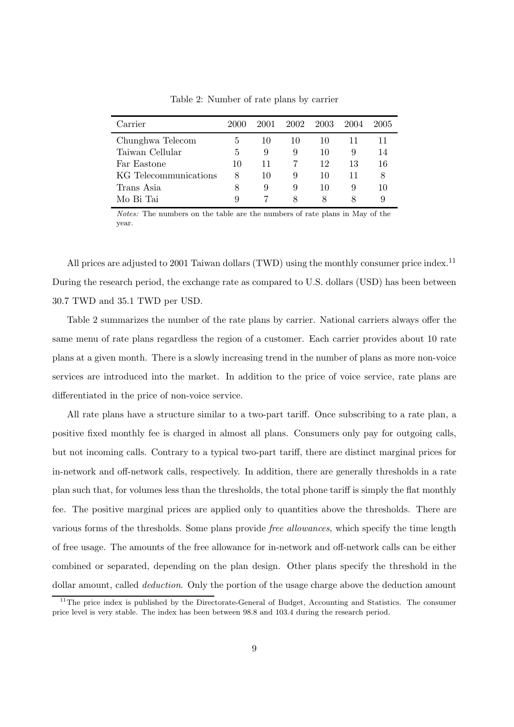Table 2: Number of rate plans by carrier

| Carrier | 2000 | 2001 | 2002 | 2003 | 2004 | 2005 |
|---|---|---|---|---|---|---|
| Chunghwa Telecom | 5 | 10 | 10 | 10 | 11 | 11 |
| Taiwan Cellular | 5 | 9 | 9 | 10 | 9 | 14 |
| Far Eastone | 10 | 11 | 7 | 12 | 13 | 16 |
| KG Telecommunications | 8 | 10 | 9 | 10 | 11 | 8 |
| Trans Asia | 8 | 9 | 9 | 10 | 9 | 10 |
| Mo Bi Tai | 9 | 7 | 8 | 8 | 8 | 9 |

*Notes:* The numbers on the table are the numbers of rate plans in May of the year.

All prices are adjusted to 2001 Taiwan dollars (TWD) using the monthly consumer price index.[11] During the research period, the exchange rate as compared to U.S. dollars (USD) has been between 30.7 TWD and 35.1 TWD per USD.

Table 2 summarizes the number of the rate plans by carrier. National carriers always offer the same menu of rate plans regardless the region of a customer. Each carrier provides about 10 rate plans at a given month. There is a slowly increasing trend in the number of plans as more non-voice services are introduced into the market. In addition to the price of voice service, rate plans are differentiated in the price of non-voice service.

All rate plans have a structure similar to a two-part tariff. Once subscribing to a rate plan, a positive fixed monthly fee is charged in almost all plans. Consumers only pay for outgoing calls, but not incoming calls. Contrary to a typical two-part tariff, there are distinct marginal prices for in-network and off-network calls, respectively. In addition, there are generally thresholds in a rate plan such that, for volumes less than the thresholds, the total phone tariff is simply the flat monthly fee. The positive marginal prices are applied only to quantities above the thresholds. There are various forms of the thresholds. Some plans provide *free allowances*, which specify the time length of free usage. The amounts of the free allowance for in-network and off-network calls can be either combined or separated, depending on the plan design. Other plans specify the threshold in the dollar amount, called *deduction*. Only the portion of the usage charge above the deduction amount

[11] The price index is published by the Directorate-General of Budget, Accounting and Statistics. The consumer price level is very stable. The index has been between 98.8 and 103.4 during the research period.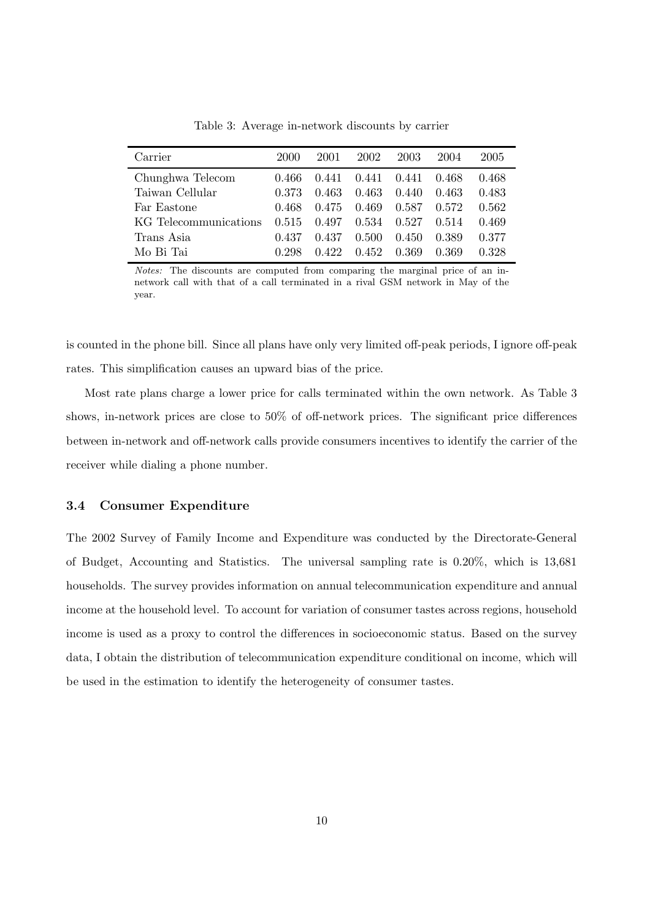Table 3: Average in-network discounts by carrier

| Carrier | 2000 | 2001 | 2002 | 2003 | 2004 | 2005 |
|---|---|---|---|---|---|---|
| Chunghwa Telecom | 0.466 | 0.441 | 0.441 | 0.441 | 0.468 | 0.468 |
| Taiwan Cellular | 0.373 | 0.463 | 0.463 | 0.440 | 0.463 | 0.483 |
| Far Eastone | 0.468 | 0.475 | 0.469 | 0.587 | 0.572 | 0.562 |
| KG Telecommunications | 0.515 | 0.497 | 0.534 | 0.527 | 0.514 | 0.469 |
| Trans Asia | 0.437 | 0.437 | 0.500 | 0.450 | 0.389 | 0.377 |
| Mo Bi Tai | 0.298 | 0.422 | 0.452 | 0.369 | 0.369 | 0.328 |

*Notes:* The discounts are computed from comparing the marginal price of an in-network call with that of a call terminated in a rival GSM network in May of the year.

is counted in the phone bill. Since all plans have only very limited off-peak periods, I ignore off-peak rates. This simplification causes an upward bias of the price.

Most rate plans charge a lower price for calls terminated within the own network. As Table 3 shows, in-network prices are close to 50% of off-network prices. The significant price differences between in-network and off-network calls provide consumers incentives to identify the carrier of the receiver while dialing a phone number.

### 3.4 Consumer Expenditure

The 2002 Survey of Family Income and Expenditure was conducted by the Directorate-General of Budget, Accounting and Statistics. The universal sampling rate is 0.20%, which is 13,681 households. The survey provides information on annual telecommunication expenditure and annual income at the household level. To account for variation of consumer tastes across regions, household income is used as a proxy to control the differences in socioeconomic status. Based on the survey data, I obtain the distribution of telecommunication expenditure conditional on income, which will be used in the estimation to identify the heterogeneity of consumer tastes.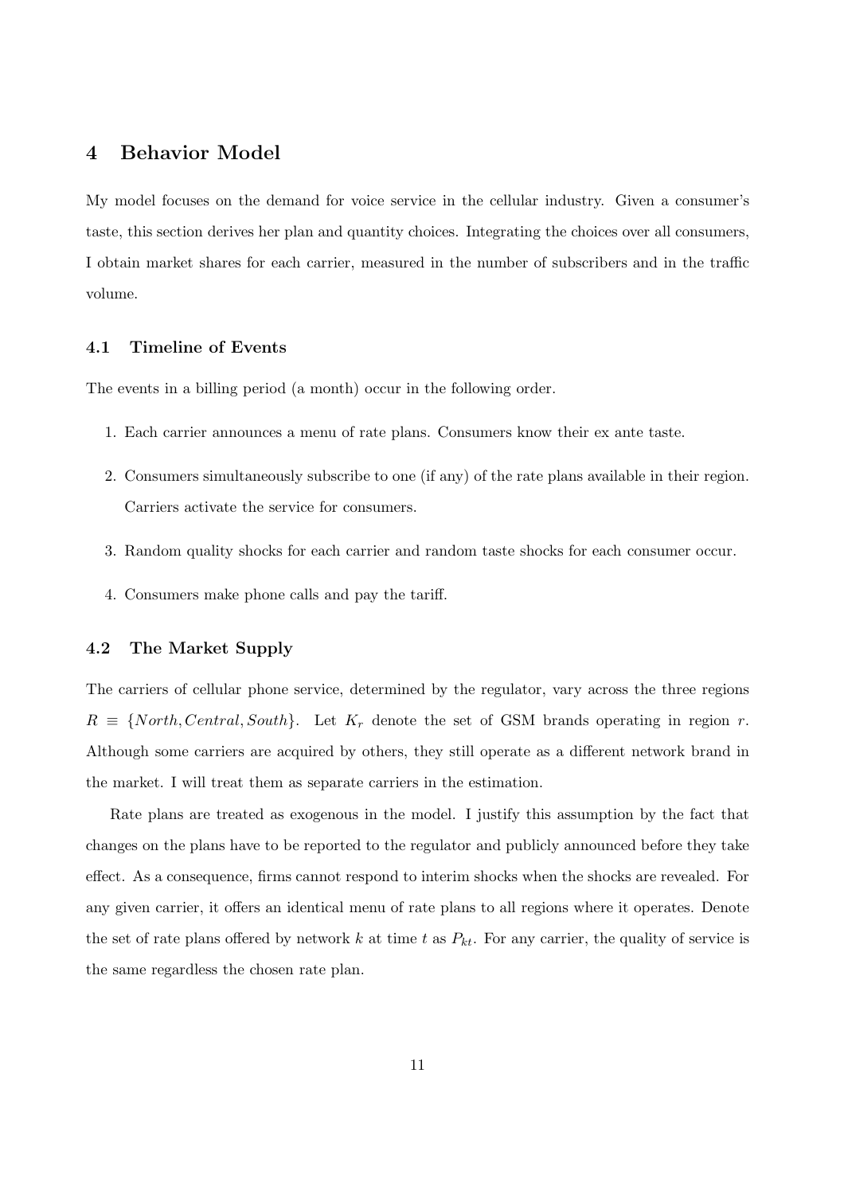# 4 Behavior Model

My model focuses on the demand for voice service in the cellular industry. Given a consumer's taste, this section derives her plan and quantity choices. Integrating the choices over all consumers, I obtain market shares for each carrier, measured in the number of subscribers and in the traffic volume.

## 4.1 Timeline of Events

The events in a billing period (a month) occur in the following order.

1. Each carrier announces a menu of rate plans. Consumers know their ex ante taste.
2. Consumers simultaneously subscribe to one (if any) of the rate plans available in their region. Carriers activate the service for consumers.
3. Random quality shocks for each carrier and random taste shocks for each consumer occur.
4. Consumers make phone calls and pay the tariff.

## 4.2 The Market Supply

The carriers of cellular phone service, determined by the regulator, vary across the three regions $R \equiv \{North, Central, South\}$. Let $K_r$ denote the set of GSM brands operating in region $r$. Although some carriers are acquired by others, they still operate as a different network brand in the market. I will treat them as separate carriers in the estimation.

Rate plans are treated as exogenous in the model. I justify this assumption by the fact that changes on the plans have to be reported to the regulator and publicly announced before they take effect. As a consequence, firms cannot respond to interim shocks when the shocks are revealed. For any given carrier, it offers an identical menu of rate plans to all regions where it operates. Denote the set of rate plans offered by network $k$ at time $t$ as $P_{kt}$. For any carrier, the quality of service is the same regardless the chosen rate plan.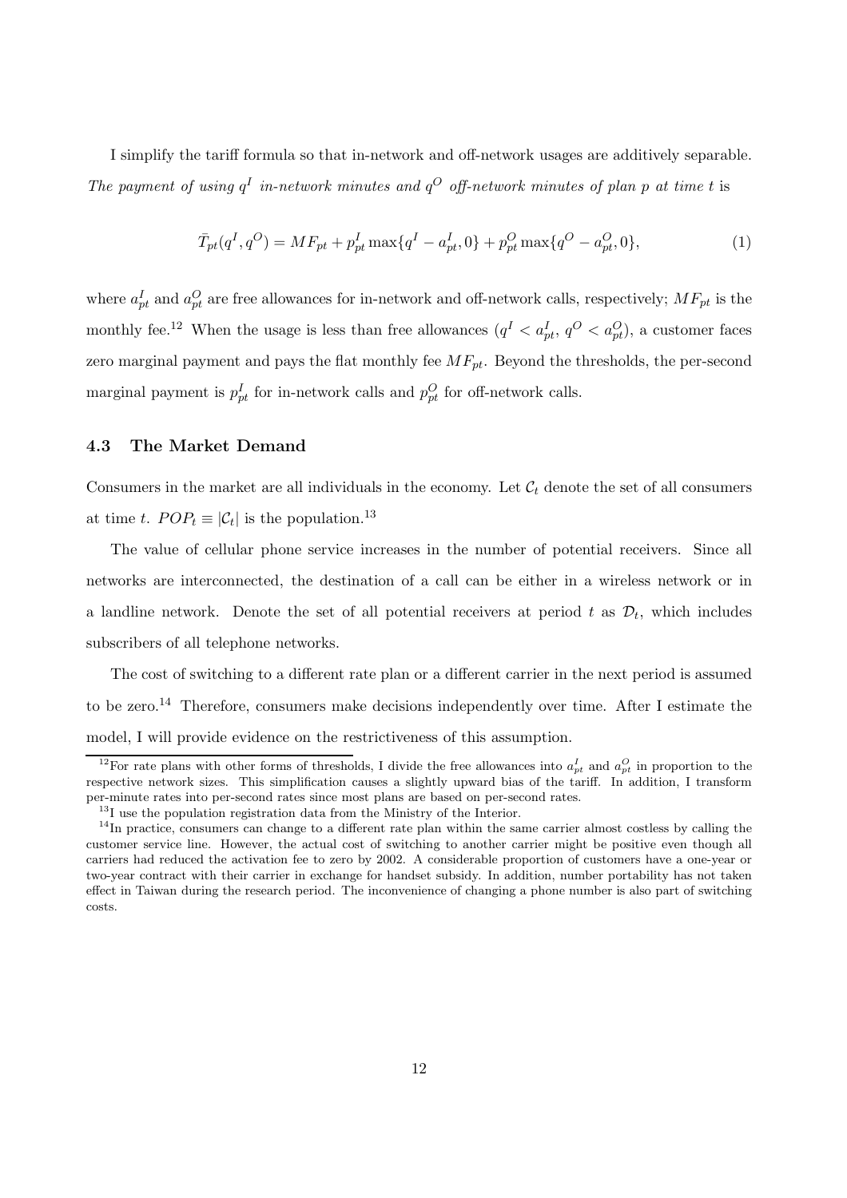I simplify the tariff formula so that in-network and off-network usages are additively separable. *The payment of using $q^I$ in-network minutes and $q^O$ off-network minutes of plan $p$ at time $t$ is*

$$\bar{T}_{pt}(q^I, q^O) = MF_{pt} + p^I_{pt} \max\{q^I - a^I_{pt}, 0\} + p^O_{pt} \max\{q^O - a^O_{pt}, 0\}, \tag{1}$$

where $a^I_{pt}$ and $a^O_{pt}$ are free allowances for in-network and off-network calls, respectively; $MF_{pt}$ is the monthly fee.[12] When the usage is less than free allowances ($q^I < a^I_{pt}$, $q^O < a^O_{pt}$), a customer faces zero marginal payment and pays the flat monthly fee $MF_{pt}$. Beyond the thresholds, the per-second marginal payment is $p^I_{pt}$ for in-network calls and $p^O_{pt}$ for off-network calls.

### 4.3 The Market Demand

Consumers in the market are all individuals in the economy. Let $\mathcal{C}_t$ denote the set of all consumers at time $t$. $POP_t \equiv |\mathcal{C}_t|$ is the population.[13]

The value of cellular phone service increases in the number of potential receivers. Since all networks are interconnected, the destination of a call can be either in a wireless network or in a landline network. Denote the set of all potential receivers at period $t$ as $\mathcal{D}_t$, which includes subscribers of all telephone networks.

The cost of switching to a different rate plan or a different carrier in the next period is assumed to be zero.[14] Therefore, consumers make decisions independently over time. After I estimate the model, I will provide evidence on the restrictiveness of this assumption.

[12] For rate plans with other forms of thresholds, I divide the free allowances into $a^I_{pt}$ and $a^O_{pt}$ in proportion to the respective network sizes. This simplification causes a slightly upward bias of the tariff. In addition, I transform per-minute rates into per-second rates since most plans are based on per-second rates.

[13] I use the population registration data from the Ministry of the Interior.

[14] In practice, consumers can change to a different rate plan within the same carrier almost costless by calling the customer service line. However, the actual cost of switching to another carrier might be positive even though all carriers had reduced the activation fee to zero by 2002. A considerable proportion of customers have a one-year or two-year contract with their carrier in exchange for handset subsidy. In addition, number portability has not taken effect in Taiwan during the research period. The inconvenience of changing a phone number is also part of switching costs.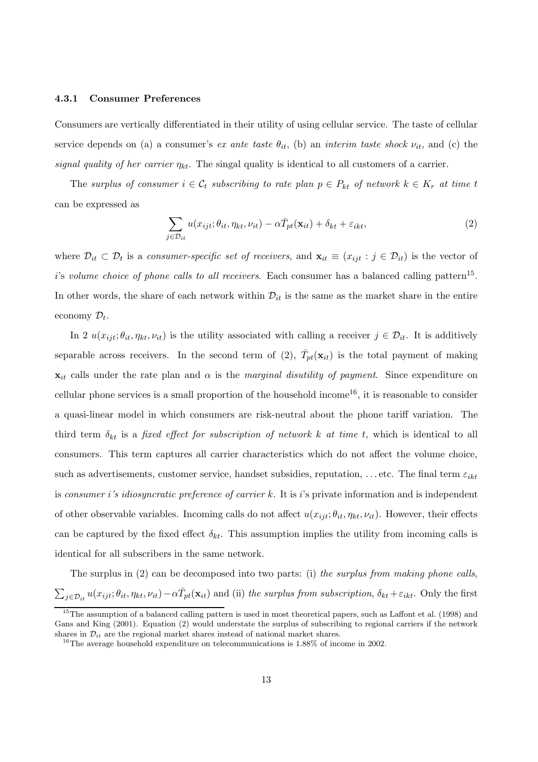### 4.3.1 Consumer Preferences

Consumers are vertically differentiated in their utility of using cellular service. The taste of cellular service depends on (a) a consumer's *ex ante taste* $\theta_{it}$, (b) an *interim taste shock* $\nu_{it}$, and (c) the *signal quality of her carrier* $\eta_{kt}$. The singal quality is identical to all customers of a carrier.

The *surplus of consumer* $i \in \mathcal{C}_t$ *subscribing to rate plan* $p \in P_{kt}$ *of network* $k \in K_r$ *at time* $t$ can be expressed as

$$\sum_{j \in \mathcal{D}_{it}} u(x_{ijt}; \theta_{it}, \eta_{kt}, \nu_{it}) - \alpha \bar{T}_{pt}(\mathbf{x}_{it}) + \delta_{kt} + \varepsilon_{ikt}, \tag{2}$$

where $\mathcal{D}_{it} \subset \mathcal{D}_t$ is a *consumer-specific set of receivers*, and $\mathbf{x}_{it} \equiv (x_{ijt} : j \in \mathcal{D}_{it})$ is the vector of $i$'s *volume choice of phone calls to all receivers*. Each consumer has a balanced calling pattern[15]. In other words, the share of each network within $\mathcal{D}_{it}$ is the same as the market share in the entire economy $\mathcal{D}_t$.

In 2 $u(x_{ijt}; \theta_{it}, \eta_{kt}, \nu_{it})$ is the utility associated with calling a receiver $j \in \mathcal{D}_{it}$. It is additively separable across receivers. In the second term of (2), $\bar{T}_{pt}(\mathbf{x}_{it})$ is the total payment of making $\mathbf{x}_{it}$ calls under the rate plan and $\alpha$ is the *marginal disutility of payment*. Since expenditure on cellular phone services is a small proportion of the household income[16], it is reasonable to consider a quasi-linear model in which consumers are risk-neutral about the phone tariff variation. The third term $\delta_{kt}$ is a *fixed effect for subscription of network* $k$ *at time* $t$, which is identical to all consumers. This term captures all carrier characteristics which do not affect the volume choice, such as advertisements, customer service, handset subsidies, reputation, ...etc. The final term $\varepsilon_{ikt}$ is *consumer* $i$*'s idiosyncratic preference of carrier* $k$. It is $i$'s private information and is independent of other observable variables. Incoming calls do not affect $u(x_{ijt}; \theta_{it}, \eta_{kt}, \nu_{it})$. However, their effects can be captured by the fixed effect $\delta_{kt}$. This assumption implies the utility from incoming calls is identical for all subscribers in the same network.

The surplus in (2) can be decomposed into two parts: (i) *the surplus from making phone calls*, $\sum_{j \in \mathcal{D}_{it}} u(x_{ijt}; \theta_{it}, \eta_{kt}, \nu_{it}) - \alpha \bar{T}_{pt}(\mathbf{x}_{it})$ and (ii) *the surplus from subscription*, $\delta_{kt} + \varepsilon_{ikt}$. Only the first

[15] The assumption of a balanced calling pattern is used in most theoretical papers, such as Laffont et al. (1998) and Gans and King (2001). Equation (2) would understate the surplus of subscribing to regional carriers if the network shares in $\mathcal{D}_{it}$ are the regional market shares instead of national market shares.

[16] The average household expenditure on telecommunications is 1.88% of income in 2002.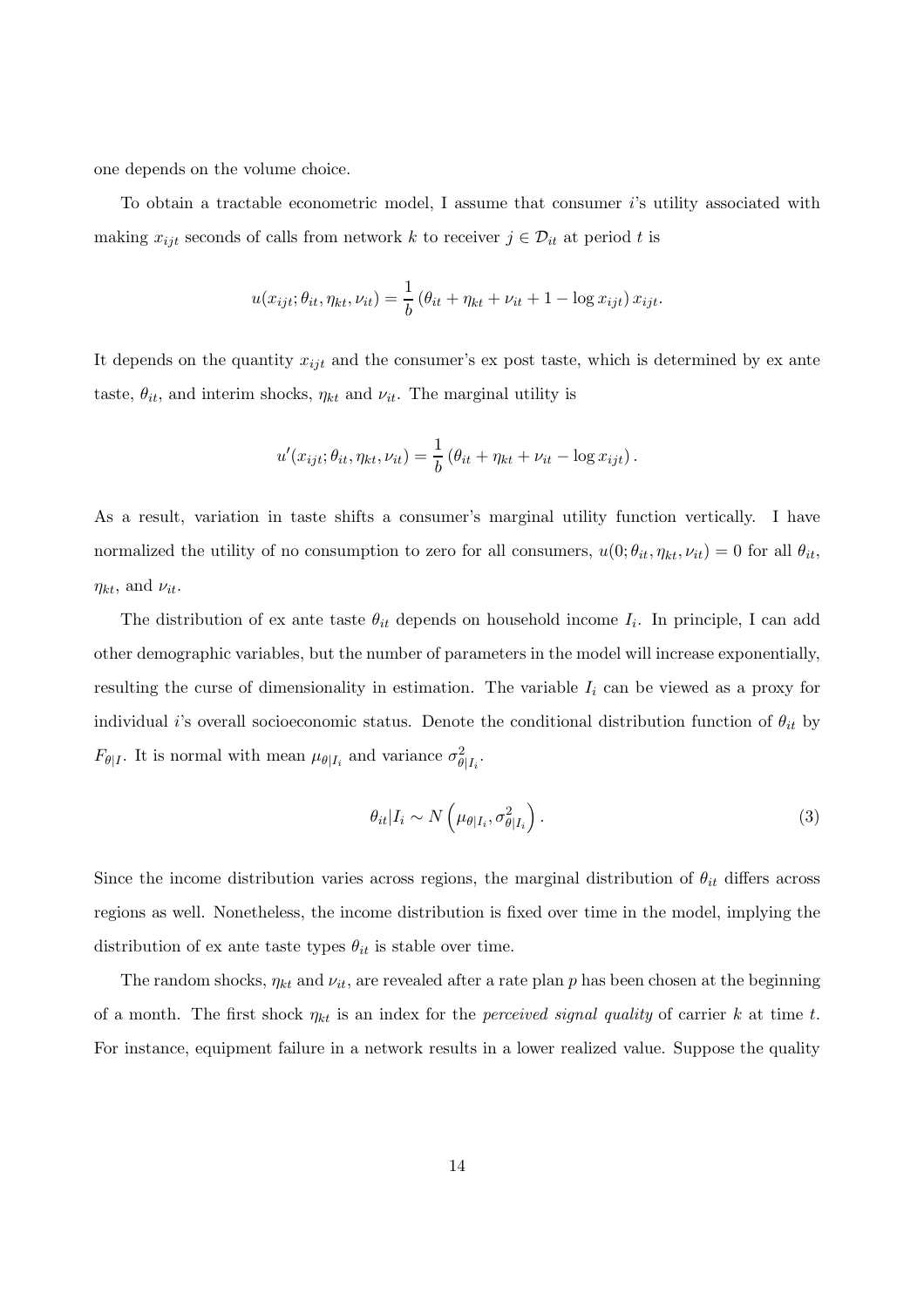one depends on the volume choice.

To obtain a tractable econometric model, I assume that consumer $i$'s utility associated with making $x_{ijt}$ seconds of calls from network $k$ to receiver $j \in \mathcal{D}_{it}$ at period $t$ is

$$u(x_{ijt}; \theta_{it}, \eta_{kt}, \nu_{it}) = \frac{1}{b} \left( \theta_{it} + \eta_{kt} + \nu_{it} + 1 - \log x_{ijt} \right) x_{ijt}.$$

It depends on the quantity $x_{ijt}$ and the consumer's ex post taste, which is determined by ex ante taste, $\theta_{it}$, and interim shocks, $\eta_{kt}$ and $\nu_{it}$. The marginal utility is

$$u'(x_{ijt}; \theta_{it}, \eta_{kt}, \nu_{it}) = \frac{1}{b} \left( \theta_{it} + \eta_{kt} + \nu_{it} - \log x_{ijt} \right).$$

As a result, variation in taste shifts a consumer's marginal utility function vertically. I have normalized the utility of no consumption to zero for all consumers, $u(0; \theta_{it}, \eta_{kt}, \nu_{it}) = 0$ for all $\theta_{it}$, $\eta_{kt}$, and $\nu_{it}$.

The distribution of ex ante taste $\theta_{it}$ depends on household income $I_i$. In principle, I can add other demographic variables, but the number of parameters in the model will increase exponentially, resulting the curse of dimensionality in estimation. The variable $I_i$ can be viewed as a proxy for individual $i$'s overall socioeconomic status. Denote the conditional distribution function of $\theta_{it}$ by $F_{\theta|I}$. It is normal with mean $\mu_{\theta|I_i}$ and variance $\sigma^2_{\theta|I_i}$.

$$\theta_{it}|I_i \sim N\left(\mu_{\theta|I_i}, \sigma^2_{\theta|I_i}\right). \tag{3}$$

Since the income distribution varies across regions, the marginal distribution of $\theta_{it}$ differs across regions as well. Nonetheless, the income distribution is fixed over time in the model, implying the distribution of ex ante taste types $\theta_{it}$ is stable over time.

The random shocks, $\eta_{kt}$ and $\nu_{it}$, are revealed after a rate plan $p$ has been chosen at the beginning of a month. The first shock $\eta_{kt}$ is an index for the *perceived signal quality* of carrier $k$ at time $t$. For instance, equipment failure in a network results in a lower realized value. Suppose the quality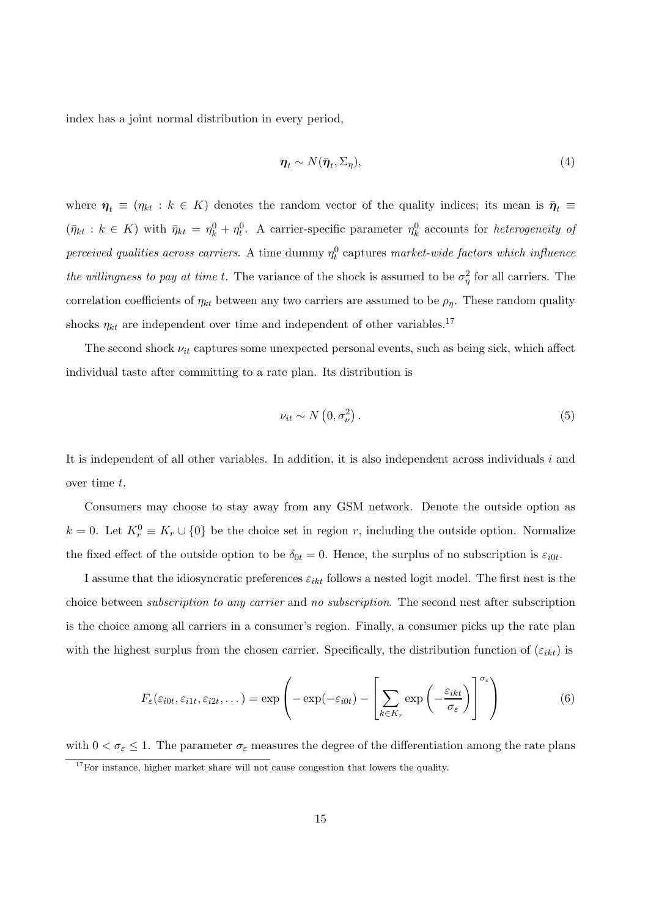index has a joint normal distribution in every period,

$$\boldsymbol{\eta}_t \sim N(\bar{\boldsymbol{\eta}}_t, \Sigma_\eta), \tag{4}$$

where $\boldsymbol{\eta}_t \equiv (\eta_{kt} : k \in K)$ denotes the random vector of the quality indices; its mean is $\bar{\boldsymbol{\eta}}_t \equiv (\bar{\eta}_{kt} : k \in K)$ with $\bar{\eta}_{kt} = \eta_k^0 + \eta_t^0$. A carrier-specific parameter $\eta_k^0$ accounts for *heterogeneity of perceived qualities across carriers*. A time dummy $\eta_t^0$ captures *market-wide factors which influence the willingness to pay at time t*. The variance of the shock is assumed to be $\sigma_\eta^2$ for all carriers. The correlation coefficients of $\eta_{kt}$ between any two carriers are assumed to be $\rho_\eta$. These random quality shocks $\eta_{kt}$ are independent over time and independent of other variables.[17]

The second shock $\nu_{it}$ captures some unexpected personal events, such as being sick, which affect individual taste after committing to a rate plan. Its distribution is

$$\nu_{it} \sim N\left(0, \sigma_\nu^2\right). \tag{5}$$

It is independent of all other variables. In addition, it is also independent across individuals $i$ and over time $t$.

Consumers may choose to stay away from any GSM network. Denote the outside option as $k = 0$. Let $K_r^0 \equiv K_r \cup \{0\}$ be the choice set in region $r$, including the outside option. Normalize the fixed effect of the outside option to be $\delta_{0t} = 0$. Hence, the surplus of no subscription is $\varepsilon_{i0t}$.

I assume that the idiosyncratic preferences $\varepsilon_{ikt}$ follows a nested logit model. The first nest is the choice between *subscription to any carrier* and *no subscription*. The second nest after subscription is the choice among all carriers in a consumer's region. Finally, a consumer picks up the rate plan with the highest surplus from the chosen carrier. Specifically, the distribution function of $(\varepsilon_{ikt})$ is

$$F_\varepsilon(\varepsilon_{i0t}, \varepsilon_{i1t}, \varepsilon_{i2t}, \dots) = \exp\left(-\exp(-\varepsilon_{i0t}) - \left[\sum_{k \in K_r} \exp\left(-\frac{\varepsilon_{ikt}}{\sigma_\varepsilon}\right)\right]^{\sigma_\varepsilon}\right) \tag{6}$$

with $0 < \sigma_\varepsilon \leq 1$. The parameter $\sigma_\varepsilon$ measures the degree of the differentiation among the rate plans

[17] For instance, higher market share will not cause congestion that lowers the quality.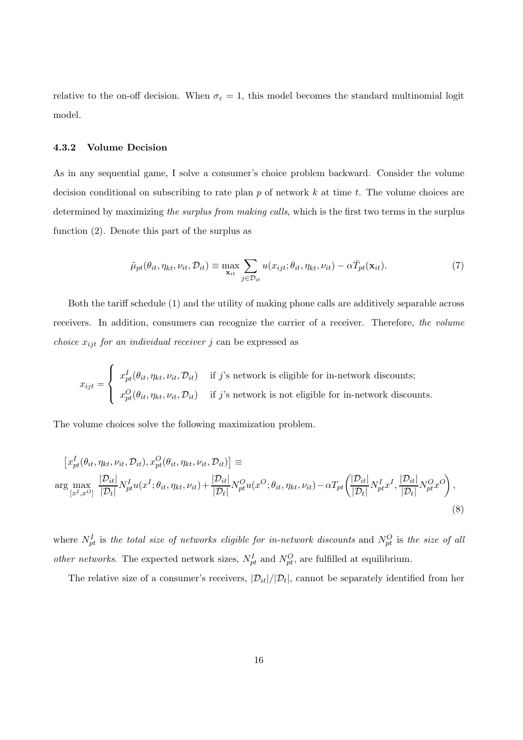relative to the on-off decision. When $\sigma_\varepsilon = 1$, this model becomes the standard multinomial logit model.

#### 4.3.2 Volume Decision

As in any sequential game, I solve a consumer's choice problem backward. Consider the volume decision conditional on subscribing to rate plan $p$ of network $k$ at time $t$. The volume choices are determined by maximizing *the surplus from making calls*, which is the first two terms in the surplus function (2). Denote this part of the surplus as

$$\tilde{\mu}_{pt}(\theta_{it}, \eta_{kt}, \nu_{it}, \mathcal{D}_{it}) \equiv \max_{\mathbf{x}_{it}} \sum_{j \in \mathcal{D}_{it}} u(x_{ijt}; \theta_{it}, \eta_{kt}, \nu_{it}) - \alpha \bar{T}_{pt}(\mathbf{x}_{it}). \tag{7}$$

Both the tariff schedule (1) and the utility of making phone calls are additively separable across receivers. In addition, consumers can recognize the carrier of a receiver. Therefore, *the volume choice $x_{ijt}$ for an individual receiver $j$* can be expressed as

$$x_{ijt} = \begin{cases} x^I_{pt}(\theta_{it}, \eta_{kt}, \nu_{it}, \mathcal{D}_{it}) & \text{if } j\text{'s network is eligible for in-network discounts;} \\ x^O_{pt}(\theta_{it}, \eta_{kt}, \nu_{it}, \mathcal{D}_{it}) & \text{if } j\text{'s network is not eligible for in-network discounts.} \end{cases}$$

The volume choices solve the following maximization problem.

$$\begin{aligned} &\left[x^I_{pt}(\theta_{it}, \eta_{kt}, \nu_{it}, \mathcal{D}_{it}), x^O_{pt}(\theta_{it}, \eta_{kt}, \nu_{it}, \mathcal{D}_{it})\right] \equiv \\ &\arg\max_{[x^I, x^O]} \frac{|\mathcal{D}_{it}|}{|\mathcal{D}_t|} N^I_{pt} u(x^I; \theta_{it}, \eta_{kt}, \nu_{it}) + \frac{|\mathcal{D}_{it}|}{|\mathcal{D}_t|} N^O_{pt} u(x^O; \theta_{it}, \eta_{kt}, \nu_{it}) - \alpha T_{pt}\left(\frac{|\mathcal{D}_{it}|}{|\mathcal{D}_t|} N^I_{pt} x^I, \frac{|\mathcal{D}_{it}|}{|\mathcal{D}_t|} N^O_{pt} x^O\right), \end{aligned} \tag{8}$$

where $N^I_{pt}$ is *the total size of networks eligible for in-network discounts* and $N^O_{pt}$ is *the size of all other networks*. The expected network sizes, $N^I_{pt}$ and $N^O_{pt}$, are fulfilled at equilibrium.

The relative size of a consumer's receivers, $|\mathcal{D}_{it}|/|\mathcal{D}_t|$, cannot be separately identified from her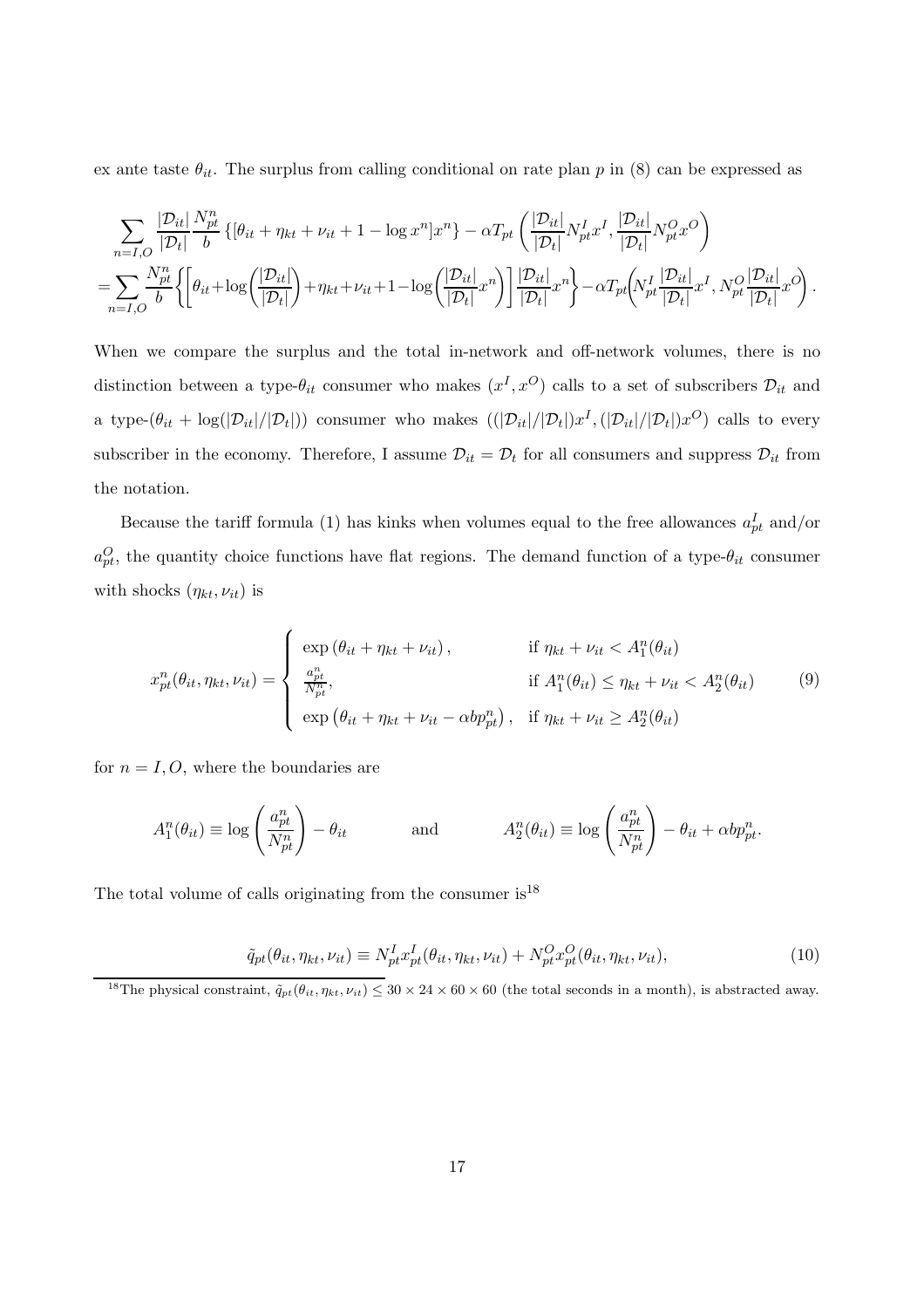ex ante taste $\theta_{it}$. The surplus from calling conditional on rate plan $p$ in (8) can be expressed as

$$
\begin{aligned}
&\sum_{n=I,O} \frac{|\mathcal{D}_{it}|}{|\mathcal{D}_t|} \frac{N_{pt}^n}{b} \left\{[\theta_{it} + \eta_{kt} + \nu_{it} + 1 - \log x^n] x^n\right\} - \alpha T_{pt}\left(\frac{|\mathcal{D}_{it}|}{|\mathcal{D}_t|} N_{pt}^I x^I, \frac{|\mathcal{D}_{it}|}{|\mathcal{D}_t|} N_{pt}^O x^O\right) \\
&= \sum_{n=I,O} \frac{N_{pt}^n}{b} \left\{\left[\theta_{it} + \log\left(\frac{|\mathcal{D}_{it}|}{|\mathcal{D}_t|}\right) + \eta_{kt} + \nu_{it} + 1 - \log\left(\frac{|\mathcal{D}_{it}|}{|\mathcal{D}_t|} x^n\right)\right] \frac{|\mathcal{D}_{it}|}{|\mathcal{D}_t|} x^n\right\} - \alpha T_{pt}\left(N_{pt}^I \frac{|\mathcal{D}_{it}|}{|\mathcal{D}_t|} x^I, N_{pt}^O \frac{|\mathcal{D}_{it}|}{|\mathcal{D}_t|} x^O\right).
\end{aligned}
$$

When we compare the surplus and the total in-network and off-network volumes, there is no distinction between a type-$\theta_{it}$ consumer who makes $(x^I, x^O)$ calls to a set of subscribers $\mathcal{D}_{it}$ and a type-$(\theta_{it} + \log(|\mathcal{D}_{it}|/|\mathcal{D}_t|))$ consumer who makes $((|\mathcal{D}_{it}|/|\mathcal{D}_t|)x^I, (|\mathcal{D}_{it}|/|\mathcal{D}_t|)x^O)$ calls to every subscriber in the economy. Therefore, I assume $\mathcal{D}_{it} = \mathcal{D}_t$ for all consumers and suppress $\mathcal{D}_{it}$ from the notation.

Because the tariff formula (1) has kinks when volumes equal to the free allowances $a_{pt}^I$ and/or $a_{pt}^O$, the quantity choice functions have flat regions. The demand function of a type-$\theta_{it}$ consumer with shocks $(\eta_{kt}, \nu_{it})$ is

$$
x_{pt}^n(\theta_{it}, \eta_{kt}, \nu_{it}) = \begin{cases} \exp(\theta_{it} + \eta_{kt} + \nu_{it}), & \text{if } \eta_{kt} + \nu_{it} < A_1^n(\theta_{it}) \\ \frac{a_{pt}^n}{N_{pt}^n}, & \text{if } A_1^n(\theta_{it}) \leq \eta_{kt} + \nu_{it} < A_2^n(\theta_{it}) \\ \exp\left(\theta_{it} + \eta_{kt} + \nu_{it} - \alpha b p_{pt}^n\right), & \text{if } \eta_{kt} + \nu_{it} \geq A_2^n(\theta_{it}) \end{cases} \tag{9}
$$

for $n = I, O$, where the boundaries are

$$
A_1^n(\theta_{it}) \equiv \log\left(\frac{a_{pt}^n}{N_{pt}^n}\right) - \theta_{it} \qquad \text{and} \qquad A_2^n(\theta_{it}) \equiv \log\left(\frac{a_{pt}^n}{N_{pt}^n}\right) - \theta_{it} + \alpha b p_{pt}^n.
$$

The total volume of calls originating from the consumer is[18]

$$
\tilde{q}_{pt}(\theta_{it}, \eta_{kt}, \nu_{it}) \equiv N_{pt}^I x_{pt}^I(\theta_{it}, \eta_{kt}, \nu_{it}) + N_{pt}^O x_{pt}^O(\theta_{it}, \eta_{kt}, \nu_{it}), \tag{10}
$$

[18] The physical constraint, $\tilde{q}_{pt}(\theta_{it}, \eta_{kt}, \nu_{it}) \leq 30 \times 24 \times 60 \times 60$ (the total seconds in a month), is abstracted away.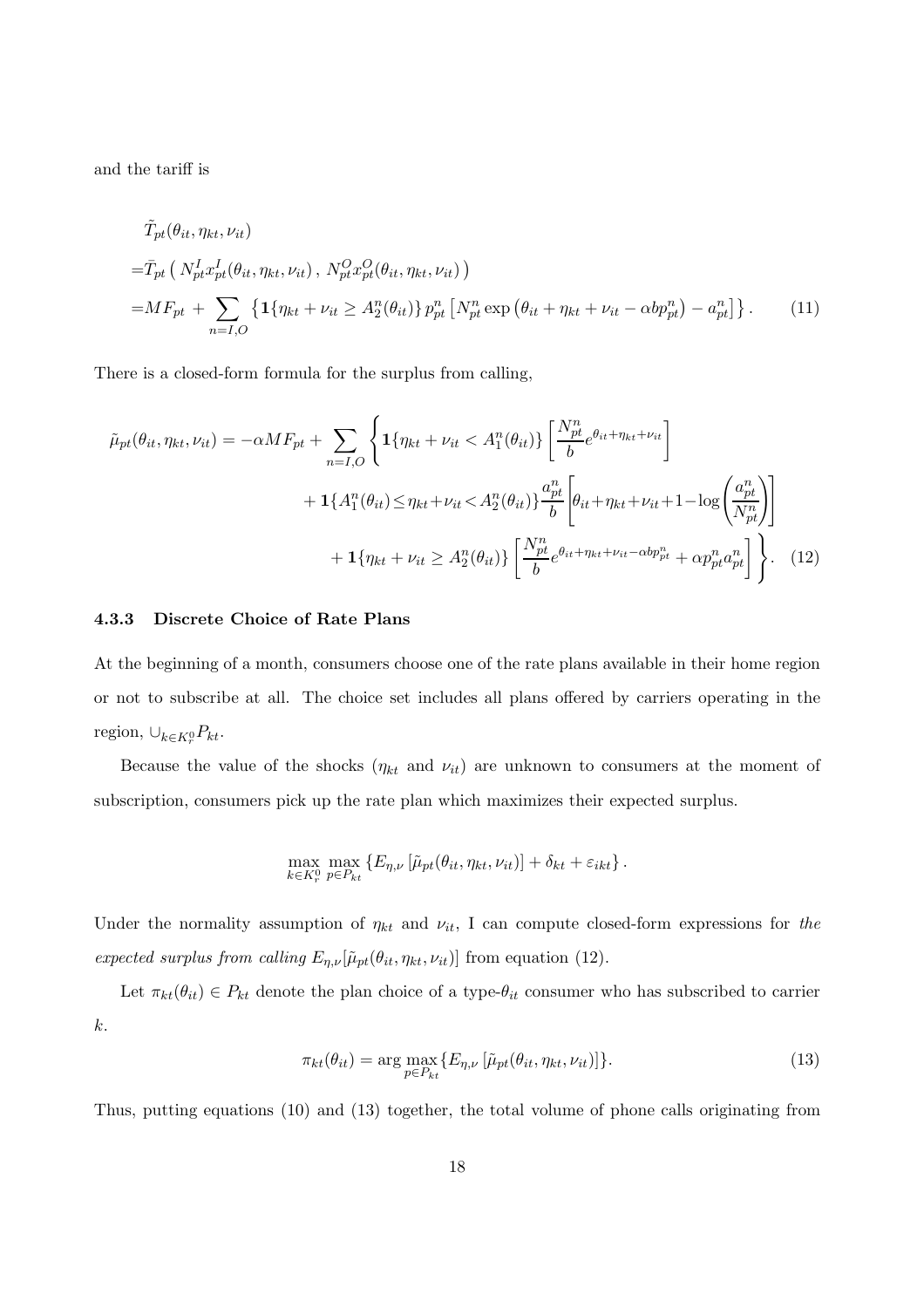and the tariff is

$$
\begin{aligned}
&\tilde{T}_{pt}(\theta_{it}, \eta_{kt}, \nu_{it}) \\
=&\bar{T}_{pt}\left( N^I_{pt} x^I_{pt}(\theta_{it}, \eta_{kt}, \nu_{it}) \, , \, N^O_{pt} x^O_{pt}(\theta_{it}, \eta_{kt}, \nu_{it}) \right) \\
=&MF_{pt} + \sum_{n=I,O} \left\{ \mathbf{1}\{\eta_{kt} + \nu_{it} \geq A^n_2(\theta_{it})\} \, p^n_{pt} \left[ N^n_{pt} \exp\left(\theta_{it} + \eta_{kt} + \nu_{it} - \alpha b p^n_{pt}\right) - a^n_{pt} \right] \right\}. \qquad (11)
\end{aligned}
$$

There is a closed-form formula for the surplus from calling,

$$
\begin{aligned}
\tilde{\mu}_{pt}(\theta_{it}, \eta_{kt}, \nu_{it}) = -\alpha MF_{pt} + \sum_{n=I,O} \Bigg\{ & \mathbf{1}\{\eta_{kt} + \nu_{it} < A^n_1(\theta_{it})\} \left[ \frac{N^n_{pt}}{b} e^{\theta_{it} + \eta_{kt} + \nu_{it}} \right] \\
& + \mathbf{1}\{A^n_1(\theta_{it}) \leq \eta_{kt} + \nu_{it} < A^n_2(\theta_{it})\} \frac{a^n_{pt}}{b} \left[ \theta_{it} + \eta_{kt} + \nu_{it} + 1 - \log\left(\frac{a^n_{pt}}{N^n_{pt}}\right) \right] \\
& + \mathbf{1}\{\eta_{kt} + \nu_{it} \geq A^n_2(\theta_{it})\} \left[ \frac{N^n_{pt}}{b} e^{\theta_{it} + \eta_{kt} + \nu_{it} - \alpha b p^n_{pt}} + \alpha p^n_{pt} a^n_{pt} \right] \Bigg\}. \qquad (12)
\end{aligned}
$$

### 4.3.3 Discrete Choice of Rate Plans

At the beginning of a month, consumers choose one of the rate plans available in their home region or not to subscribe at all. The choice set includes all plans offered by carriers operating in the region, $\cup_{k \in K^0_r} P_{kt}$.

Because the value of the shocks ($\eta_{kt}$ and $\nu_{it}$) are unknown to consumers at the moment of subscription, consumers pick up the rate plan which maximizes their expected surplus.

$$
\max_{k \in K^0_r} \max_{p \in P_{kt}} \left\{ E_{\eta,\nu} \left[ \tilde{\mu}_{pt}(\theta_{it}, \eta_{kt}, \nu_{it}) \right] + \delta_{kt} + \varepsilon_{ikt} \right\}.
$$

Under the normality assumption of $\eta_{kt}$ and $\nu_{it}$, I can compute closed-form expressions for *the expected surplus from calling* $E_{\eta,\nu}[\tilde{\mu}_{pt}(\theta_{it}, \eta_{kt}, \nu_{it})]$ from equation (12).

Let $\pi_{kt}(\theta_{it}) \in P_{kt}$ denote the plan choice of a type-$\theta_{it}$ consumer who has subscribed to carrier $k$.

$$
\pi_{kt}(\theta_{it}) = \arg\max_{p \in P_{kt}} \{ E_{\eta,\nu} \left[ \tilde{\mu}_{pt}(\theta_{it}, \eta_{kt}, \nu_{it}) \right] \}. \qquad (13)
$$

Thus, putting equations (10) and (13) together, the total volume of phone calls originating from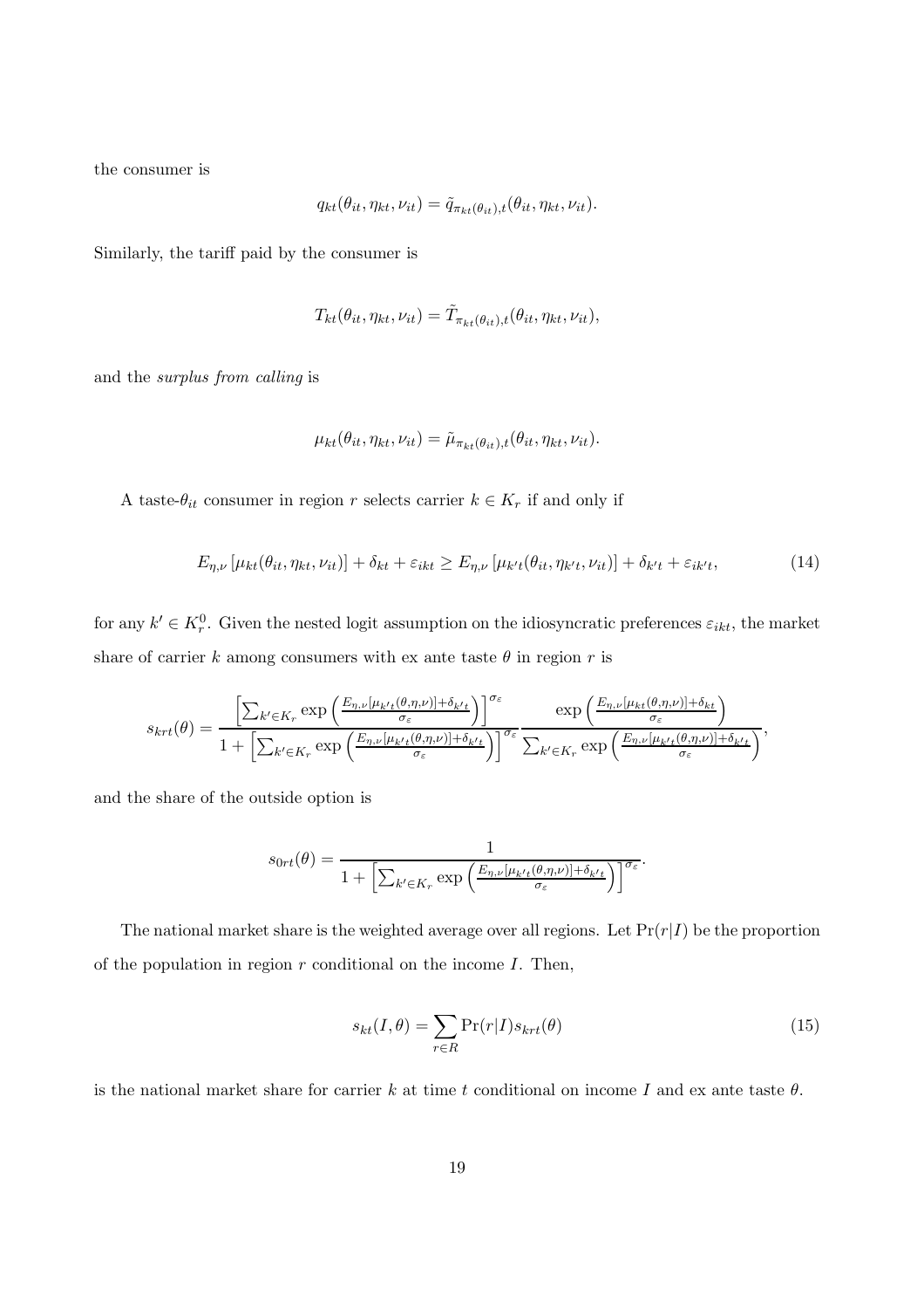the consumer is

$$q_{kt}(\theta_{it}, \eta_{kt}, \nu_{it}) = \tilde{q}_{\pi_{kt}(\theta_{it}),t}(\theta_{it}, \eta_{kt}, \nu_{it}).$$

Similarly, the tariff paid by the consumer is

$$T_{kt}(\theta_{it}, \eta_{kt}, \nu_{it}) = \tilde{T}_{\pi_{kt}(\theta_{it}),t}(\theta_{it}, \eta_{kt}, \nu_{it}),$$

and the *surplus from calling* is

$$\mu_{kt}(\theta_{it}, \eta_{kt}, \nu_{it}) = \tilde{\mu}_{\pi_{kt}(\theta_{it}),t}(\theta_{it}, \eta_{kt}, \nu_{it}).$$

A taste-$\theta_{it}$ consumer in region $r$ selects carrier $k \in K_r$ if and only if

$$E_{\eta,\nu}\left[\mu_{kt}(\theta_{it}, \eta_{kt}, \nu_{it})\right] + \delta_{kt} + \varepsilon_{ikt} \geq E_{\eta,\nu}\left[\mu_{k't}(\theta_{it}, \eta_{k't}, \nu_{it})\right] + \delta_{k't} + \varepsilon_{ik't}, \tag{14}$$

for any $k' \in K_r^0$. Given the nested logit assumption on the idiosyncratic preferences $\varepsilon_{ikt}$, the market share of carrier $k$ among consumers with ex ante taste $\theta$ in region $r$ is

$$s_{krt}(\theta) = \frac{\left[\sum_{k' \in K_r} \exp\left(\frac{E_{\eta,\nu}[\mu_{k't}(\theta,\eta,\nu)] + \delta_{k't}}{\sigma_\varepsilon}\right)\right]^{\sigma_\varepsilon}}{1 + \left[\sum_{k' \in K_r} \exp\left(\frac{E_{\eta,\nu}[\mu_{k't}(\theta,\eta,\nu)] + \delta_{k't}}{\sigma_\varepsilon}\right)\right]^{\sigma_\varepsilon}} \frac{\exp\left(\frac{E_{\eta,\nu}[\mu_{kt}(\theta,\eta,\nu)] + \delta_{kt}}{\sigma_\varepsilon}\right)}{\sum_{k' \in K_r} \exp\left(\frac{E_{\eta,\nu}[\mu_{k't}(\theta,\eta,\nu)] + \delta_{k't}}{\sigma_\varepsilon}\right)},$$

and the share of the outside option is

$$s_{0rt}(\theta) = \frac{1}{1 + \left[\sum_{k' \in K_r} \exp\left(\frac{E_{\eta,\nu}[\mu_{k't}(\theta,\eta,\nu)] + \delta_{k't}}{\sigma_\varepsilon}\right)\right]^{\sigma_\varepsilon}}.$$

The national market share is the weighted average over all regions. Let $\Pr(r|I)$ be the proportion of the population in region $r$ conditional on the income $I$. Then,

$$s_{kt}(I, \theta) = \sum_{r \in R} \Pr(r|I) s_{krt}(\theta) \tag{15}$$

is the national market share for carrier $k$ at time $t$ conditional on income $I$ and ex ante taste $\theta$.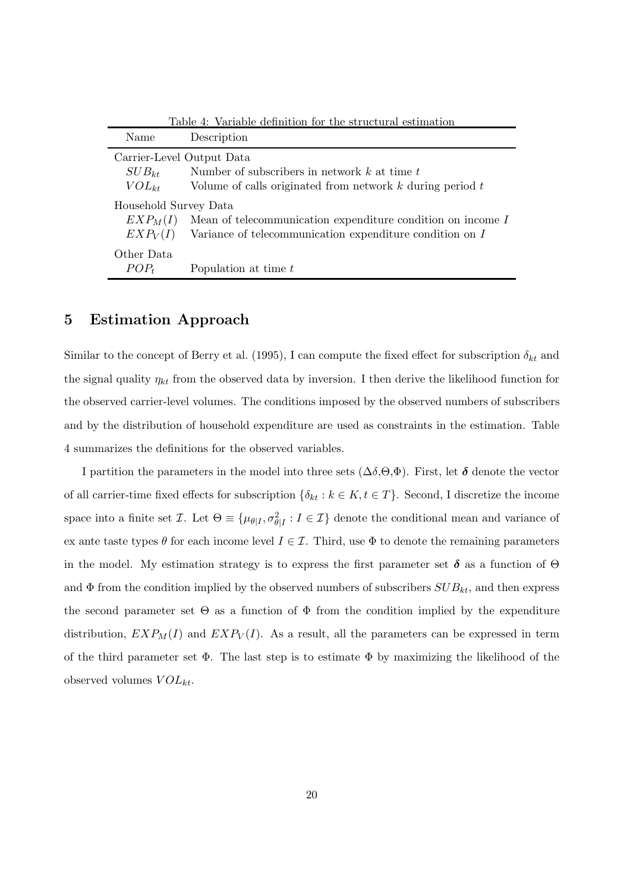Table 4: Variable definition for the structural estimation

| Name | Description |
|---|---|
| Carrier-Level Output Data | |
| $SUB_{kt}$ | Number of subscribers in network $k$ at time $t$ |
| $VOL_{kt}$ | Volume of calls originated from network $k$ during period $t$ |
| Household Survey Data | |
| $EXP_M(I)$ | Mean of telecommunication expenditure condition on income $I$ |
| $EXP_V(I)$ | Variance of telecommunication expenditure condition on $I$ |
| Other Data | |
| $POP_t$ | Population at time $t$ |

## 5 Estimation Approach

Similar to the concept of Berry et al. (1995), I can compute the fixed effect for subscription $\delta_{kt}$ and the signal quality $\eta_{kt}$ from the observed data by inversion. I then derive the likelihood function for the observed carrier-level volumes. The conditions imposed by the observed numbers of subscribers and by the distribution of household expenditure are used as constraints in the estimation. Table 4 summarizes the definitions for the observed variables.

I partition the parameters in the model into three sets ($\Delta\delta$,$\Theta$,$\Phi$). First, let $\boldsymbol{\delta}$ denote the vector of all carrier-time fixed effects for subscription $\{\delta_{kt} : k \in K, t \in T\}$. Second, I discretize the income space into a finite set $\mathcal{I}$. Let $\Theta \equiv \{\mu_{\theta|I}, \sigma^2_{\theta|I} : I \in \mathcal{I}\}$ denote the conditional mean and variance of ex ante taste types $\theta$ for each income level $I \in \mathcal{I}$. Third, use $\Phi$ to denote the remaining parameters in the model. My estimation strategy is to express the first parameter set $\boldsymbol{\delta}$ as a function of $\Theta$ and $\Phi$ from the condition implied by the observed numbers of subscribers $SUB_{kt}$, and then express the second parameter set $\Theta$ as a function of $\Phi$ from the condition implied by the expenditure distribution, $EXP_M(I)$ and $EXP_V(I)$. As a result, all the parameters can be expressed in term of the third parameter set $\Phi$. The last step is to estimate $\Phi$ by maximizing the likelihood of the observed volumes $VOL_{kt}$.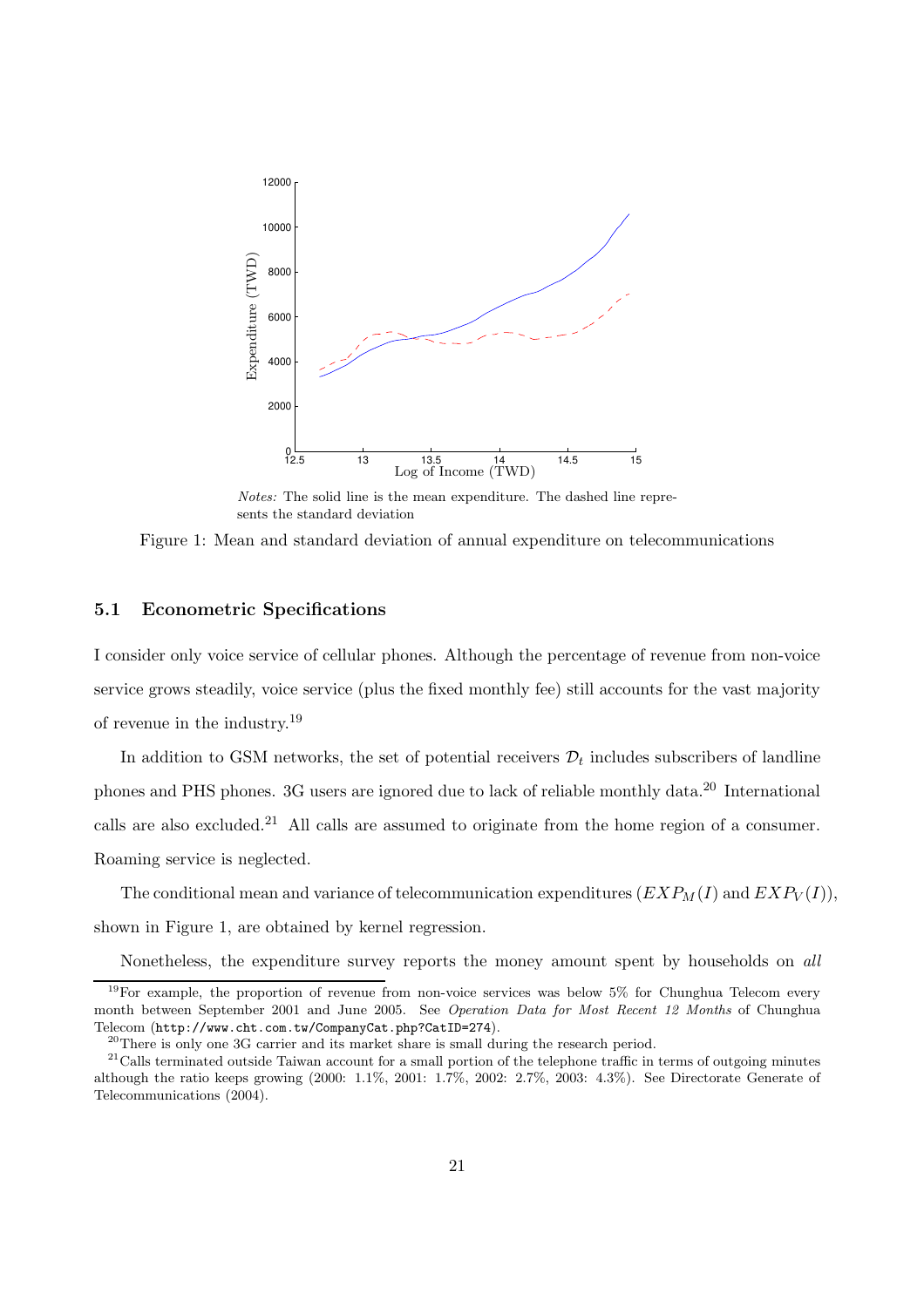*Notes:* The solid line is the mean expenditure. The dashed line represents the standard deviation

Figure 1: Mean and standard deviation of annual expenditure on telecommunications

### 5.1 Econometric Specifications

I consider only voice service of cellular phones. Although the percentage of revenue from non-voice service grows steadily, voice service (plus the fixed monthly fee) still accounts for the vast majority of revenue in the industry.[19]

In addition to GSM networks, the set of potential receivers $\mathcal{D}_t$ includes subscribers of landline phones and PHS phones. 3G users are ignored due to lack of reliable monthly data.[20] International calls are also excluded.[21] All calls are assumed to originate from the home region of a consumer. Roaming service is neglected.

The conditional mean and variance of telecommunication expenditures ($EXP_M(I)$ and $EXP_V(I)$), shown in Figure 1, are obtained by kernel regression.

Nonetheless, the expenditure survey reports the money amount spent by households on *all*

[19] For example, the proportion of revenue from non-voice services was below 5% for Chunghua Telecom every month between September 2001 and June 2005. See *Operation Data for Most Recent 12 Months* of Chunghua Telecom (`http://www.cht.com.tw/CompanyCat.php?CatID=274`).

[20] There is only one 3G carrier and its market share is small during the research period.

[21] Calls terminated outside Taiwan account for a small portion of the telephone traffic in terms of outgoing minutes although the ratio keeps growing (2000: 1.1%, 2001: 1.7%, 2002: 2.7%, 2003: 4.3%). See Directorate Generate of Telecommunications (2004).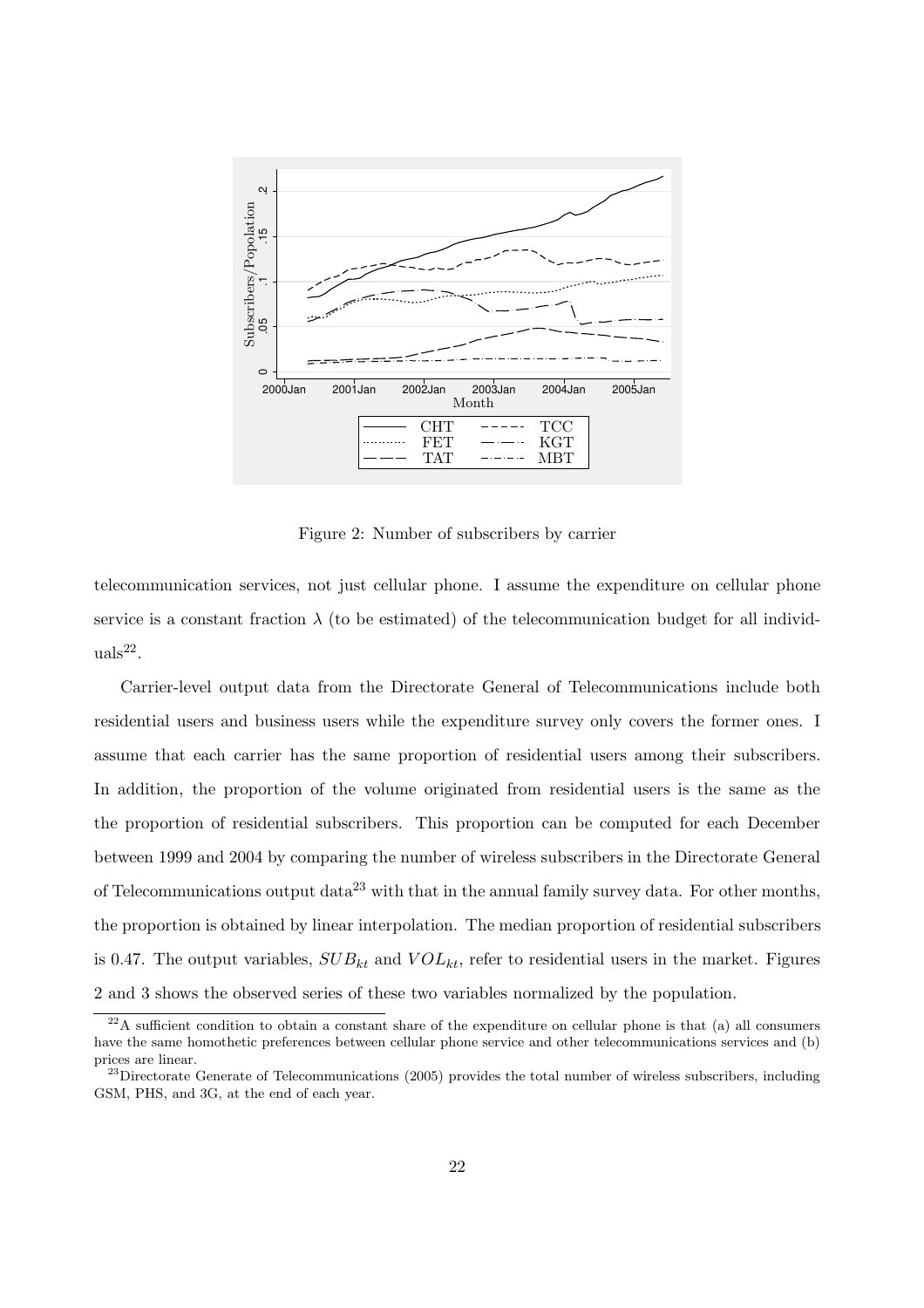Figure 2: Number of subscribers by carrier

telecommunication services, not just cellular phone. I assume the expenditure on cellular phone service is a constant fraction $\lambda$ (to be estimated) of the telecommunication budget for all individuals[22].

Carrier-level output data from the Directorate General of Telecommunications include both residential users and business users while the expenditure survey only covers the former ones. I assume that each carrier has the same proportion of residential users among their subscribers. In addition, the proportion of the volume originated from residential users is the same as the the proportion of residential subscribers. This proportion can be computed for each December between 1999 and 2004 by comparing the number of wireless subscribers in the Directorate General of Telecommunications output data[23] with that in the annual family survey data. For other months, the proportion is obtained by linear interpolation. The median proportion of residential subscribers is 0.47. The output variables, $SUB_{kt}$ and $VOL_{kt}$, refer to residential users in the market. Figures 2 and 3 shows the observed series of these two variables normalized by the population.

[22] A sufficient condition to obtain a constant share of the expenditure on cellular phone is that (a) all consumers have the same homothetic preferences between cellular phone service and other telecommunications services and (b) prices are linear.

[23] Directorate Generate of Telecommunications (2005) provides the total number of wireless subscribers, including GSM, PHS, and 3G, at the end of each year.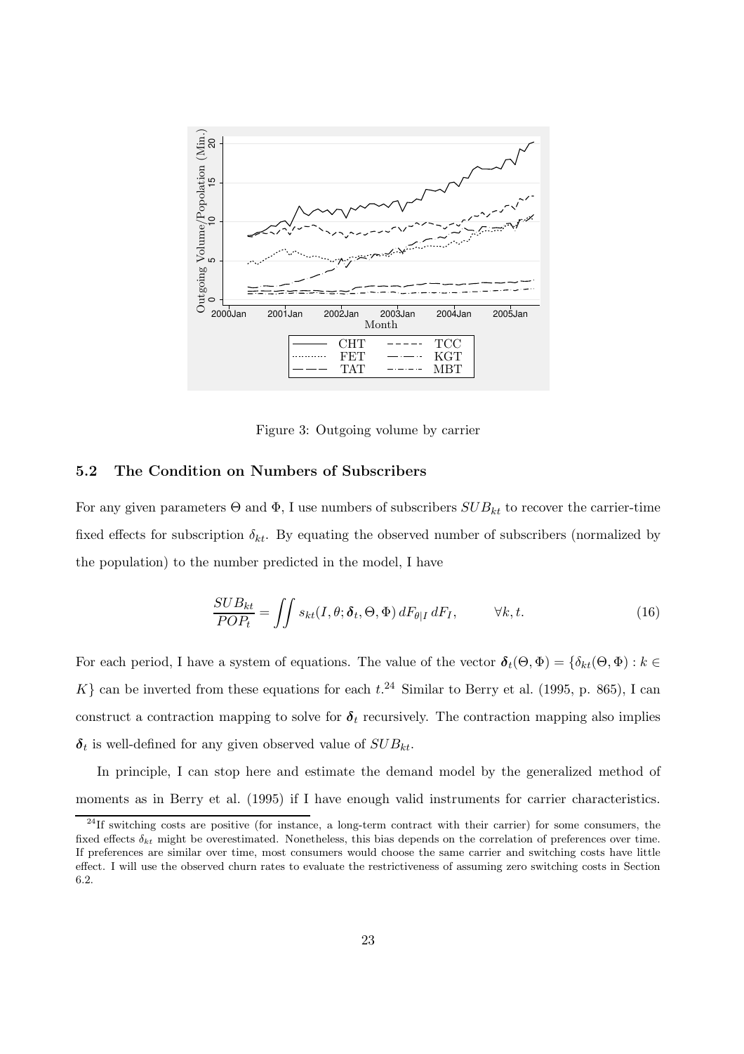Figure 3: Outgoing volume by carrier

### 5.2 The Condition on Numbers of Subscribers

For any given parameters $\Theta$ and $\Phi$, I use numbers of subscribers $SUB_{kt}$ to recover the carrier-time fixed effects for subscription $\delta_{kt}$. By equating the observed number of subscribers (normalized by the population) to the number predicted in the model, I have

$$\frac{SUB_{kt}}{POP_t} = \iint s_{kt}(I, \theta; \boldsymbol{\delta}_t, \Theta, \Phi)\, dF_{\theta|I}\, dF_I, \qquad \forall k, t. \tag{16}$$

For each period, I have a system of equations. The value of the vector $\boldsymbol{\delta}_t(\Theta, \Phi) = \{\delta_{kt}(\Theta, \Phi) : k \in K\}$ can be inverted from these equations for each $t$.[24] Similar to Berry et al. (1995, p. 865), I can construct a contraction mapping to solve for $\boldsymbol{\delta}_t$ recursively. The contraction mapping also implies $\boldsymbol{\delta}_t$ is well-defined for any given observed value of $SUB_{kt}$.

In principle, I can stop here and estimate the demand model by the generalized method of moments as in Berry et al. (1995) if I have enough valid instruments for carrier characteristics.

[24] If switching costs are positive (for instance, a long-term contract with their carrier) for some consumers, the fixed effects $\delta_{kt}$ might be overestimated. Nonetheless, this bias depends on the correlation of preferences over time. If preferences are similar over time, most consumers would choose the same carrier and switching costs have little effect. I will use the observed churn rates to evaluate the restrictiveness of assuming zero switching costs in Section 6.2.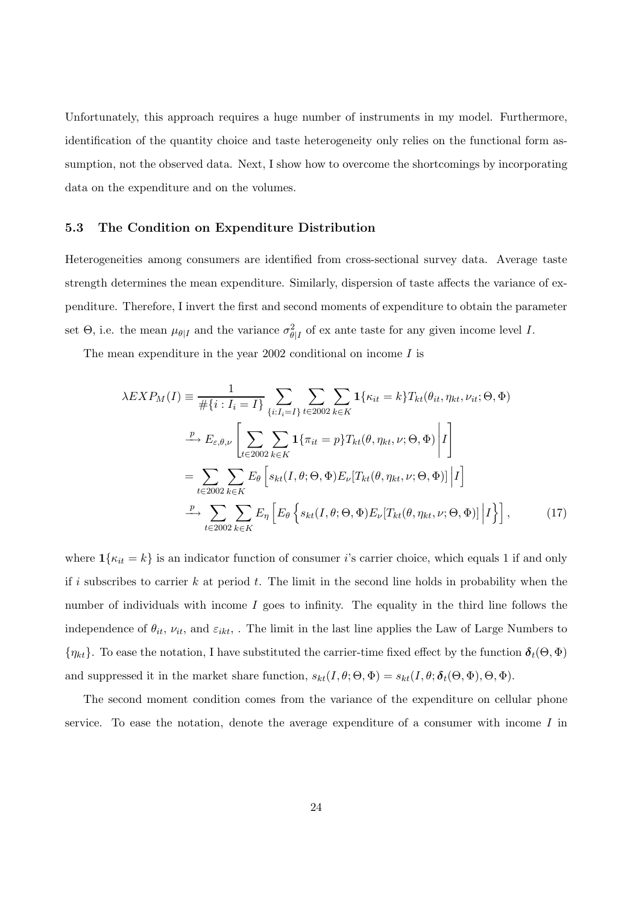Unfortunately, this approach requires a huge number of instruments in my model. Furthermore, identification of the quantity choice and taste heterogeneity only relies on the functional form assumption, not the observed data. Next, I show how to overcome the shortcomings by incorporating data on the expenditure and on the volumes.

### 5.3 The Condition on Expenditure Distribution

Heterogeneities among consumers are identified from cross-sectional survey data. Average taste strength determines the mean expenditure. Similarly, dispersion of taste affects the variance of expenditure. Therefore, I invert the first and second moments of expenditure to obtain the parameter set $\Theta$, i.e. the mean $\mu_{\theta|I}$ and the variance $\sigma^2_{\theta|I}$ of ex ante taste for any given income level $I$.

The mean expenditure in the year 2002 conditional on income $I$ is

$$
\begin{aligned}
\lambda EXP_M(I) &\equiv \frac{1}{\#\{i : I_i = I\}} \sum_{\{i:I_i=I\}} \sum_{t\in 2002} \sum_{k\in K} \mathbf{1}\{\kappa_{it} = k\} T_{kt}(\theta_{it}, \eta_{kt}, \nu_{it}; \Theta, \Phi) \\
&\xrightarrow{p} E_{\varepsilon,\theta,\nu} \left[ \sum_{t\in 2002} \sum_{k\in K} \mathbf{1}\{\pi_{it} = p\} T_{kt}(\theta, \eta_{kt}, \nu; \Theta, \Phi) \middle| I \right] \\
&= \sum_{t\in 2002} \sum_{k\in K} E_\theta \left[ s_{kt}(I, \theta; \Theta, \Phi) E_\nu[T_{kt}(\theta, \eta_{kt}, \nu; \Theta, \Phi)] \middle| I \right] \\
&\xrightarrow{p} \sum_{t\in 2002} \sum_{k\in K} E_\eta \left[ E_\theta \left\{ s_{kt}(I, \theta; \Theta, \Phi) E_\nu[T_{kt}(\theta, \eta_{kt}, \nu; \Theta, \Phi)] \middle| I \right\} \right], \qquad (17)
\end{aligned}
$$

where $\mathbf{1}\{\kappa_{it} = k\}$ is an indicator function of consumer $i$'s carrier choice, which equals 1 if and only if $i$ subscribes to carrier $k$ at period $t$. The limit in the second line holds in probability when the number of individuals with income $I$ goes to infinity. The equality in the third line follows the independence of $\theta_{it}$, $\nu_{it}$, and $\varepsilon_{ikt}$, . The limit in the last line applies the Law of Large Numbers to $\{\eta_{kt}\}$. To ease the notation, I have substituted the carrier-time fixed effect by the function $\boldsymbol{\delta}_t(\Theta, \Phi)$ and suppressed it in the market share function, $s_{kt}(I, \theta; \Theta, \Phi) = s_{kt}(I, \theta; \boldsymbol{\delta}_t(\Theta, \Phi), \Theta, \Phi)$.

The second moment condition comes from the variance of the expenditure on cellular phone service. To ease the notation, denote the average expenditure of a consumer with income $I$ in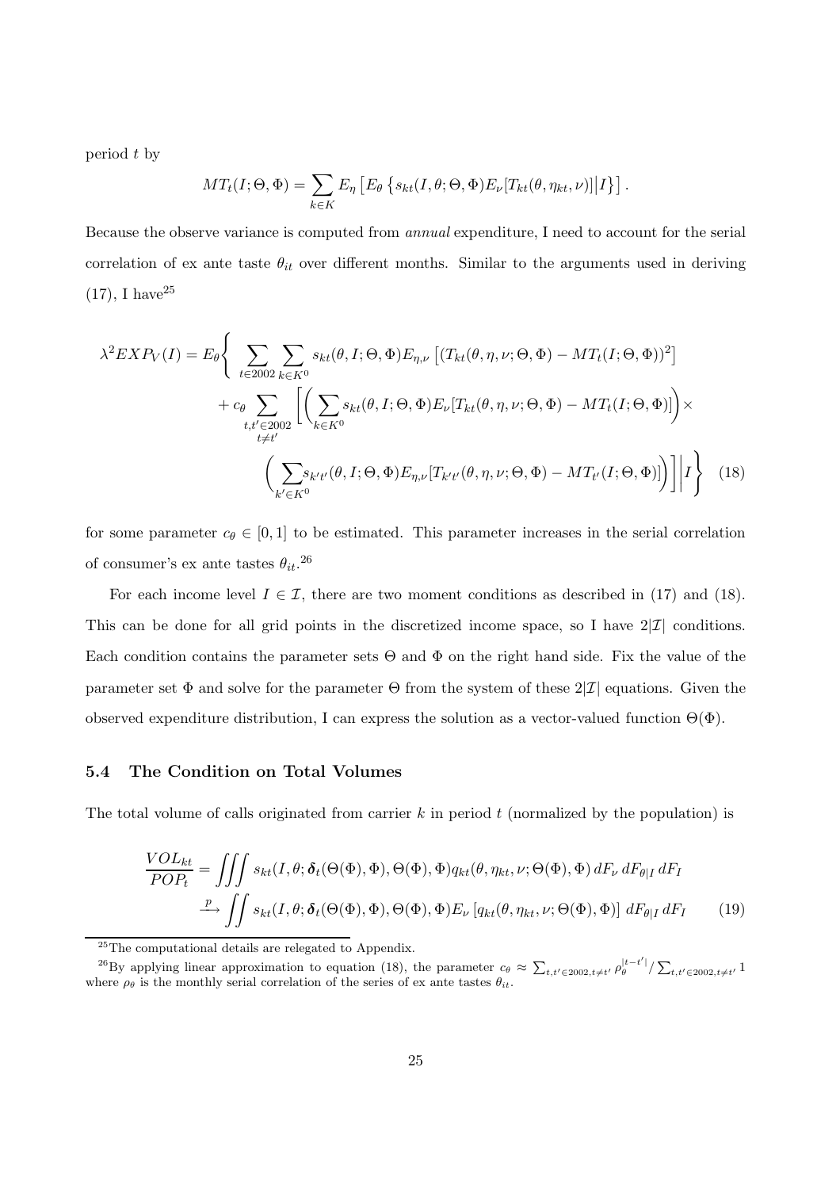period $t$ by

$$MT_t(I;\Theta,\Phi) = \sum_{k\in K} E_\eta \left[ E_\theta \left\{ s_{kt}(I,\theta;\Theta,\Phi) E_\nu[T_{kt}(\theta,\eta_{kt},\nu)] \middle| I \right\} \right].$$

Because the observe variance is computed from *annual* expenditure, I need to account for the serial correlation of ex ante taste $\theta_{it}$ over different months. Similar to the arguments used in deriving (17), I have[25]

$$\begin{aligned}
\lambda^2 EXP_V(I) = E_\theta \Bigg\{ & \sum_{t\in 2002} \sum_{k\in K^0} s_{kt}(\theta, I;\Theta,\Phi) E_{\eta,\nu}\left[ (T_{kt}(\theta,\eta,\nu;\Theta,\Phi) - MT_t(I;\Theta,\Phi))^2 \right] \\
& + c_\theta \sum_{\substack{t,t'\in 2002 \\ t\neq t'}} \Bigg[ \Bigg( \sum_{k\in K^0} s_{kt}(\theta,I;\Theta,\Phi) E_\nu[T_{kt}(\theta,\eta,\nu;\Theta,\Phi) - MT_t(I;\Theta,\Phi)] \Bigg) \times \\
& \qquad \Bigg( \sum_{k'\in K^0} s_{k't'}(\theta,I;\Theta,\Phi) E_{\eta,\nu}[T_{k't'}(\theta,\eta,\nu;\Theta,\Phi) - MT_{t'}(I;\Theta,\Phi)] \Bigg) \Bigg] \Bigg| I \Bigg\} \quad (18)
\end{aligned}$$

for some parameter $c_\theta \in [0,1]$ to be estimated. This parameter increases in the serial correlation of consumer's ex ante tastes $\theta_{it}$.[26]

For each income level $I \in \mathcal{I}$, there are two moment conditions as described in (17) and (18). This can be done for all grid points in the discretized income space, so I have $2|\mathcal{I}|$ conditions. Each condition contains the parameter sets $\Theta$ and $\Phi$ on the right hand side. Fix the value of the parameter set $\Phi$ and solve for the parameter $\Theta$ from the system of these $2|\mathcal{I}|$ equations. Given the observed expenditure distribution, I can express the solution as a vector-valued function $\Theta(\Phi)$.

### 5.4 The Condition on Total Volumes

The total volume of calls originated from carrier $k$ in period $t$ (normalized by the population) is

$$\begin{aligned}
\frac{VOL_{kt}}{POP_t} &= \iiint s_{kt}(I,\theta;\boldsymbol{\delta}_t(\Theta(\Phi),\Phi),\Theta(\Phi),\Phi) q_{kt}(\theta,\eta_{kt},\nu;\Theta(\Phi),\Phi)\, dF_\nu\, dF_{\theta|I}\, dF_I \\
&\xrightarrow{p} \iint s_{kt}(I,\theta;\boldsymbol{\delta}_t(\Theta(\Phi),\Phi),\Theta(\Phi),\Phi) E_\nu\left[ q_{kt}(\theta,\eta_{kt},\nu;\Theta(\Phi),\Phi) \right] dF_{\theta|I}\, dF_I \qquad (19)
\end{aligned}$$

---

[25] The computational details are relegated to Appendix.

[26] By applying linear approximation to equation (18), the parameter $c_\theta \approx \sum_{t,t'\in 2002, t\neq t'} \rho_\theta^{|t-t'|} / \sum_{t,t'\in 2002, t\neq t'} 1$ where $\rho_\theta$ is the monthly serial correlation of the series of ex ante tastes $\theta_{it}$.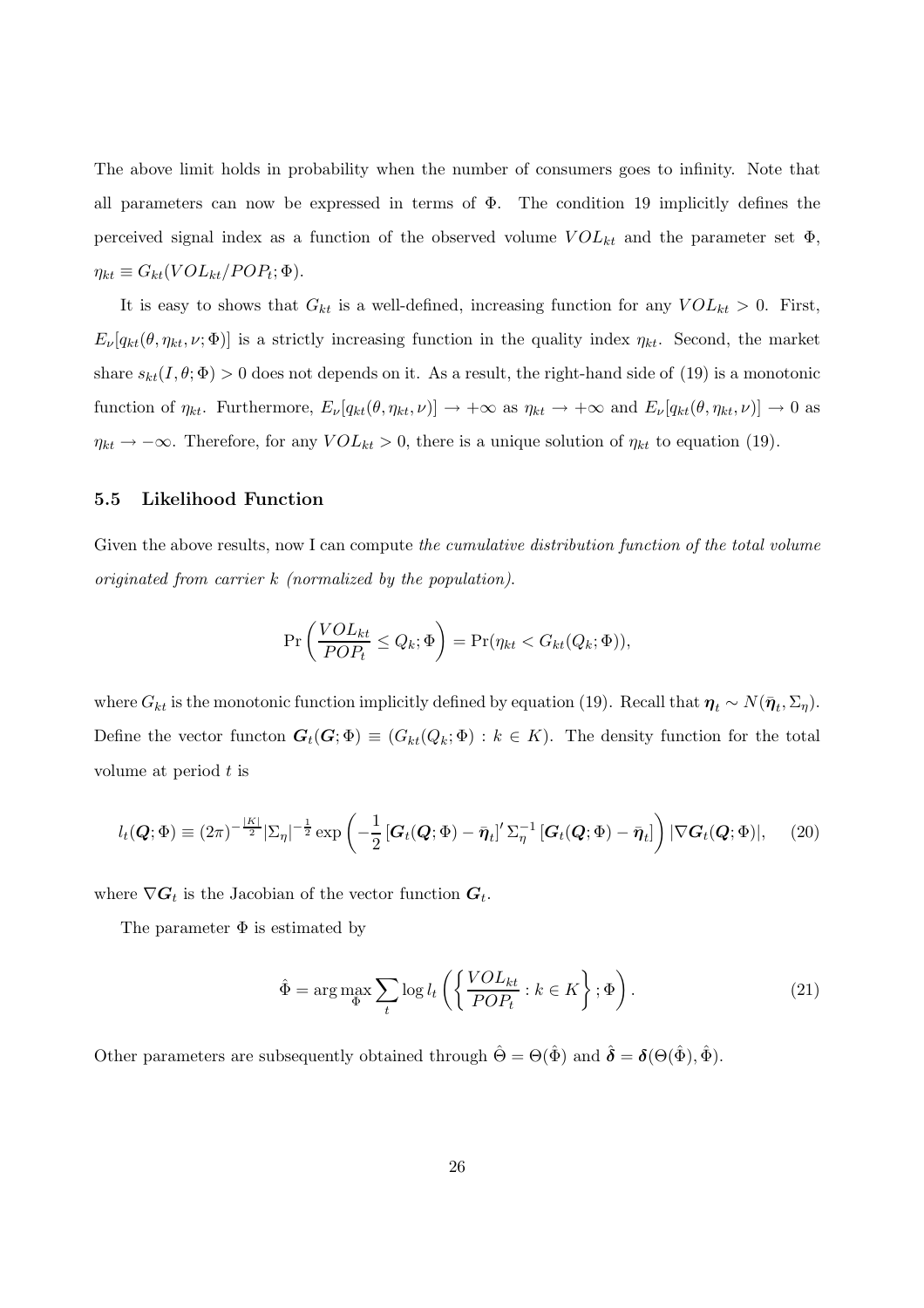The above limit holds in probability when the number of consumers goes to infinity. Note that all parameters can now be expressed in terms of $\Phi$. The condition 19 implicitly defines the perceived signal index as a function of the observed volume $VOL_{kt}$ and the parameter set $\Phi$, $\eta_{kt} \equiv G_{kt}(VOL_{kt}/POP_t; \Phi)$.

It is easy to shows that $G_{kt}$ is a well-defined, increasing function for any $VOL_{kt} > 0$. First, $E_\nu[q_{kt}(\theta, \eta_{kt}, \nu; \Phi)]$ is a strictly increasing function in the quality index $\eta_{kt}$. Second, the market share $s_{kt}(I, \theta; \Phi) > 0$ does not depends on it. As a result, the right-hand side of (19) is a monotonic function of $\eta_{kt}$. Furthermore, $E_\nu[q_{kt}(\theta, \eta_{kt}, \nu)] \to +\infty$ as $\eta_{kt} \to +\infty$ and $E_\nu[q_{kt}(\theta, \eta_{kt}, \nu)] \to 0$ as $\eta_{kt} \to -\infty$. Therefore, for any $VOL_{kt} > 0$, there is a unique solution of $\eta_{kt}$ to equation (19).

### 5.5 Likelihood Function

Given the above results, now I can compute *the cumulative distribution function of the total volume originated from carrier k (normalized by the population).*

$$\Pr\left(\frac{VOL_{kt}}{POP_t} \leq Q_k; \Phi\right) = \Pr(\eta_{kt} < G_{kt}(Q_k; \Phi)),$$

where $G_{kt}$ is the monotonic function implicitly defined by equation (19). Recall that $\boldsymbol{\eta}_t \sim N(\bar{\boldsymbol{\eta}}_t, \Sigma_\eta)$. Define the vector functon $\boldsymbol{G}_t(\boldsymbol{G}; \Phi) \equiv (G_{kt}(Q_k; \Phi) : k \in K)$. The density function for the total volume at period $t$ is

$$l_t(\boldsymbol{Q}; \Phi) \equiv (2\pi)^{-\frac{|K|}{2}} |\Sigma_\eta|^{-\frac{1}{2}} \exp\left(-\frac{1}{2}\left[\boldsymbol{G}_t(\boldsymbol{Q}; \Phi) - \bar{\boldsymbol{\eta}}_t\right]' \Sigma_\eta^{-1} \left[\boldsymbol{G}_t(\boldsymbol{Q}; \Phi) - \bar{\boldsymbol{\eta}}_t\right]\right) |\nabla \boldsymbol{G}_t(\boldsymbol{Q}; \Phi)|, \quad (20)$$

where $\nabla \boldsymbol{G}_t$ is the Jacobian of the vector function $\boldsymbol{G}_t$.

The parameter $\Phi$ is estimated by

$$\hat{\Phi} = \arg\max_{\Phi} \sum_t \log l_t\left(\left\{\frac{VOL_{kt}}{POP_t} : k \in K\right\}; \Phi\right). \quad (21)$$

Other parameters are subsequently obtained through $\hat{\Theta} = \Theta(\hat{\Phi})$ and $\hat{\boldsymbol{\delta}} = \boldsymbol{\delta}(\Theta(\hat{\Phi}), \hat{\Phi})$.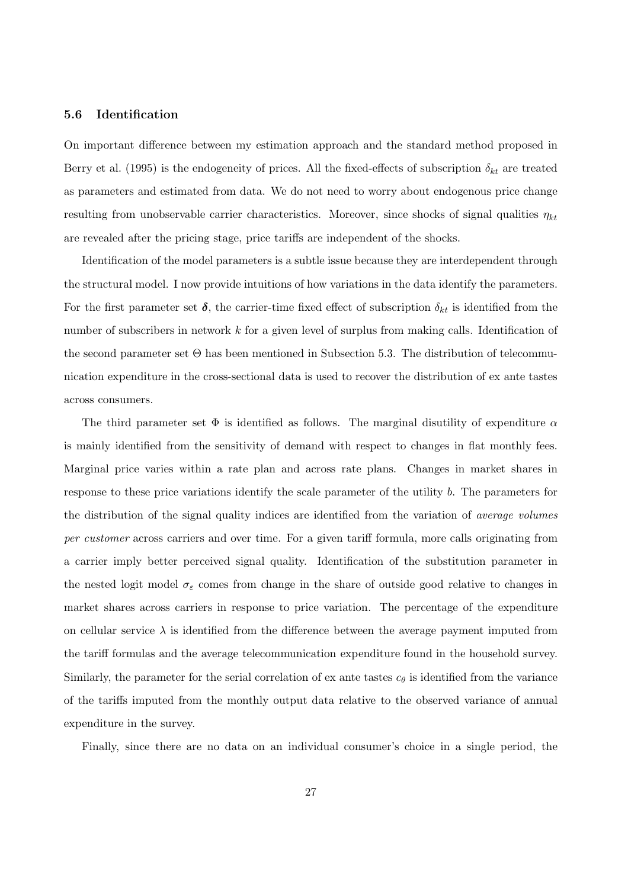### 5.6 Identification

On important difference between my estimation approach and the standard method proposed in Berry et al. (1995) is the endogeneity of prices. All the fixed-effects of subscription $\delta_{kt}$ are treated as parameters and estimated from data. We do not need to worry about endogenous price change resulting from unobservable carrier characteristics. Moreover, since shocks of signal qualities $\eta_{kt}$ are revealed after the pricing stage, price tariffs are independent of the shocks.

Identification of the model parameters is a subtle issue because they are interdependent through the structural model. I now provide intuitions of how variations in the data identify the parameters. For the first parameter set $\boldsymbol{\delta}$, the carrier-time fixed effect of subscription $\delta_{kt}$ is identified from the number of subscribers in network $k$ for a given level of surplus from making calls. Identification of the second parameter set $\Theta$ has been mentioned in Subsection 5.3. The distribution of telecommunication expenditure in the cross-sectional data is used to recover the distribution of ex ante tastes across consumers.

The third parameter set $\Phi$ is identified as follows. The marginal disutility of expenditure $\alpha$ is mainly identified from the sensitivity of demand with respect to changes in flat monthly fees. Marginal price varies within a rate plan and across rate plans. Changes in market shares in response to these price variations identify the scale parameter of the utility $b$. The parameters for the distribution of the signal quality indices are identified from the variation of *average volumes per customer* across carriers and over time. For a given tariff formula, more calls originating from a carrier imply better perceived signal quality. Identification of the substitution parameter in the nested logit model $\sigma_\varepsilon$ comes from change in the share of outside good relative to changes in market shares across carriers in response to price variation. The percentage of the expenditure on cellular service $\lambda$ is identified from the difference between the average payment imputed from the tariff formulas and the average telecommunication expenditure found in the household survey. Similarly, the parameter for the serial correlation of ex ante tastes $c_\theta$ is identified from the variance of the tariffs imputed from the monthly output data relative to the observed variance of annual expenditure in the survey.

Finally, since there are no data on an individual consumer's choice in a single period, the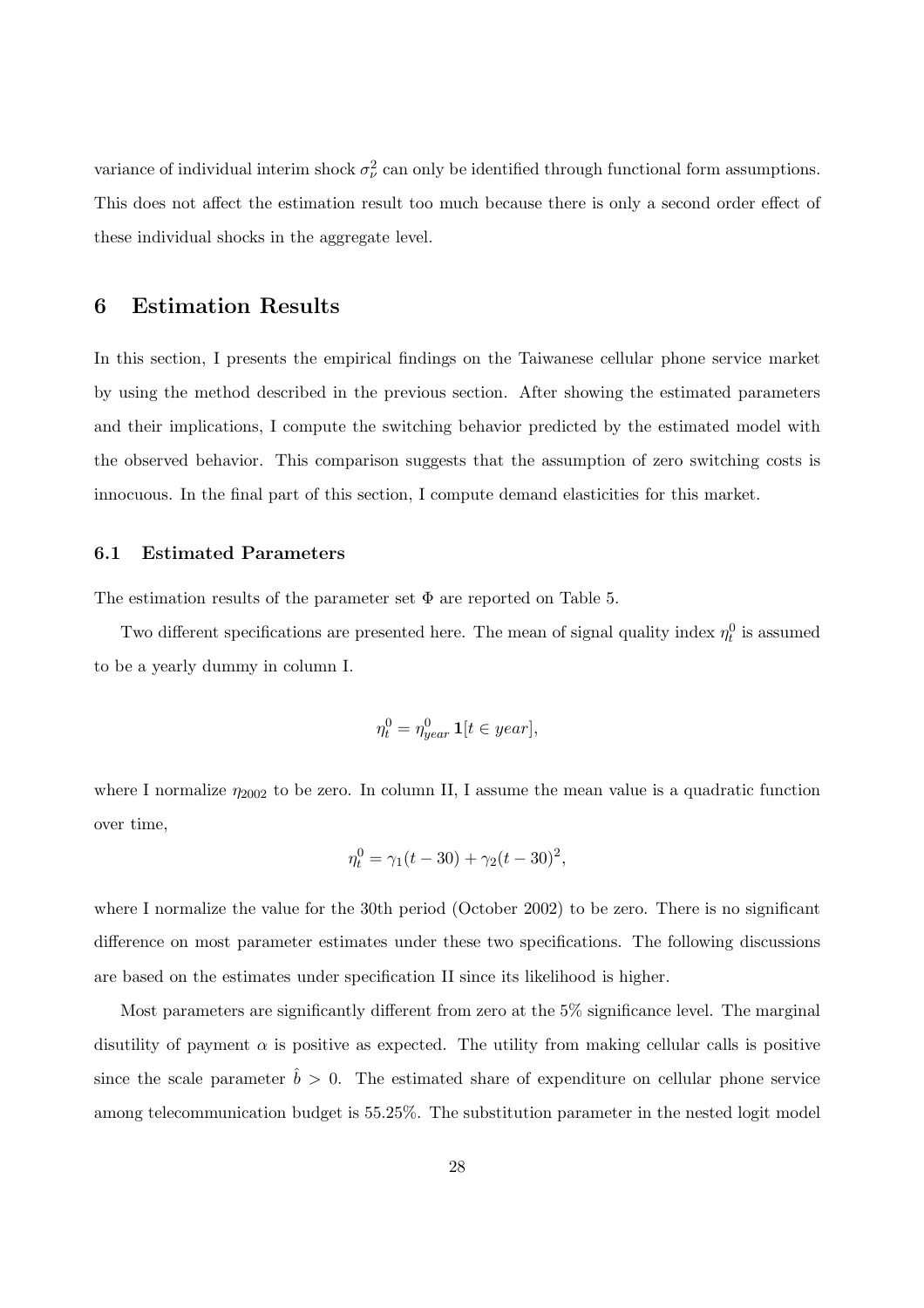variance of individual interim shock $\sigma_\nu^2$ can only be identified through functional form assumptions. This does not affect the estimation result too much because there is only a second order effect of these individual shocks in the aggregate level.

# 6 Estimation Results

In this section, I presents the empirical findings on the Taiwanese cellular phone service market by using the method described in the previous section. After showing the estimated parameters and their implications, I compute the switching behavior predicted by the estimated model with the observed behavior. This comparison suggests that the assumption of zero switching costs is innocuous. In the final part of this section, I compute demand elasticities for this market.

## 6.1 Estimated Parameters

The estimation results of the parameter set $\Phi$ are reported on Table 5.

Two different specifications are presented here. The mean of signal quality index $\eta_t^0$ is assumed to be a yearly dummy in column I.

$$\eta_t^0 = \eta_{year}^0 \, \mathbf{1}[t \in year],$$

where I normalize $\eta_{2002}$ to be zero. In column II, I assume the mean value is a quadratic function over time,

$$\eta_t^0 = \gamma_1(t-30) + \gamma_2(t-30)^2,$$

where I normalize the value for the 30th period (October 2002) to be zero. There is no significant difference on most parameter estimates under these two specifications. The following discussions are based on the estimates under specification II since its likelihood is higher.

Most parameters are significantly different from zero at the 5% significance level. The marginal disutility of payment $\alpha$ is positive as expected. The utility from making cellular calls is positive since the scale parameter $\hat{b} > 0$. The estimated share of expenditure on cellular phone service among telecommunication budget is 55.25%. The substitution parameter in the nested logit model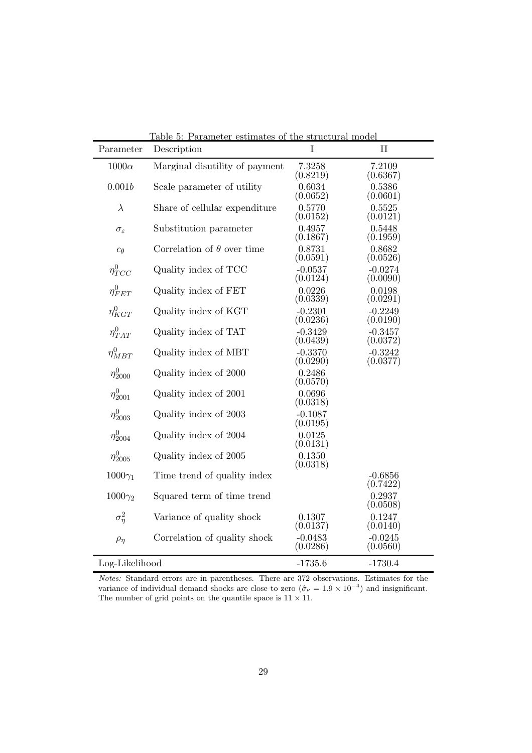Table 5: Parameter estimates of the structural model

| Parameter | Description | I | II |
|---|---|---|---|
| $1000\alpha$ | Marginal disutility of payment | 7.3258 (0.8219) | 7.2109 (0.6367) |
| $0.001b$ | Scale parameter of utility | 0.6034 (0.0652) | 0.5386 (0.0601) |
| $\lambda$ | Share of cellular expenditure | 0.5770 (0.0152) | 0.5525 (0.0121) |
| $\sigma_\varepsilon$ | Substitution parameter | 0.4957 (0.1867) | 0.5448 (0.1959) |
| $c_\theta$ | Correlation of $\theta$ over time | 0.8731 (0.0591) | 0.8682 (0.0526) |
| $\eta^0_{TCC}$ | Quality index of TCC | -0.0537 (0.0124) | -0.0274 (0.0090) |
| $\eta^0_{FET}$ | Quality index of FET | 0.0226 (0.0339) | 0.0198 (0.0291) |
| $\eta^0_{KGT}$ | Quality index of KGT | -0.2301 (0.0236) | -0.2249 (0.0190) |
| $\eta^0_{TAT}$ | Quality index of TAT | -0.3429 (0.0439) | -0.3457 (0.0372) |
| $\eta^0_{MBT}$ | Quality index of MBT | -0.3370 (0.0290) | -0.3242 (0.0377) |
| $\eta^0_{2000}$ | Quality index of 2000 | 0.2486 (0.0570) | |
| $\eta^0_{2001}$ | Quality index of 2001 | 0.0696 (0.0318) | |
| $\eta^0_{2003}$ | Quality index of 2003 | -0.1087 (0.0195) | |
| $\eta^0_{2004}$ | Quality index of 2004 | 0.0125 (0.0131) | |
| $\eta^0_{2005}$ | Quality index of 2005 | 0.1350 (0.0318) | |
| $1000\gamma_1$ | Time trend of quality index | | -0.6856 (0.7422) |
| $1000\gamma_2$ | Squared term of time trend | | 0.2937 (0.0508) |
| $\sigma^2_\eta$ | Variance of quality shock | 0.1307 (0.0137) | 0.1247 (0.0140) |
| $\rho_\eta$ | Correlation of quality shock | -0.0483 (0.0286) | -0.0245 (0.0560) |
| Log-Likelihood | | -1735.6 | -1730.4 |

*Notes:* Standard errors are in parentheses. There are 372 observations. Estimates for the variance of individual demand shocks are close to zero ($\hat{\sigma}_\nu = 1.9 \times 10^{-4}$) and insignificant. The number of grid points on the quantile space is $11 \times 11$.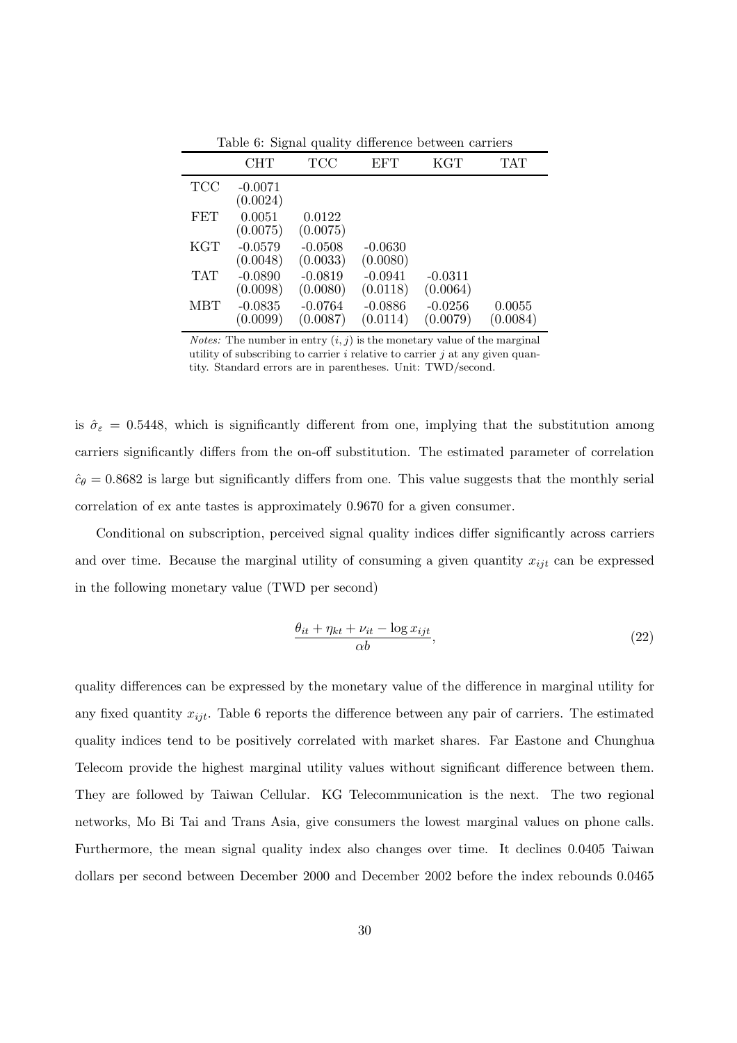Table 6: Signal quality difference between carriers

|  | CHT | TCC | EFT | KGT | TAT |
|---|---|---|---|---|---|
| TCC | -0.0071 (0.0024) |  |  |  |  |
| FET | 0.0051 (0.0075) | 0.0122 (0.0075) |  |  |  |
| KGT | -0.0579 (0.0048) | -0.0508 (0.0033) | -0.0630 (0.0080) |  |  |
| TAT | -0.0890 (0.0098) | -0.0819 (0.0080) | -0.0941 (0.0118) | -0.0311 (0.0064) |  |
| MBT | -0.0835 (0.0099) | -0.0764 (0.0087) | -0.0886 (0.0114) | -0.0256 (0.0079) | 0.0055 (0.0084) |

*Notes:* The number in entry $(i, j)$ is the monetary value of the marginal utility of subscribing to carrier $i$ relative to carrier $j$ at any given quantity. Standard errors are in parentheses. Unit: TWD/second.

is $\hat{\sigma}_\varepsilon = 0.5448$, which is significantly different from one, implying that the substitution among carriers significantly differs from the on-off substitution. The estimated parameter of correlation $\hat{c}_\theta = 0.8682$ is large but significantly differs from one. This value suggests that the monthly serial correlation of ex ante tastes is approximately 0.9670 for a given consumer.

Conditional on subscription, perceived signal quality indices differ significantly across carriers and over time. Because the marginal utility of consuming a given quantity $x_{ijt}$ can be expressed in the following monetary value (TWD per second)

$$\frac{\theta_{it} + \eta_{kt} + \nu_{it} - \log x_{ijt}}{\alpha b}, \tag{22}$$

quality differences can be expressed by the monetary value of the difference in marginal utility for any fixed quantity $x_{ijt}$. Table 6 reports the difference between any pair of carriers. The estimated quality indices tend to be positively correlated with market shares. Far Eastone and Chunghua Telecom provide the highest marginal utility values without significant difference between them. They are followed by Taiwan Cellular. KG Telecommunication is the next. The two regional networks, Mo Bi Tai and Trans Asia, give consumers the lowest marginal values on phone calls. Furthermore, the mean signal quality index also changes over time. It declines 0.0405 Taiwan dollars per second between December 2000 and December 2002 before the index rebounds 0.0465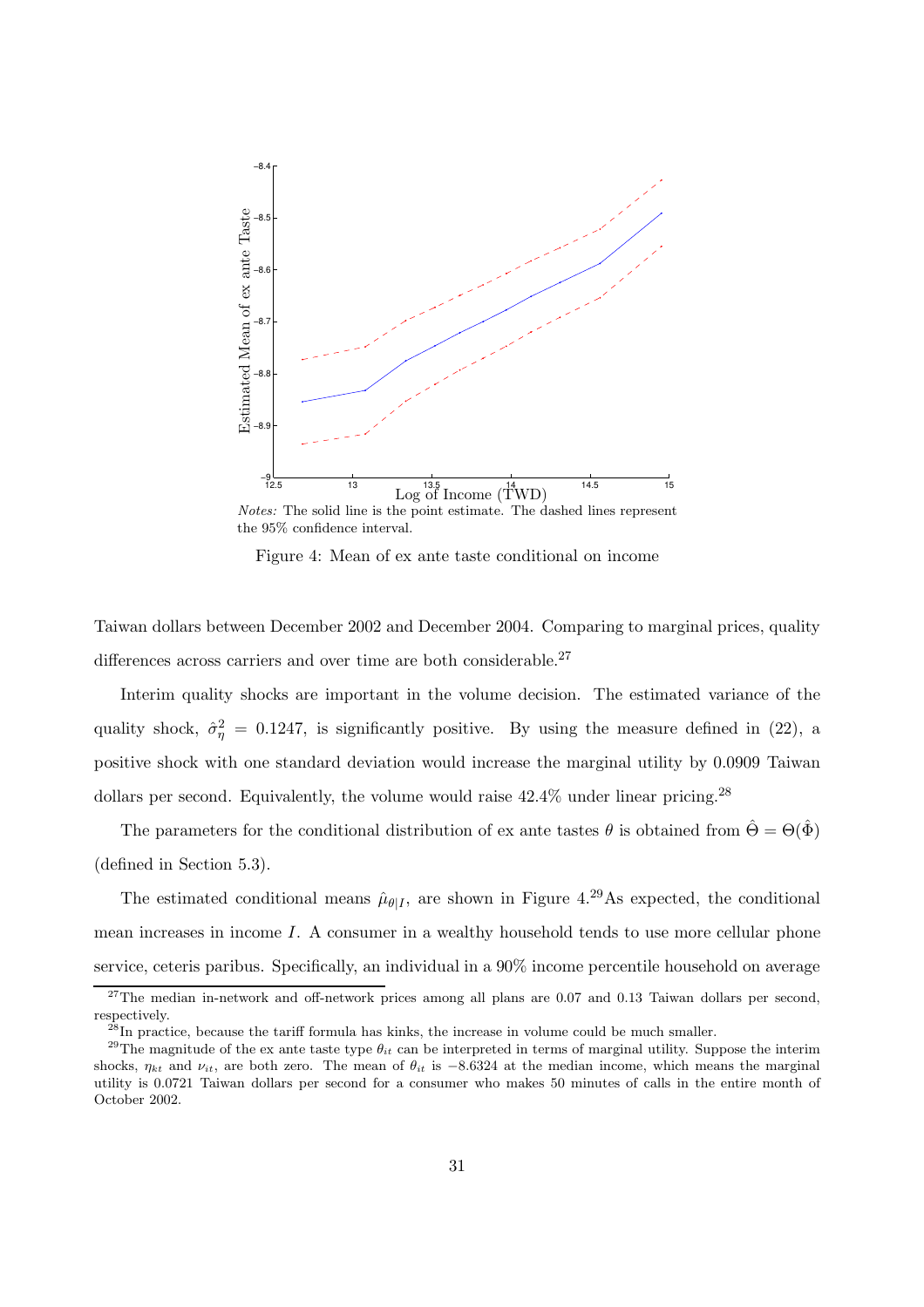*Notes:* The solid line is the point estimate. The dashed lines represent the 95% confidence interval.

Figure 4: Mean of ex ante taste conditional on income

Taiwan dollars between December 2002 and December 2004. Comparing to marginal prices, quality differences across carriers and over time are both considerable.[27]

Interim quality shocks are important in the volume decision. The estimated variance of the quality shock, $\hat{\sigma}_\eta^2 = 0.1247$, is significantly positive. By using the measure defined in (22), a positive shock with one standard deviation would increase the marginal utility by 0.0909 Taiwan dollars per second. Equivalently, the volume would raise 42.4% under linear pricing.[28]

The parameters for the conditional distribution of ex ante tastes $\theta$ is obtained from $\hat{\Theta} = \Theta(\hat{\Phi})$ (defined in Section 5.3).

The estimated conditional means $\hat{\mu}_{\theta|I}$, are shown in Figure 4.[29]As expected, the conditional mean increases in income $I$. A consumer in a wealthy household tends to use more cellular phone service, ceteris paribus. Specifically, an individual in a 90% income percentile household on average

[27]The median in-network and off-network prices among all plans are 0.07 and 0.13 Taiwan dollars per second, respectively.

[28]In practice, because the tariff formula has kinks, the increase in volume could be much smaller.

[29]The magnitude of the ex ante taste type $\theta_{it}$ can be interpreted in terms of marginal utility. Suppose the interim shocks, $\eta_{kt}$ and $\nu_{it}$, are both zero. The mean of $\theta_{it}$ is $-8.6324$ at the median income, which means the marginal utility is 0.0721 Taiwan dollars per second for a consumer who makes 50 minutes of calls in the entire month of October 2002.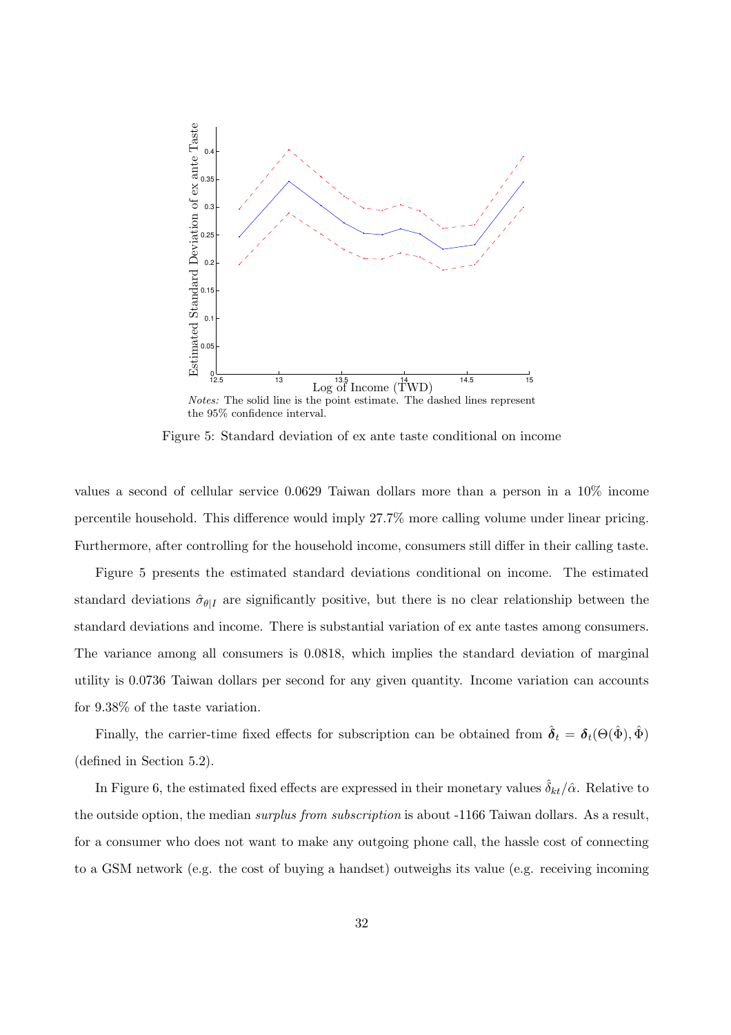*Notes:* The solid line is the point estimate. The dashed lines represent the 95% confidence interval.

Figure 5: Standard deviation of ex ante taste conditional on income

values a second of cellular service 0.0629 Taiwan dollars more than a person in a 10% income percentile household. This difference would imply 27.7% more calling volume under linear pricing. Furthermore, after controlling for the household income, consumers still differ in their calling taste.

Figure 5 presents the estimated standard deviations conditional on income. The estimated standard deviations $\hat{\sigma}_{\theta|I}$ are significantly positive, but there is no clear relationship between the standard deviations and income. There is substantial variation of ex ante tastes among consumers. The variance among all consumers is 0.0818, which implies the standard deviation of marginal utility is 0.0736 Taiwan dollars per second for any given quantity. Income variation can accounts for 9.38% of the taste variation.

Finally, the carrier-time fixed effects for subscription can be obtained from $\hat{\boldsymbol{\delta}}_t = \boldsymbol{\delta}_t(\Theta(\hat{\Phi}), \hat{\Phi})$ (defined in Section 5.2).

In Figure 6, the estimated fixed effects are expressed in their monetary values $\hat{\delta}_{kt}/\hat{\alpha}$. Relative to the outside option, the median *surplus from subscription* is about -1166 Taiwan dollars. As a result, for a consumer who does not want to make any outgoing phone call, the hassle cost of connecting to a GSM network (e.g. the cost of buying a handset) outweighs its value (e.g. receiving incoming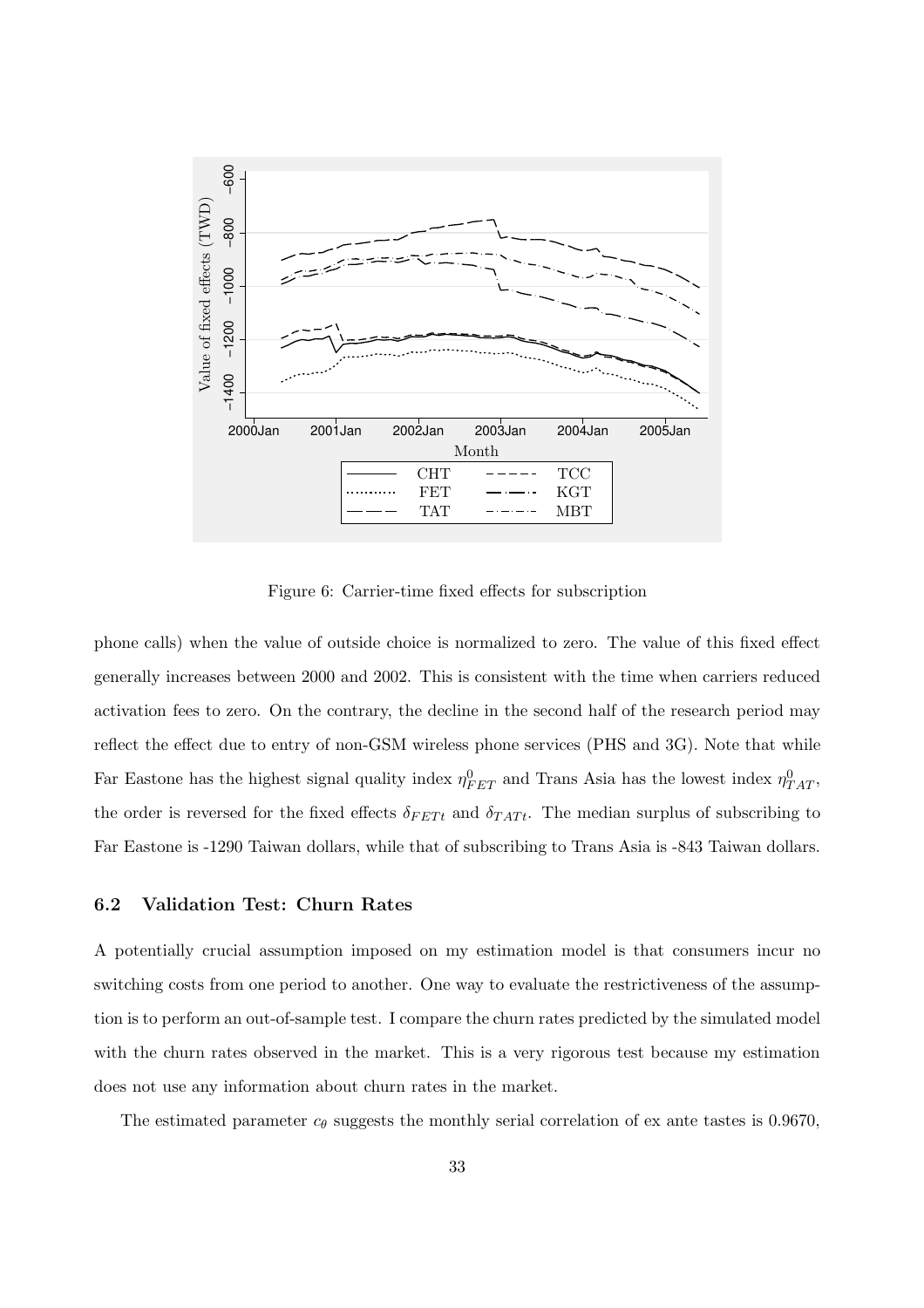Figure 6: Carrier-time fixed effects for subscription

phone calls) when the value of outside choice is normalized to zero. The value of this fixed effect generally increases between 2000 and 2002. This is consistent with the time when carriers reduced activation fees to zero. On the contrary, the decline in the second half of the research period may reflect the effect due to entry of non-GSM wireless phone services (PHS and 3G). Note that while Far Eastone has the highest signal quality index $\eta^0_{FET}$ and Trans Asia has the lowest index $\eta^0_{TAT}$, the order is reversed for the fixed effects $\delta_{FETt}$ and $\delta_{TATt}$. The median surplus of subscribing to Far Eastone is -1290 Taiwan dollars, while that of subscribing to Trans Asia is -843 Taiwan dollars.

### 6.2 Validation Test: Churn Rates

A potentially crucial assumption imposed on my estimation model is that consumers incur no switching costs from one period to another. One way to evaluate the restrictiveness of the assumption is to perform an out-of-sample test. I compare the churn rates predicted by the simulated model with the churn rates observed in the market. This is a very rigorous test because my estimation does not use any information about churn rates in the market.

The estimated parameter $c_\theta$ suggests the monthly serial correlation of ex ante tastes is 0.9670,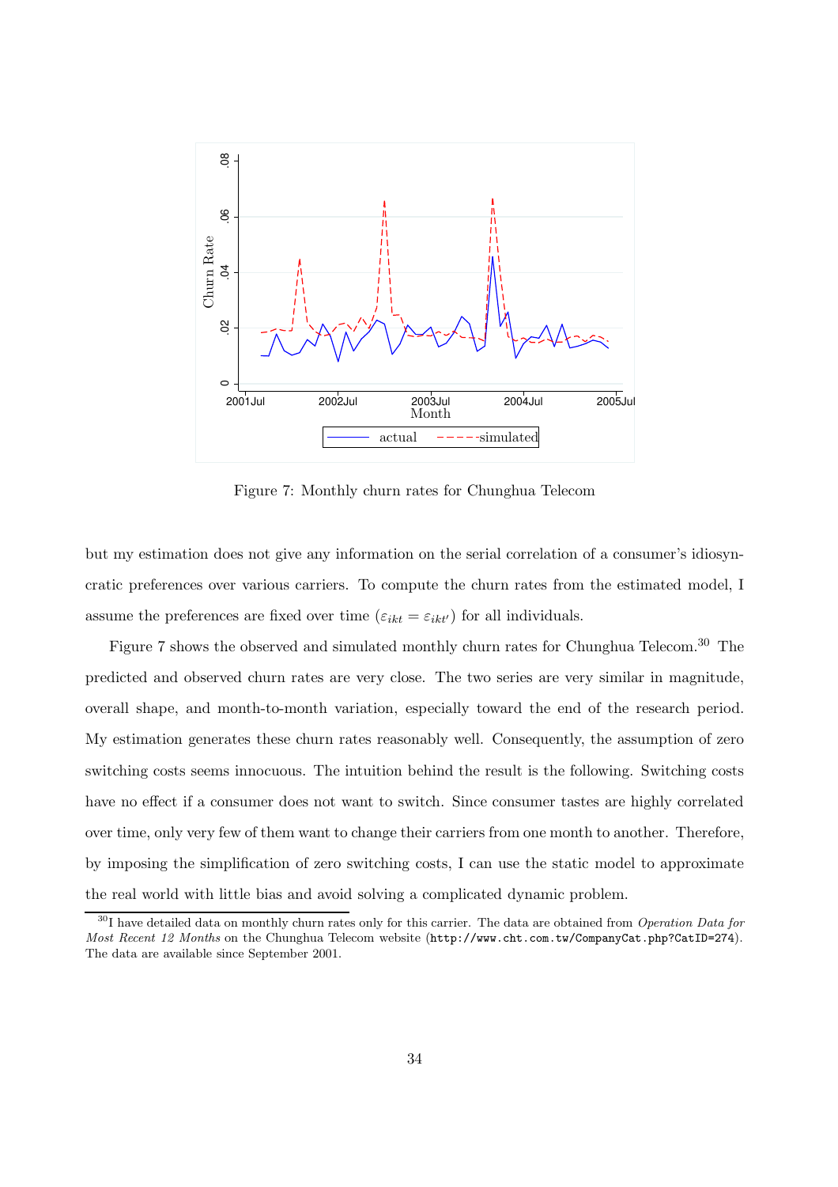Figure 7: Monthly churn rates for Chunghua Telecom

but my estimation does not give any information on the serial correlation of a consumer's idiosyncratic preferences over various carriers. To compute the churn rates from the estimated model, I assume the preferences are fixed over time ($\varepsilon_{ikt} = \varepsilon_{ikt'}$) for all individuals.

Figure 7 shows the observed and simulated monthly churn rates for Chunghua Telecom.[30] The predicted and observed churn rates are very close. The two series are very similar in magnitude, overall shape, and month-to-month variation, especially toward the end of the research period. My estimation generates these churn rates reasonably well. Consequently, the assumption of zero switching costs seems innocuous. The intuition behind the result is the following. Switching costs have no effect if a consumer does not want to switch. Since consumer tastes are highly correlated over time, only very few of them want to change their carriers from one month to another. Therefore, by imposing the simplification of zero switching costs, I can use the static model to approximate the real world with little bias and avoid solving a complicated dynamic problem.

[30] I have detailed data on monthly churn rates only for this carrier. The data are obtained from *Operation Data for Most Recent 12 Months* on the Chunghua Telecom website (`http://www.cht.com.tw/CompanyCat.php?CatID=274`). The data are available since September 2001.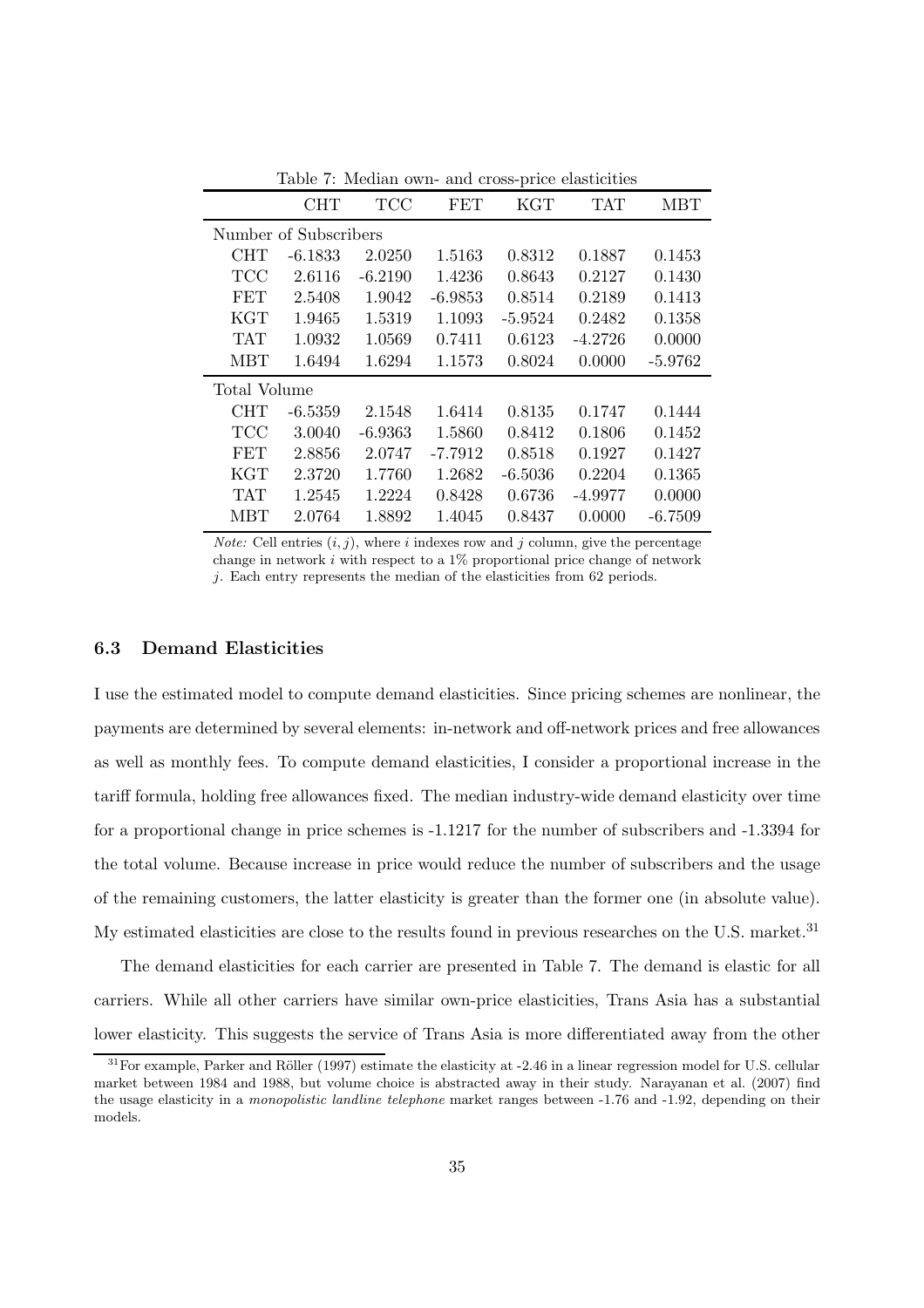Table 7: Median own- and cross-price elasticities

| | CHT | TCC | FET | KGT | TAT | MBT |
|---|---|---|---|---|---|---|
| Number of Subscribers | | | | | | |
| CHT | -6.1833 | 2.0250 | 1.5163 | 0.8312 | 0.1887 | 0.1453 |
| TCC | 2.6116 | -6.2190 | 1.4236 | 0.8643 | 0.2127 | 0.1430 |
| FET | 2.5408 | 1.9042 | -6.9853 | 0.8514 | 0.2189 | 0.1413 |
| KGT | 1.9465 | 1.5319 | 1.1093 | -5.9524 | 0.2482 | 0.1358 |
| TAT | 1.0932 | 1.0569 | 0.7411 | 0.6123 | -4.2726 | 0.0000 |
| MBT | 1.6494 | 1.6294 | 1.1573 | 0.8024 | 0.0000 | -5.9762 |
| Total Volume | | | | | | |
| CHT | -6.5359 | 2.1548 | 1.6414 | 0.8135 | 0.1747 | 0.1444 |
| TCC | 3.0040 | -6.9363 | 1.5860 | 0.8412 | 0.1806 | 0.1452 |
| FET | 2.8856 | 2.0747 | -7.7912 | 0.8518 | 0.1927 | 0.1427 |
| KGT | 2.3720 | 1.7760 | 1.2682 | -6.5036 | 0.2204 | 0.1365 |
| TAT | 1.2545 | 1.2224 | 0.8428 | 0.6736 | -4.9977 | 0.0000 |
| MBT | 2.0764 | 1.8892 | 1.4045 | 0.8437 | 0.0000 | -6.7509 |

*Note:* Cell entries $(i, j)$, where $i$ indexes row and $j$ column, give the percentage change in network $i$ with respect to a 1% proportional price change of network $j$. Each entry represents the median of the elasticities from 62 periods.

### 6.3 Demand Elasticities

I use the estimated model to compute demand elasticities. Since pricing schemes are nonlinear, the payments are determined by several elements: in-network and off-network prices and free allowances as well as monthly fees. To compute demand elasticities, I consider a proportional increase in the tariff formula, holding free allowances fixed. The median industry-wide demand elasticity over time for a proportional change in price schemes is -1.1217 for the number of subscribers and -1.3394 for the total volume. Because increase in price would reduce the number of subscribers and the usage of the remaining customers, the latter elasticity is greater than the former one (in absolute value). My estimated elasticities are close to the results found in previous researches on the U.S. market.[31]

The demand elasticities for each carrier are presented in Table 7. The demand is elastic for all carriers. While all other carriers have similar own-price elasticities, Trans Asia has a substantial lower elasticity. This suggests the service of Trans Asia is more differentiated away from the other

[31] For example, Parker and Röller (1997) estimate the elasticity at -2.46 in a linear regression model for U.S. cellular market between 1984 and 1988, but volume choice is abstracted away in their study. Narayanan et al. (2007) find the usage elasticity in a *monopolistic landline telephone* market ranges between -1.76 and -1.92, depending on their models.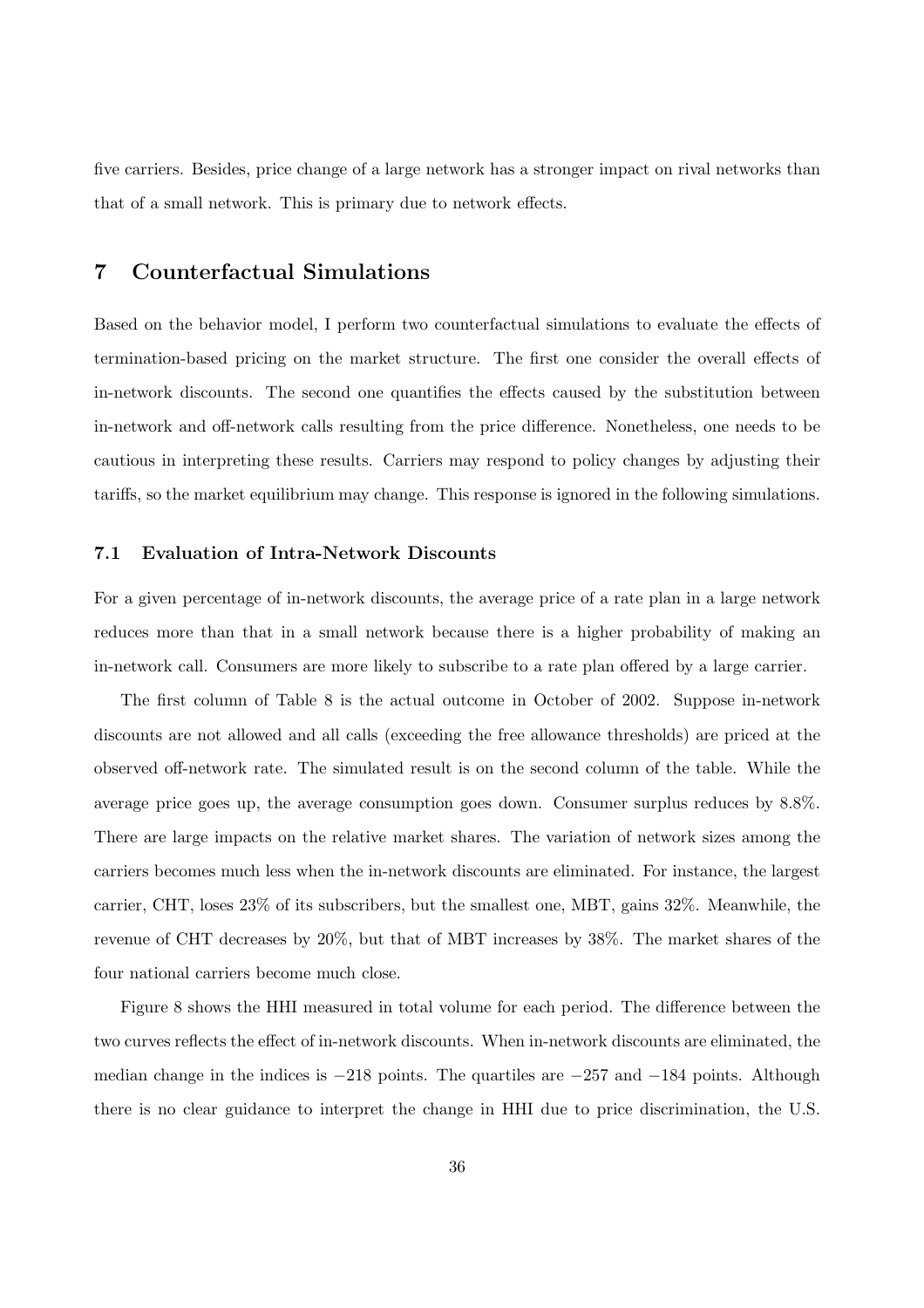five carriers. Besides, price change of a large network has a stronger impact on rival networks than that of a small network. This is primary due to network effects.

# 7 Counterfactual Simulations

Based on the behavior model, I perform two counterfactual simulations to evaluate the effects of termination-based pricing on the market structure. The first one consider the overall effects of in-network discounts. The second one quantifies the effects caused by the substitution between in-network and off-network calls resulting from the price difference. Nonetheless, one needs to be cautious in interpreting these results. Carriers may respond to policy changes by adjusting their tariffs, so the market equilibrium may change. This response is ignored in the following simulations.

## 7.1 Evaluation of Intra-Network Discounts

For a given percentage of in-network discounts, the average price of a rate plan in a large network reduces more than that in a small network because there is a higher probability of making an in-network call. Consumers are more likely to subscribe to a rate plan offered by a large carrier.

The first column of Table 8 is the actual outcome in October of 2002. Suppose in-network discounts are not allowed and all calls (exceeding the free allowance thresholds) are priced at the observed off-network rate. The simulated result is on the second column of the table. While the average price goes up, the average consumption goes down. Consumer surplus reduces by 8.8%. There are large impacts on the relative market shares. The variation of network sizes among the carriers becomes much less when the in-network discounts are eliminated. For instance, the largest carrier, CHT, loses 23% of its subscribers, but the smallest one, MBT, gains 32%. Meanwhile, the revenue of CHT decreases by 20%, but that of MBT increases by 38%. The market shares of the four national carriers become much close.

Figure 8 shows the HHI measured in total volume for each period. The difference between the two curves reflects the effect of in-network discounts. When in-network discounts are eliminated, the median change in the indices is $-218$ points. The quartiles are $-257$ and $-184$ points. Although there is no clear guidance to interpret the change in HHI due to price discrimination, the U.S.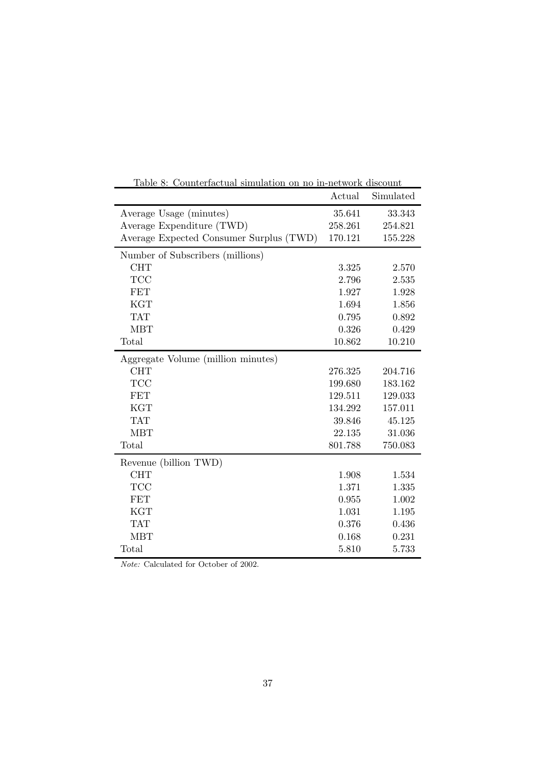Table 8: Counterfactual simulation on no in-network discount

| | Actual | Simulated |
|---|---|---|
| Average Usage (minutes) | 35.641 | 33.343 |
| Average Expenditure (TWD) | 258.261 | 254.821 |
| Average Expected Consumer Surplus (TWD) | 170.121 | 155.228 |
| Number of Subscribers (millions) | | |
| CHT | 3.325 | 2.570 |
| TCC | 2.796 | 2.535 |
| FET | 1.927 | 1.928 |
| KGT | 1.694 | 1.856 |
| TAT | 0.795 | 0.892 |
| MBT | 0.326 | 0.429 |
| Total | 10.862 | 10.210 |
| Aggregate Volume (million minutes) | | |
| CHT | 276.325 | 204.716 |
| TCC | 199.680 | 183.162 |
| FET | 129.511 | 129.033 |
| KGT | 134.292 | 157.011 |
| TAT | 39.846 | 45.125 |
| MBT | 22.135 | 31.036 |
| Total | 801.788 | 750.083 |
| Revenue (billion TWD) | | |
| CHT | 1.908 | 1.534 |
| TCC | 1.371 | 1.335 |
| FET | 0.955 | 1.002 |
| KGT | 1.031 | 1.195 |
| TAT | 0.376 | 0.436 |
| MBT | 0.168 | 0.231 |
| Total | 5.810 | 5.733 |

*Note:* Calculated for October of 2002.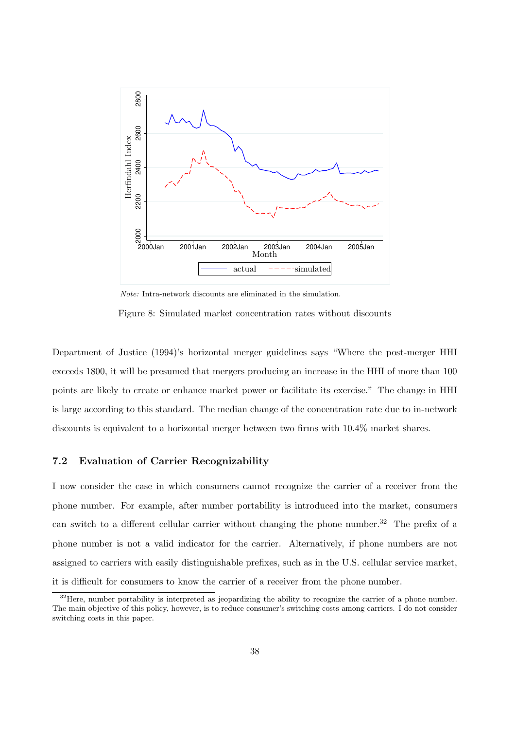*Note:* Intra-network discounts are eliminated in the simulation.

Figure 8: Simulated market concentration rates without discounts

Department of Justice (1994)'s horizontal merger guidelines says "Where the post-merger HHI exceeds 1800, it will be presumed that mergers producing an increase in the HHI of more than 100 points are likely to create or enhance market power or facilitate its exercise." The change in HHI is large according to this standard. The median change of the concentration rate due to in-network discounts is equivalent to a horizontal merger between two firms with 10.4% market shares.

### 7.2 Evaluation of Carrier Recognizability

I now consider the case in which consumers cannot recognize the carrier of a receiver from the phone number. For example, after number portability is introduced into the market, consumers can switch to a different cellular carrier without changing the phone number.[32] The prefix of a phone number is not a valid indicator for the carrier. Alternatively, if phone numbers are not assigned to carriers with easily distinguishable prefixes, such as in the U.S. cellular service market, it is difficult for consumers to know the carrier of a receiver from the phone number.

[32] Here, number portability is interpreted as jeopardizing the ability to recognize the carrier of a phone number. The main objective of this policy, however, is to reduce consumer's switching costs among carriers. I do not consider switching costs in this paper.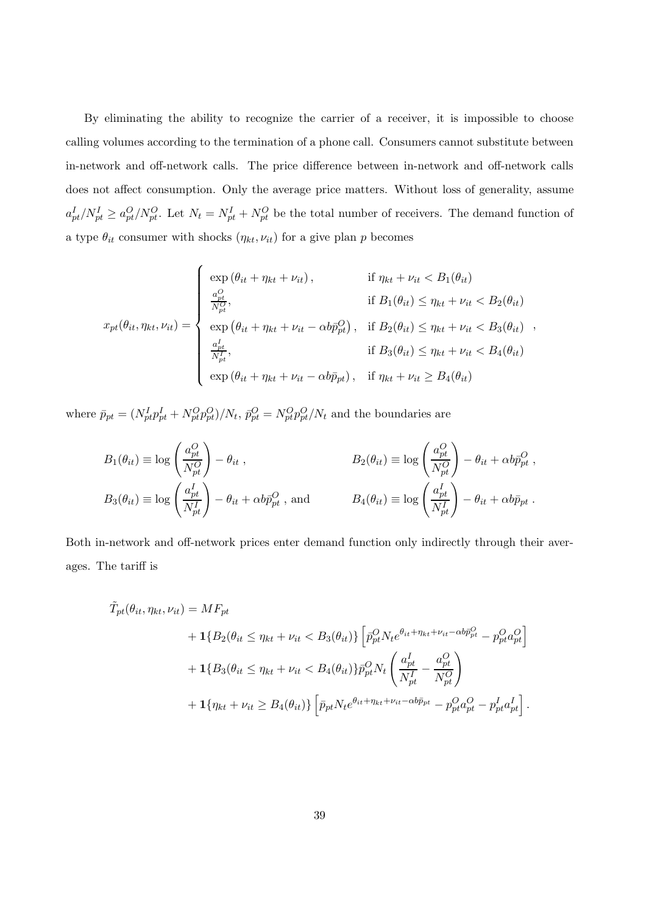By eliminating the ability to recognize the carrier of a receiver, it is impossible to choose calling volumes according to the termination of a phone call. Consumers cannot substitute between in-network and off-network calls. The price difference between in-network and off-network calls does not affect consumption. Only the average price matters. Without loss of generality, assume $a^I_{pt}/N^I_{pt} \geq a^O_{pt}/N^O_{pt}$. Let $N_t = N^I_{pt} + N^O_{pt}$ be the total number of receivers. The demand function of a type $\theta_{it}$ consumer with shocks $(\eta_{kt}, \nu_{it})$ for a give plan $p$ becomes

$$
x_{pt}(\theta_{it}, \eta_{kt}, \nu_{it}) = \begin{cases} \exp\left(\theta_{it} + \eta_{kt} + \nu_{it}\right), & \text{if } \eta_{kt} + \nu_{it} < B_1(\theta_{it}) \\ \frac{a^O_{pt}}{N^O_{pt}}, & \text{if } B_1(\theta_{it}) \leq \eta_{kt} + \nu_{it} < B_2(\theta_{it}) \\ \exp\left(\theta_{it} + \eta_{kt} + \nu_{it} - \alpha b \bar{p}^O_{pt}\right), & \text{if } B_2(\theta_{it}) \leq \eta_{kt} + \nu_{it} < B_3(\theta_{it}) \\ \frac{a^I_{pt}}{N^I_{pt}}, & \text{if } B_3(\theta_{it}) \leq \eta_{kt} + \nu_{it} < B_4(\theta_{it}) \\ \exp\left(\theta_{it} + \eta_{kt} + \nu_{it} - \alpha b \bar{p}_{pt}\right), & \text{if } \eta_{kt} + \nu_{it} \geq B_4(\theta_{it}) \end{cases},
$$

where $\bar{p}_{pt} = (N^I_{pt} p^I_{pt} + N^O_{pt} p^O_{pt})/N_t$, $\bar{p}^O_{pt} = N^O_{pt} p^O_{pt}/N_t$ and the boundaries are

$$
B_1(\theta_{it}) \equiv \log\left(\frac{a^O_{pt}}{N^O_{pt}}\right) - \theta_{it} \,, \qquad B_2(\theta_{it}) \equiv \log\left(\frac{a^O_{pt}}{N^O_{pt}}\right) - \theta_{it} + \alpha b \bar{p}^O_{pt} \,,
$$

$$
B_3(\theta_{it}) \equiv \log\left(\frac{a^I_{pt}}{N^I_{pt}}\right) - \theta_{it} + \alpha b \bar{p}^O_{pt} \text{ , and} \qquad B_4(\theta_{it}) \equiv \log\left(\frac{a^I_{pt}}{N^I_{pt}}\right) - \theta_{it} + \alpha b \bar{p}_{pt} \,.
$$

Both in-network and off-network prices enter demand function only indirectly through their averages. The tariff is

$$
\begin{aligned}
\tilde{T}_{pt}(\theta_{it}, \eta_{kt}, \nu_{it}) = {} & MF_{pt} \\
& + \mathbf{1}\{B_2(\theta_{it} \leq \eta_{kt} + \nu_{it} < B_3(\theta_{it})\} \left[\bar{p}^O_{pt} N_t e^{\theta_{it} + \eta_{kt} + \nu_{it} - \alpha b \bar{p}^O_{pt}} - p^O_{pt} a^O_{pt}\right] \\
& + \mathbf{1}\{B_3(\theta_{it} \leq \eta_{kt} + \nu_{it} < B_4(\theta_{it})\} \bar{p}^O_{pt} N_t \left(\frac{a^I_{pt}}{N^I_{pt}} - \frac{a^O_{pt}}{N^O_{pt}}\right) \\
& + \mathbf{1}\{\eta_{kt} + \nu_{it} \geq B_4(\theta_{it})\} \left[\bar{p}_{pt} N_t e^{\theta_{it} + \eta_{kt} + \nu_{it} - \alpha b \bar{p}_{pt}} - p^O_{pt} a^O_{pt} - p^I_{pt} a^I_{pt}\right].
\end{aligned}
$$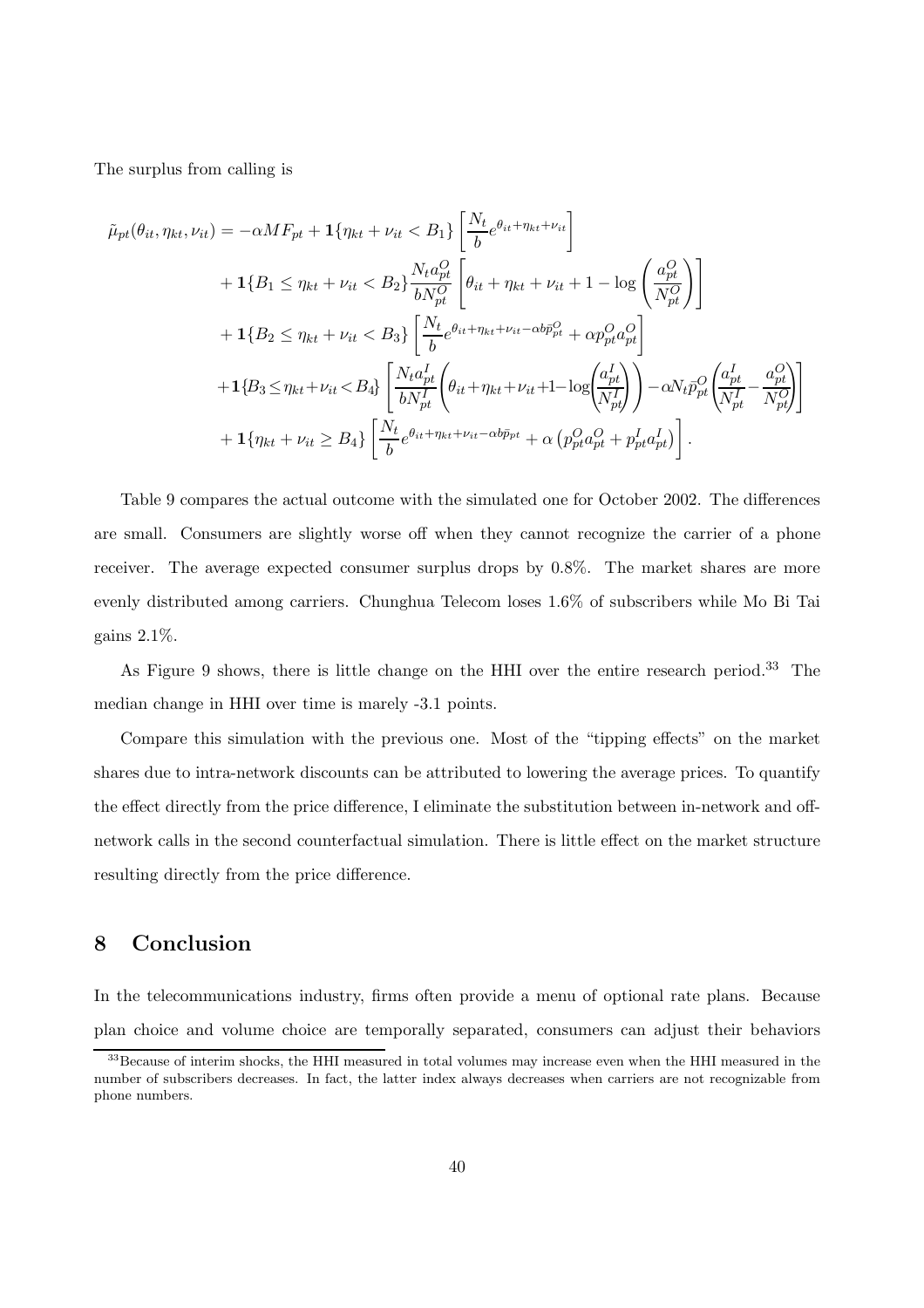The surplus from calling is

$$
\begin{aligned}
\tilde{\mu}_{pt}(\theta_{it}, \eta_{kt}, \nu_{it}) = & -\alpha MF_{pt} + \mathbf{1}\{\eta_{kt} + \nu_{it} < B_1\} \left[ \frac{N_t}{b} e^{\theta_{it} + \eta_{kt} + \nu_{it}} \right] \\
& + \mathbf{1}\{B_1 \leq \eta_{kt} + \nu_{it} < B_2\} \frac{N_t a^O_{pt}}{b N^O_{pt}} \left[ \theta_{it} + \eta_{kt} + \nu_{it} + 1 - \log\left( \frac{a^O_{pt}}{N^O_{pt}} \right) \right] \\
& + \mathbf{1}\{B_2 \leq \eta_{kt} + \nu_{it} < B_3\} \left[ \frac{N_t}{b} e^{\theta_{it} + \eta_{kt} + \nu_{it} - \alpha b \bar{p}^O_{pt}} + \alpha p^O_{pt} a^O_{pt} \right] \\
& + \mathbf{1}\{B_3 \leq \eta_{kt} + \nu_{it} < B_4\} \left[ \frac{N_t a^I_{pt}}{b N^I_{pt}} \left( \theta_{it} + \eta_{kt} + \nu_{it} + 1 - \log\left( \frac{a^I_{pt}}{N^I_{pt}} \right) \right) - \alpha N_t \bar{p}^O_{pt} \left( \frac{a^I_{pt}}{N^I_{pt}} - \frac{a^O_{pt}}{N^O_{pt}} \right) \right] \\
& + \mathbf{1}\{\eta_{kt} + \nu_{it} \geq B_4\} \left[ \frac{N_t}{b} e^{\theta_{it} + \eta_{kt} + \nu_{it} - \alpha b \bar{p}_{pt}} + \alpha \left( p^O_{pt} a^O_{pt} + p^I_{pt} a^I_{pt} \right) \right].
\end{aligned}
$$

Table 9 compares the actual outcome with the simulated one for October 2002. The differences are small. Consumers are slightly worse off when they cannot recognize the carrier of a phone receiver. The average expected consumer surplus drops by 0.8%. The market shares are more evenly distributed among carriers. Chunghua Telecom loses 1.6% of subscribers while Mo Bi Tai gains 2.1%.

As Figure 9 shows, there is little change on the HHI over the entire research period.[33] The median change in HHI over time is marely -3.1 points.

Compare this simulation with the previous one. Most of the "tipping effects" on the market shares due to intra-network discounts can be attributed to lowering the average prices. To quantify the effect directly from the price difference, I eliminate the substitution between in-network and off-network calls in the second counterfactual simulation. There is little effect on the market structure resulting directly from the price difference.

## 8 Conclusion

In the telecommunications industry, firms often provide a menu of optional rate plans. Because plan choice and volume choice are temporally separated, consumers can adjust their behaviors

[33] Because of interim shocks, the HHI measured in total volumes may increase even when the HHI measured in the number of subscribers decreases. In fact, the latter index always decreases when carriers are not recognizable from phone numbers.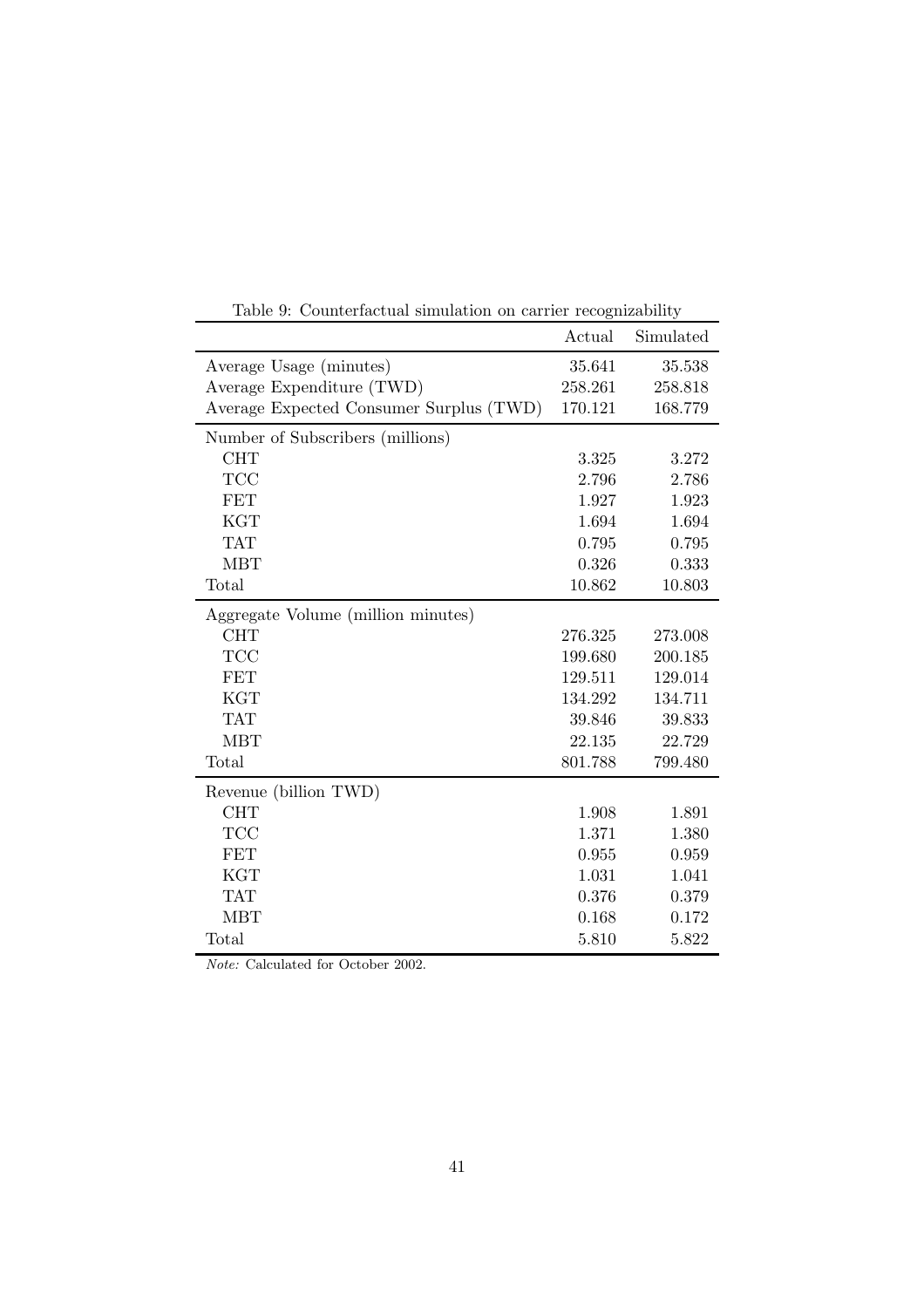Table 9: Counterfactual simulation on carrier recognizability

| | Actual | Simulated |
|---|---|---|
| Average Usage (minutes) | 35.641 | 35.538 |
| Average Expenditure (TWD) | 258.261 | 258.818 |
| Average Expected Consumer Surplus (TWD) | 170.121 | 168.779 |
| Number of Subscribers (millions) | | |
| CHT | 3.325 | 3.272 |
| TCC | 2.796 | 2.786 |
| FET | 1.927 | 1.923 |
| KGT | 1.694 | 1.694 |
| TAT | 0.795 | 0.795 |
| MBT | 0.326 | 0.333 |
| Total | 10.862 | 10.803 |
| Aggregate Volume (million minutes) | | |
| CHT | 276.325 | 273.008 |
| TCC | 199.680 | 200.185 |
| FET | 129.511 | 129.014 |
| KGT | 134.292 | 134.711 |
| TAT | 39.846 | 39.833 |
| MBT | 22.135 | 22.729 |
| Total | 801.788 | 799.480 |
| Revenue (billion TWD) | | |
| CHT | 1.908 | 1.891 |
| TCC | 1.371 | 1.380 |
| FET | 0.955 | 0.959 |
| KGT | 1.031 | 1.041 |
| TAT | 0.376 | 0.379 |
| MBT | 0.168 | 0.172 |
| Total | 5.810 | 5.822 |

*Note:* Calculated for October 2002.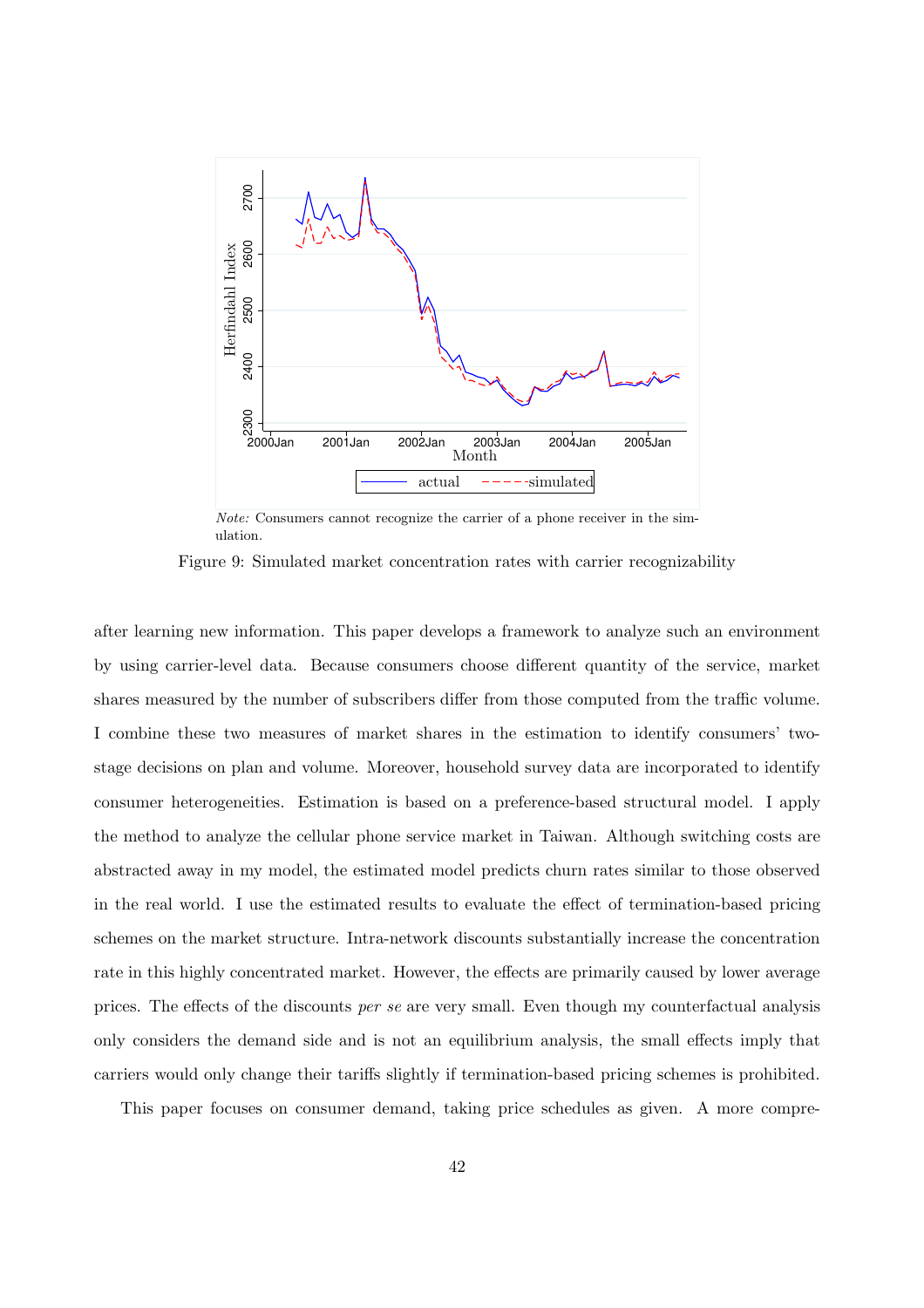*Note:* Consumers cannot recognize the carrier of a phone receiver in the simulation.

Figure 9: Simulated market concentration rates with carrier recognizability

after learning new information. This paper develops a framework to analyze such an environment by using carrier-level data. Because consumers choose different quantity of the service, market shares measured by the number of subscribers differ from those computed from the traffic volume. I combine these two measures of market shares in the estimation to identify consumers' two-stage decisions on plan and volume. Moreover, household survey data are incorporated to identify consumer heterogeneities. Estimation is based on a preference-based structural model. I apply the method to analyze the cellular phone service market in Taiwan. Although switching costs are abstracted away in my model, the estimated model predicts churn rates similar to those observed in the real world. I use the estimated results to evaluate the effect of termination-based pricing schemes on the market structure. Intra-network discounts substantially increase the concentration rate in this highly concentrated market. However, the effects are primarily caused by lower average prices. The effects of the discounts *per se* are very small. Even though my counterfactual analysis only considers the demand side and is not an equilibrium analysis, the small effects imply that carriers would only change their tariffs slightly if termination-based pricing schemes is prohibited.

This paper focuses on consumer demand, taking price schedules as given. A more compre-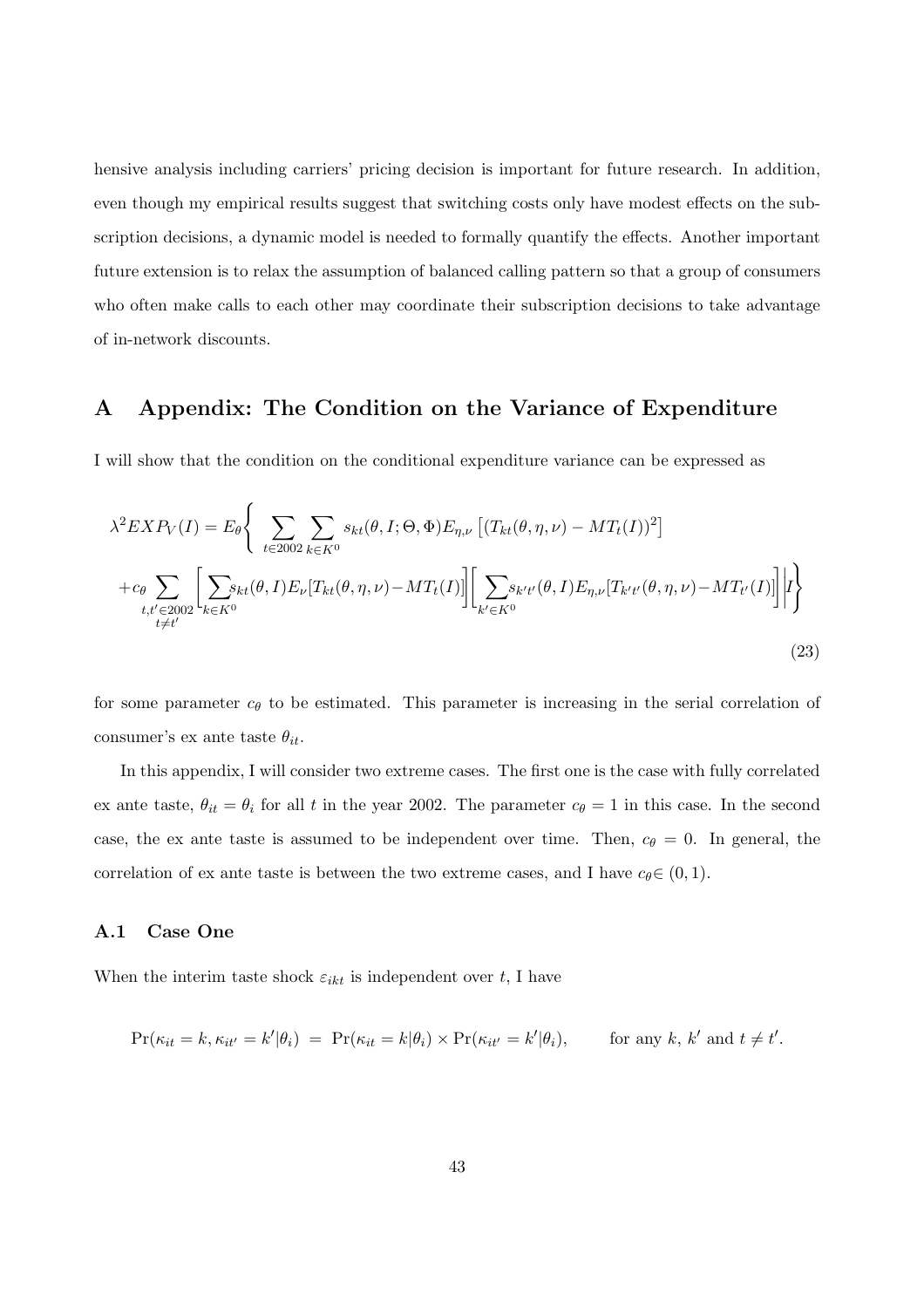hensive analysis including carriers' pricing decision is important for future research. In addition, even though my empirical results suggest that switching costs only have modest effects on the subscription decisions, a dynamic model is needed to formally quantify the effects. Another important future extension is to relax the assumption of balanced calling pattern so that a group of consumers who often make calls to each other may coordinate their subscription decisions to take advantage of in-network discounts.

# A Appendix: The Condition on the Variance of Expenditure

I will show that the condition on the conditional expenditure variance can be expressed as

$$
\begin{aligned}
\lambda^2 EXP_V(I) = E_\theta \Bigg\{ & \sum_{t \in 2002} \sum_{k \in K^0} s_{kt}(\theta, I; \Theta, \Phi) E_{\eta,\nu} \left[ (T_{kt}(\theta, \eta, \nu) - MT_t(I))^2 \right] \\
+ c_\theta & \sum_{\substack{t,t' \in 2002 \\ t \neq t'}} \Bigg[ \sum_{k \in K^0} s_{kt}(\theta, I) E_\nu [T_{kt}(\theta, \eta, \nu) - MT_t(I)] \Bigg] \Bigg[ \sum_{k' \in K^0} s_{k't'}(\theta, I) E_{\eta,\nu} [T_{k't'}(\theta, \eta, \nu) - MT_{t'}(I)] \Bigg] \Bigg| I \Bigg\}
\end{aligned} \tag{23}
$$

for some parameter $c_\theta$ to be estimated. This parameter is increasing in the serial correlation of consumer's ex ante taste $\theta_{it}$.

In this appendix, I will consider two extreme cases. The first one is the case with fully correlated ex ante taste, $\theta_{it} = \theta_i$ for all $t$ in the year 2002. The parameter $c_\theta = 1$ in this case. In the second case, the ex ante taste is assumed to be independent over time. Then, $c_\theta = 0$. In general, the correlation of ex ante taste is between the two extreme cases, and I have $c_\theta \in (0, 1)$.

### A.1 Case One

When the interim taste shock $\varepsilon_{ikt}$ is independent over $t$, I have

$$
\Pr(\kappa_{it} = k, \kappa_{it'} = k' | \theta_i) = \Pr(\kappa_{it} = k | \theta_i) \times \Pr(\kappa_{it'} = k' | \theta_i), \qquad \text{for any } k, k' \text{ and } t \neq t'.
$$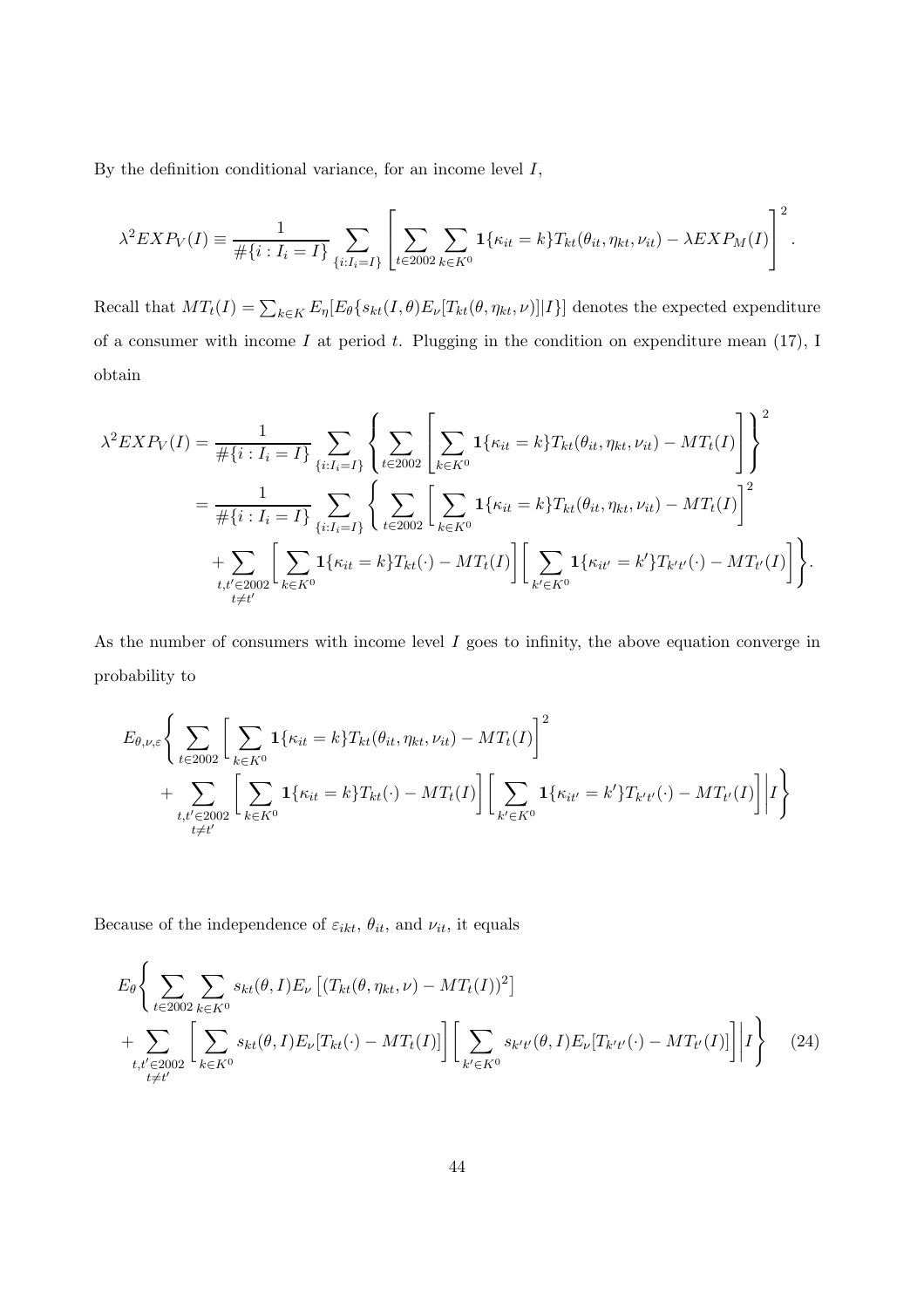By the definition conditional variance, for an income level $I$,

$$\lambda^2 EXP_V(I) \equiv \frac{1}{\#\{i : I_i = I\}} \sum_{\{i:I_i=I\}} \left[ \sum_{t \in 2002} \sum_{k \in K^0} \mathbf{1}\{\kappa_{it} = k\} T_{kt}(\theta_{it}, \eta_{kt}, \nu_{it}) - \lambda EXP_M(I) \right]^2.$$

Recall that $MT_t(I) = \sum_{k \in K} E_\eta[E_\theta\{s_{kt}(I, \theta) E_\nu[T_{kt}(\theta, \eta_{kt}, \nu)] | I\}]$ denotes the expected expenditure of a consumer with income $I$ at period $t$. Plugging in the condition on expenditure mean (17), I obtain

$$\begin{aligned}
\lambda^2 EXP_V(I) &= \frac{1}{\#\{i : I_i = I\}} \sum_{\{i:I_i=I\}} \left\{ \sum_{t \in 2002} \left[ \sum_{k \in K^0} \mathbf{1}\{\kappa_{it} = k\} T_{kt}(\theta_{it}, \eta_{kt}, \nu_{it}) - MT_t(I) \right] \right\}^2 \\
&= \frac{1}{\#\{i : I_i = I\}} \sum_{\{i:I_i=I\}} \left\{ \sum_{t \in 2002} \left[ \sum_{k \in K^0} \mathbf{1}\{\kappa_{it} = k\} T_{kt}(\theta_{it}, \eta_{kt}, \nu_{it}) - MT_t(I) \right]^2 \right. \\
&\quad \left. + \sum_{\substack{t,t' \in 2002 \\ t \neq t'}} \left[ \sum_{k \in K^0} \mathbf{1}\{\kappa_{it} = k\} T_{kt}(\cdot) - MT_t(I) \right] \left[ \sum_{k' \in K^0} \mathbf{1}\{\kappa_{it'} = k'\} T_{k't'}(\cdot) - MT_{t'}(I) \right] \right\}.
\end{aligned}$$

As the number of consumers with income level $I$ goes to infinity, the above equation converge in probability to

$$\begin{aligned}
&E_{\theta,\nu,\varepsilon} \left\{ \sum_{t \in 2002} \left[ \sum_{k \in K^0} \mathbf{1}\{\kappa_{it} = k\} T_{kt}(\theta_{it}, \eta_{kt}, \nu_{it}) - MT_t(I) \right]^2 \right. \\
&\quad \left. + \sum_{\substack{t,t' \in 2002 \\ t \neq t'}} \left[ \sum_{k \in K^0} \mathbf{1}\{\kappa_{it} = k\} T_{kt}(\cdot) - MT_t(I) \right] \left[ \sum_{k' \in K^0} \mathbf{1}\{\kappa_{it'} = k'\} T_{k't'}(\cdot) - MT_{t'}(I) \right] \middle| I \right\}
\end{aligned}$$

Because of the independence of $\varepsilon_{ikt}$, $\theta_{it}$, and $\nu_{it}$, it equals

$$\begin{aligned}
&E_\theta \left\{ \sum_{t \in 2002} \sum_{k \in K^0} s_{kt}(\theta, I) E_\nu \left[ (T_{kt}(\theta, \eta_{kt}, \nu) - MT_t(I))^2 \right] \right. \\
&+ \left. \sum_{\substack{t,t' \in 2002 \\ t \neq t'}} \left[ \sum_{k \in K^0} s_{kt}(\theta, I) E_\nu [T_{kt}(\cdot) - MT_t(I)] \right] \left[ \sum_{k' \in K^0} s_{k't'}(\theta, I) E_\nu [T_{k't'}(\cdot) - MT_{t'}(I)] \right] \middle| I \right\} \qquad (24)
\end{aligned}$$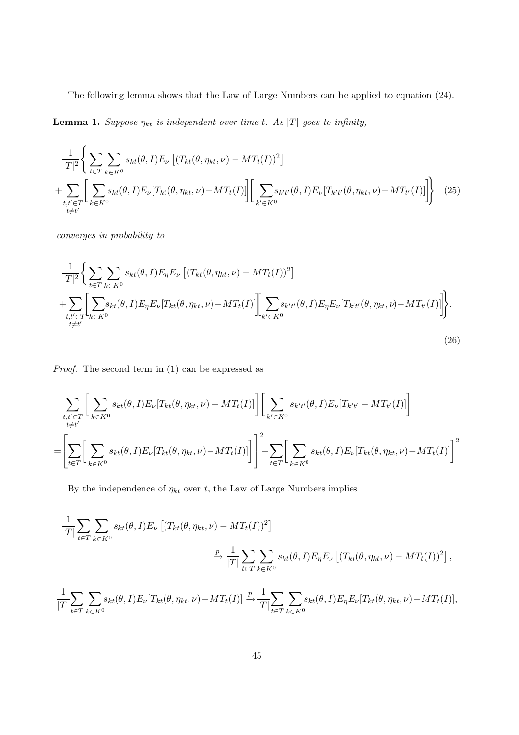The following lemma shows that the Law of Large Numbers can be applied to equation (24).

**Lemma 1.** *Suppose $\eta_{kt}$ is independent over time $t$. As $|T|$ goes to infinity,*

$$\frac{1}{|T|^2}\Bigg\{\sum_{t\in T}\sum_{k\in K^0} s_{kt}(\theta,I)E_\nu\left[(T_{kt}(\theta,\eta_{kt},\nu)-MT_t(I))^2\right] + \sum_{\substack{t,t'\in T\\ t\neq t'}}\Bigg[\sum_{k\in K^0}s_{kt}(\theta,I)E_\nu[T_{kt}(\theta,\eta_{kt},\nu)-MT_t(I)]\Bigg]\Bigg[\sum_{k'\in K^0}s_{k't'}(\theta,I)E_\nu[T_{k't'}(\theta,\eta_{kt},\nu)-MT_{t'}(I)]\Bigg]\Bigg\} \tag{25}$$

*converges in probability to*

$$\frac{1}{|T|^2}\Bigg\{\sum_{t\in T}\sum_{k\in K^0} s_{kt}(\theta,I)E_\eta E_\nu\left[(T_{kt}(\theta,\eta_{kt},\nu)-MT_t(I))^2\right] + \sum_{\substack{t,t'\in T\\ t\neq t'}}\Bigg[\sum_{k\in K^0}s_{kt}(\theta,I)E_\eta E_\nu[T_{kt}(\theta,\eta_{kt},\nu)-MT_t(I)]\Bigg]\Bigg[\sum_{k'\in K^0}s_{k't'}(\theta,I)E_\eta E_\nu[T_{k't'}(\theta,\eta_{kt},\nu)-MT_{t'}(I)]\Bigg]\Bigg\}. \tag{26}$$

*Proof.* The second term in (1) can be expressed as

$$\begin{aligned}
&\sum_{\substack{t,t'\in T\\ t\neq t'}}\Bigg[\sum_{k\in K^0}s_{kt}(\theta,I)E_\nu[T_{kt}(\theta,\eta_{kt},\nu)-MT_t(I)]\Bigg]\Bigg[\sum_{k'\in K^0}s_{k't'}(\theta,I)E_\nu[T_{k't'}-MT_{t'}(I)]\Bigg]\\
=&\Bigg[\sum_{t\in T}\Bigg[\sum_{k\in K^0}s_{kt}(\theta,I)E_\nu[T_{kt}(\theta,\eta_{kt},\nu)-MT_t(I)]\Bigg]\Bigg]^2-\sum_{t\in T}\Bigg[\sum_{k\in K^0}s_{kt}(\theta,I)E_\nu[T_{kt}(\theta,\eta_{kt},\nu)-MT_t(I)]\Bigg]^2
\end{aligned}$$

By the independence of $\eta_{kt}$ over $t$, the Law of Large Numbers implies

$$\frac{1}{|T|}\sum_{t\in T}\sum_{k\in K^0} s_{kt}(\theta,I)E_\nu\left[(T_{kt}(\theta,\eta_{kt},\nu)-MT_t(I))^2\right] \xrightarrow{p} \frac{1}{|T|}\sum_{t\in T}\sum_{k\in K^0} s_{kt}(\theta,I)E_\eta E_\nu\left[(T_{kt}(\theta,\eta_{kt},\nu)-MT_t(I))^2\right],$$

$$\frac{1}{|T|}\sum_{t\in T}\sum_{k\in K^0}s_{kt}(\theta,I)E_\nu[T_{kt}(\theta,\eta_{kt},\nu)-MT_t(I)] \xrightarrow{p} \frac{1}{|T|}\sum_{t\in T}\sum_{k\in K^0}s_{kt}(\theta,I)E_\eta E_\nu[T_{kt}(\theta,\eta_{kt},\nu)-MT_t(I)],$$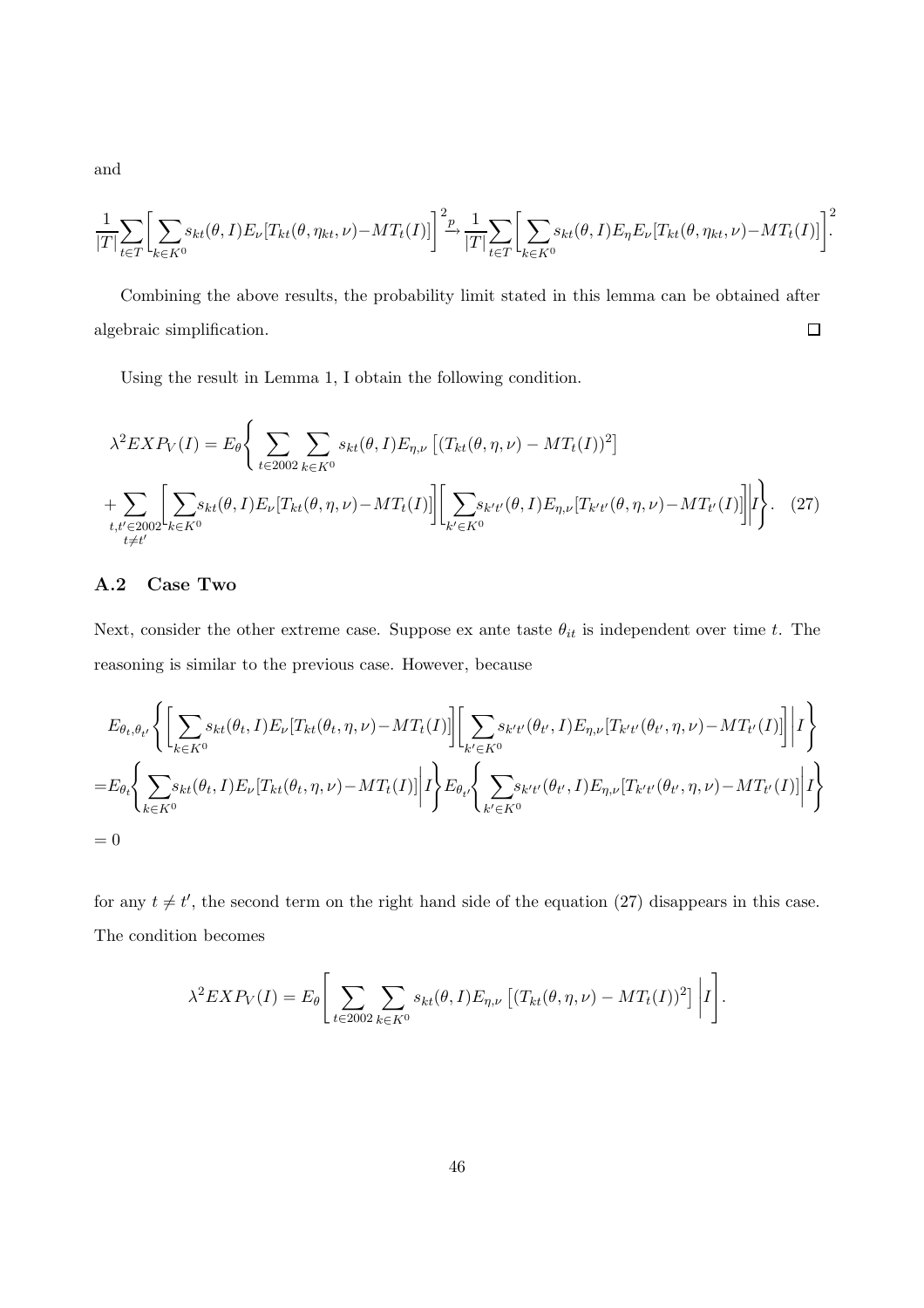and

$$\frac{1}{|T|}\sum_{t\in T}\bigg[\sum_{k\in K^0}s_{kt}(\theta,I)E_\nu[T_{kt}(\theta,\eta_{kt},\nu)-MT_t(I)]\bigg]^2\xrightarrow{p}\frac{1}{|T|}\sum_{t\in T}\bigg[\sum_{k\in K^0}s_{kt}(\theta,I)E_\eta E_\nu[T_{kt}(\theta,\eta_{kt},\nu)-MT_t(I)]\bigg]^2.$$

Combining the above results, the probability limit stated in this lemma can be obtained after algebraic simplification. $\square$

Using the result in Lemma 1, I obtain the following condition.

$$\lambda^2 EXP_V(I) = E_\theta\Bigg\{\sum_{t\in 2002}\sum_{k\in K^0}s_{kt}(\theta,I)E_{\eta,\nu}\left[(T_{kt}(\theta,\eta,\nu)-MT_t(I))^2\right]$$
$$+\sum_{\substack{t,t'\in 2002\\ t\neq t'}}\bigg[\sum_{k\in K^0}s_{kt}(\theta,I)E_\nu[T_{kt}(\theta,\eta,\nu)-MT_t(I)]\bigg]\bigg[\sum_{k'\in K^0}s_{k't'}(\theta,I)E_{\eta,\nu}[T_{k't'}(\theta,\eta,\nu)-MT_{t'}(I)]\bigg]\bigg|I\Bigg\}. \quad (27)$$

### A.2 Case Two

Next, consider the other extreme case. Suppose ex ante taste $\theta_{it}$ is independent over time $t$. The reasoning is similar to the previous case. However, because

$$E_{\theta_t,\theta_{t'}}\Bigg\{\bigg[\sum_{k\in K^0}s_{kt}(\theta_t,I)E_\nu[T_{kt}(\theta_t,\eta,\nu)-MT_t(I)]\bigg]\bigg[\sum_{k'\in K^0}s_{k't'}(\theta_{t'},I)E_{\eta,\nu}[T_{k't'}(\theta_{t'},\eta,\nu)-MT_{t'}(I)]\bigg]\bigg|I\Bigg\}$$
$$=E_{\theta_t}\Bigg\{\sum_{k\in K^0}s_{kt}(\theta_t,I)E_\nu[T_{kt}(\theta_t,\eta,\nu)-MT_t(I)]\bigg|I\Bigg\}E_{\theta_{t'}}\Bigg\{\sum_{k'\in K^0}s_{k't'}(\theta_{t'},I)E_{\eta,\nu}[T_{k't'}(\theta_{t'},\eta,\nu)-MT_{t'}(I)]\bigg|I\Bigg\}$$
$$=0$$

for any $t\neq t'$, the second term on the right hand side of the equation (27) disappears in this case. The condition becomes

$$\lambda^2 EXP_V(I) = E_\theta\Bigg[\sum_{t\in 2002}\sum_{k\in K^0}s_{kt}(\theta,I)E_{\eta,\nu}\left[(T_{kt}(\theta,\eta,\nu)-MT_t(I))^2\right]\bigg|I\Bigg].$$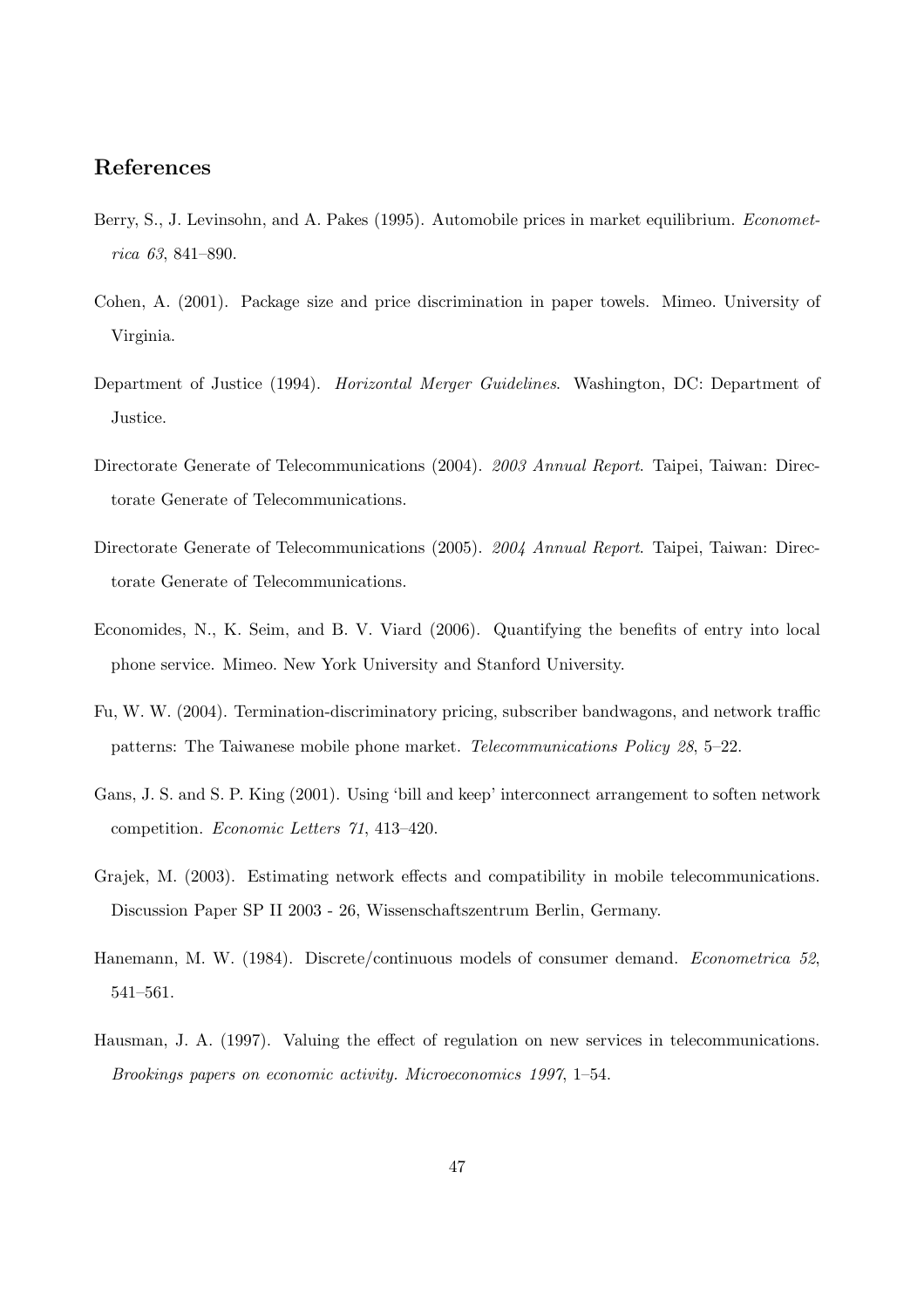## References

Berry, S., J. Levinsohn, and A. Pakes (1995). Automobile prices in market equilibrium. *Econometrica 63*, 841–890.

Cohen, A. (2001). Package size and price discrimination in paper towels. Mimeo. University of Virginia.

Department of Justice (1994). *Horizontal Merger Guidelines*. Washington, DC: Department of Justice.

Directorate Generate of Telecommunications (2004). *2003 Annual Report*. Taipei, Taiwan: Directorate Generate of Telecommunications.

Directorate Generate of Telecommunications (2005). *2004 Annual Report*. Taipei, Taiwan: Directorate Generate of Telecommunications.

Economides, N., K. Seim, and B. V. Viard (2006). Quantifying the benefits of entry into local phone service. Mimeo. New York University and Stanford University.

Fu, W. W. (2004). Termination-discriminatory pricing, subscriber bandwagons, and network traffic patterns: The Taiwanese mobile phone market. *Telecommunications Policy 28*, 5–22.

Gans, J. S. and S. P. King (2001). Using 'bill and keep' interconnect arrangement to soften network competition. *Economic Letters 71*, 413–420.

Grajek, M. (2003). Estimating network effects and compatibility in mobile telecommunications. Discussion Paper SP II 2003 - 26, Wissenschaftszentrum Berlin, Germany.

Hanemann, M. W. (1984). Discrete/continuous models of consumer demand. *Econometrica 52*, 541–561.

Hausman, J. A. (1997). Valuing the effect of regulation on new services in telecommunications. *Brookings papers on economic activity. Microeconomics 1997*, 1–54.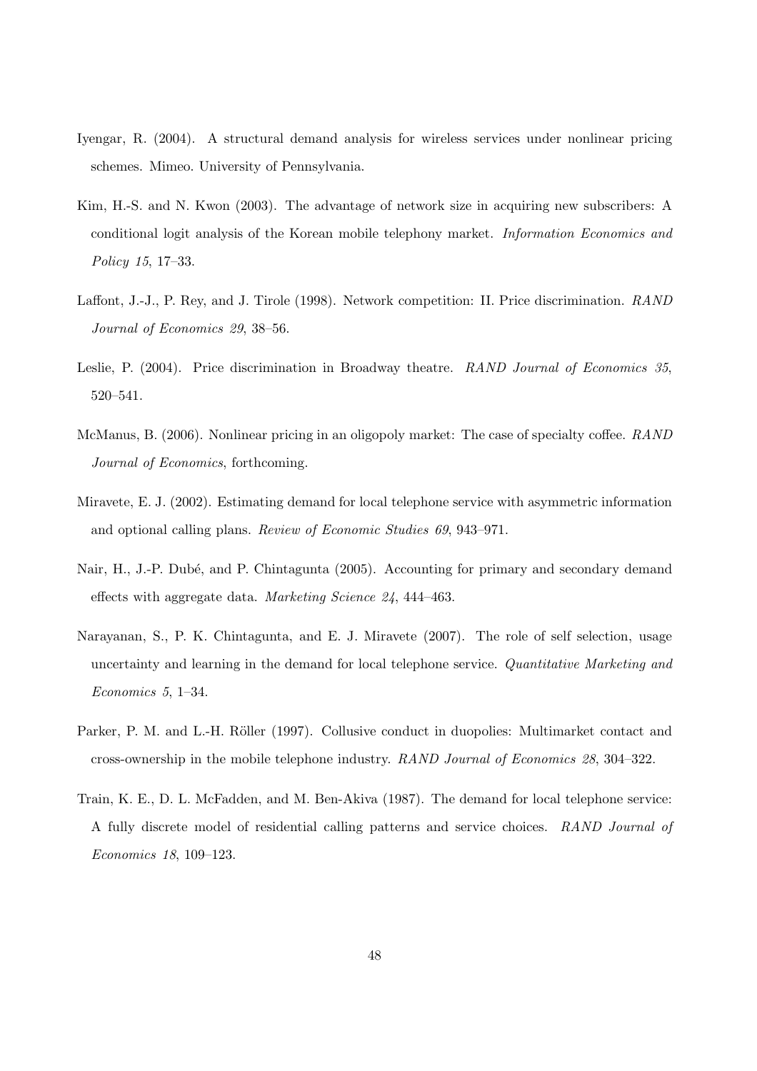Iyengar, R. (2004). A structural demand analysis for wireless services under nonlinear pricing schemes. Mimeo. University of Pennsylvania.

Kim, H.-S. and N. Kwon (2003). The advantage of network size in acquiring new subscribers: A conditional logit analysis of the Korean mobile telephony market. *Information Economics and Policy 15*, 17–33.

Laffont, J.-J., P. Rey, and J. Tirole (1998). Network competition: II. Price discrimination. *RAND Journal of Economics 29*, 38–56.

Leslie, P. (2004). Price discrimination in Broadway theatre. *RAND Journal of Economics 35*, 520–541.

McManus, B. (2006). Nonlinear pricing in an oligopoly market: The case of specialty coffee. *RAND Journal of Economics*, forthcoming.

Miravete, E. J. (2002). Estimating demand for local telephone service with asymmetric information and optional calling plans. *Review of Economic Studies 69*, 943–971.

Nair, H., J.-P. Dubé, and P. Chintagunta (2005). Accounting for primary and secondary demand effects with aggregate data. *Marketing Science 24*, 444–463.

Narayanan, S., P. K. Chintagunta, and E. J. Miravete (2007). The role of self selection, usage uncertainty and learning in the demand for local telephone service. *Quantitative Marketing and Economics 5*, 1–34.

Parker, P. M. and L.-H. Röller (1997). Collusive conduct in duopolies: Multimarket contact and cross-ownership in the mobile telephone industry. *RAND Journal of Economics 28*, 304–322.

Train, K. E., D. L. McFadden, and M. Ben-Akiva (1987). The demand for local telephone service: A fully discrete model of residential calling patterns and service choices. *RAND Journal of Economics 18*, 109–123.